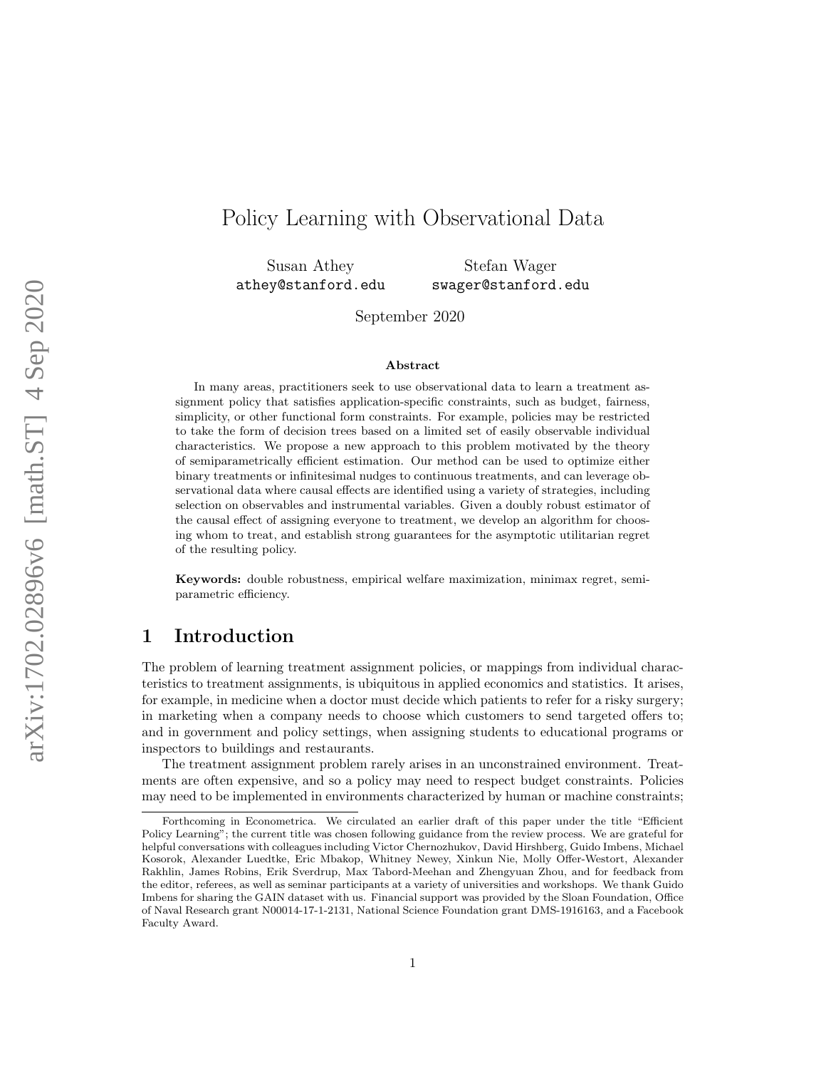# Policy Learning with Observational Data

Susan Athey
athey@stanford.edu

Stefan Wager
swager@stanford.edu

September 2020

### Abstract

In many areas, practitioners seek to use observational data to learn a treatment assignment policy that satisfies application-specific constraints, such as budget, fairness, simplicity, or other functional form constraints. For example, policies may be restricted to take the form of decision trees based on a limited set of easily observable individual characteristics. We propose a new approach to this problem motivated by the theory of semiparametrically efficient estimation. Our method can be used to optimize either binary treatments or infinitesimal nudges to continuous treatments, and can leverage observational data where causal effects are identified using a variety of strategies, including selection on observables and instrumental variables. Given a doubly robust estimator of the causal effect of assigning everyone to treatment, we develop an algorithm for choosing whom to treat, and establish strong guarantees for the asymptotic utilitarian regret of the resulting policy.

**Keywords:** double robustness, empirical welfare maximization, minimax regret, semiparametric efficiency.

## 1 Introduction

The problem of learning treatment assignment policies, or mappings from individual characteristics to treatment assignments, is ubiquitous in applied economics and statistics. It arises, for example, in medicine when a doctor must decide which patients to refer for a risky surgery; in marketing when a company needs to choose which customers to send targeted offers to; and in government and policy settings, when assigning students to educational programs or inspectors to buildings and restaurants.

The treatment assignment problem rarely arises in an unconstrained environment. Treatments are often expensive, and so a policy may need to respect budget constraints. Policies may need to be implemented in environments characterized by human or machine constraints;

Forthcoming in Econometrica. We circulated an earlier draft of this paper under the title "Efficient Policy Learning"; the current title was chosen following guidance from the review process. We are grateful for helpful conversations with colleagues including Victor Chernozhukov, David Hirshberg, Guido Imbens, Michael Kosorok, Alexander Luedtke, Eric Mbakop, Whitney Newey, Xinkun Nie, Molly Offer-Westort, Alexander Rakhlin, James Robins, Erik Sverdrup, Max Tabord-Meehan and Zhengyuan Zhou, and for feedback from the editor, referees, as well as seminar participants at a variety of universities and workshops. We thank Guido Imbens for sharing the GAIN dataset with us. Financial support was provided by the Sloan Foundation, Office of Naval Research grant N00014-17-1-2131, National Science Foundation grant DMS-1916163, and a Facebook Faculty Award.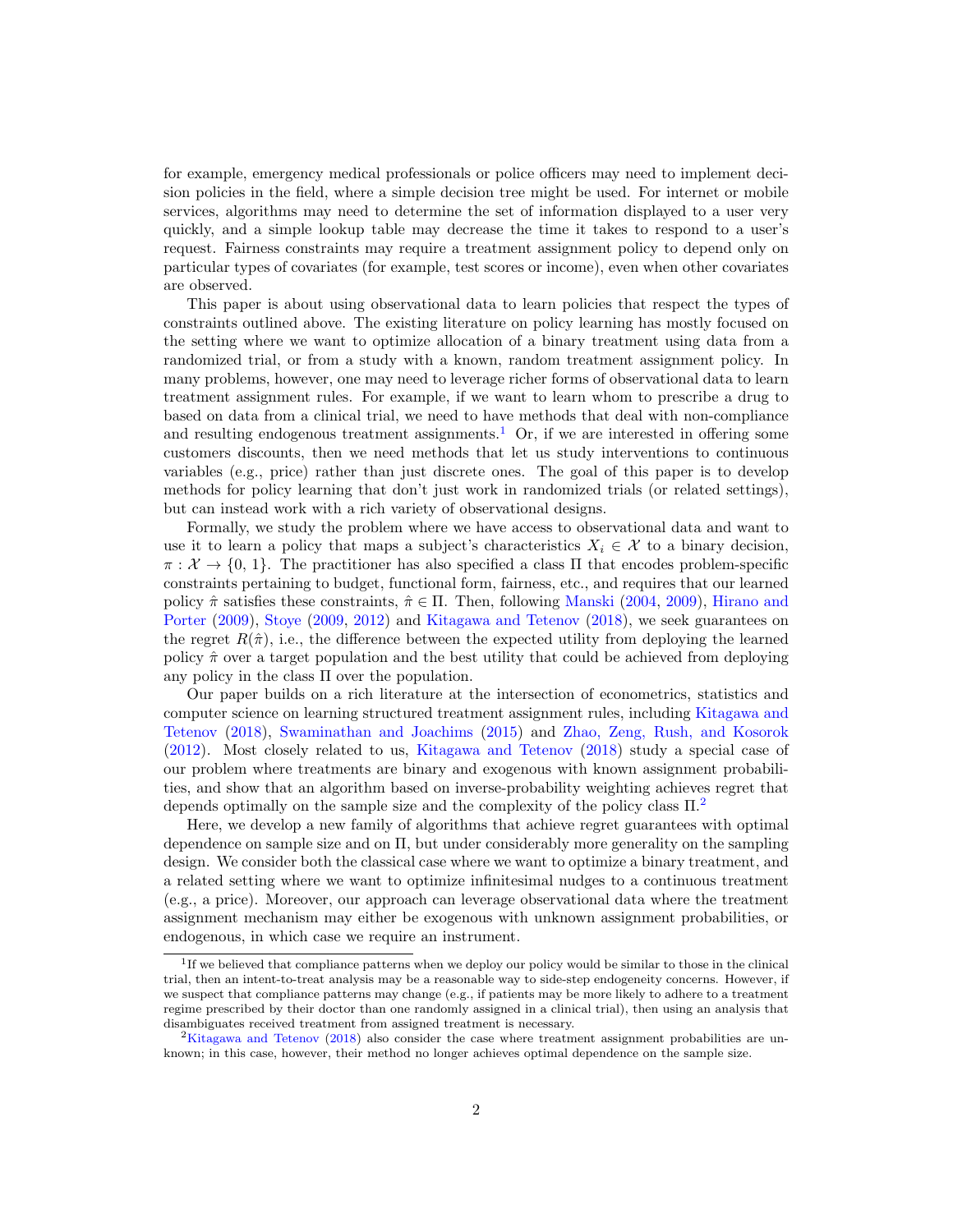for example, emergency medical professionals or police officers may need to implement decision policies in the field, where a simple decision tree might be used. For internet or mobile services, algorithms may need to determine the set of information displayed to a user very quickly, and a simple lookup table may decrease the time it takes to respond to a user's request. Fairness constraints may require a treatment assignment policy to depend only on particular types of covariates (for example, test scores or income), even when other covariates are observed.

This paper is about using observational data to learn policies that respect the types of constraints outlined above. The existing literature on policy learning has mostly focused on the setting where we want to optimize allocation of a binary treatment using data from a randomized trial, or from a study with a known, random treatment assignment policy. In many problems, however, one may need to leverage richer forms of observational data to learn treatment assignment rules. For example, if we want to learn whom to prescribe a drug to based on data from a clinical trial, we need to have methods that deal with non-compliance and resulting endogenous treatment assignments.[1] Or, if we are interested in offering some customers discounts, then we need methods that let us study interventions to continuous variables (e.g., price) rather than just discrete ones. The goal of this paper is to develop methods for policy learning that don't just work in randomized trials (or related settings), but can instead work with a rich variety of observational designs.

Formally, we study the problem where we have access to observational data and want to use it to learn a policy that maps a subject's characteristics $X_i \in \mathcal{X}$ to a binary decision, $\pi : \mathcal{X} \to \{0, 1\}$. The practitioner has also specified a class $\Pi$ that encodes problem-specific constraints pertaining to budget, functional form, fairness, etc., and requires that our learned policy $\hat{\pi}$ satisfies these constraints, $\hat{\pi} \in \Pi$. Then, following Manski (2004, 2009), Hirano and Porter (2009), Stoye (2009, 2012) and Kitagawa and Tetenov (2018), we seek guarantees on the regret $R(\hat{\pi})$, i.e., the difference between the expected utility from deploying the learned policy $\hat{\pi}$ over a target population and the best utility that could be achieved from deploying any policy in the class $\Pi$ over the population.

Our paper builds on a rich literature at the intersection of econometrics, statistics and computer science on learning structured treatment assignment rules, including Kitagawa and Tetenov (2018), Swaminathan and Joachims (2015) and Zhao, Zeng, Rush, and Kosorok (2012). Most closely related to us, Kitagawa and Tetenov (2018) study a special case of our problem where treatments are binary and exogenous with known assignment probabilities, and show that an algorithm based on inverse-probability weighting achieves regret that depends optimally on the sample size and the complexity of the policy class $\Pi$.[2]

Here, we develop a new family of algorithms that achieve regret guarantees with optimal dependence on sample size and on $\Pi$, but under considerably more generality on the sampling design. We consider both the classical case where we want to optimize a binary treatment, and a related setting where we want to optimize infinitesimal nudges to a continuous treatment (e.g., a price). Moreover, our approach can leverage observational data where the treatment assignment mechanism may either be exogenous with unknown assignment probabilities, or endogenous, in which case we require an instrument.

---

[1] If we believed that compliance patterns when we deploy our policy would be similar to those in the clinical trial, then an intent-to-treat analysis may be a reasonable way to side-step endogeneity concerns. However, if we suspect that compliance patterns may change (e.g., if patients may be more likely to adhere to a treatment regime prescribed by their doctor than one randomly assigned in a clinical trial), then using an analysis that disambiguates received treatment from assigned treatment is necessary.

[2] Kitagawa and Tetenov (2018) also consider the case where treatment assignment probabilities are unknown; in this case, however, their method no longer achieves optimal dependence on the sample size.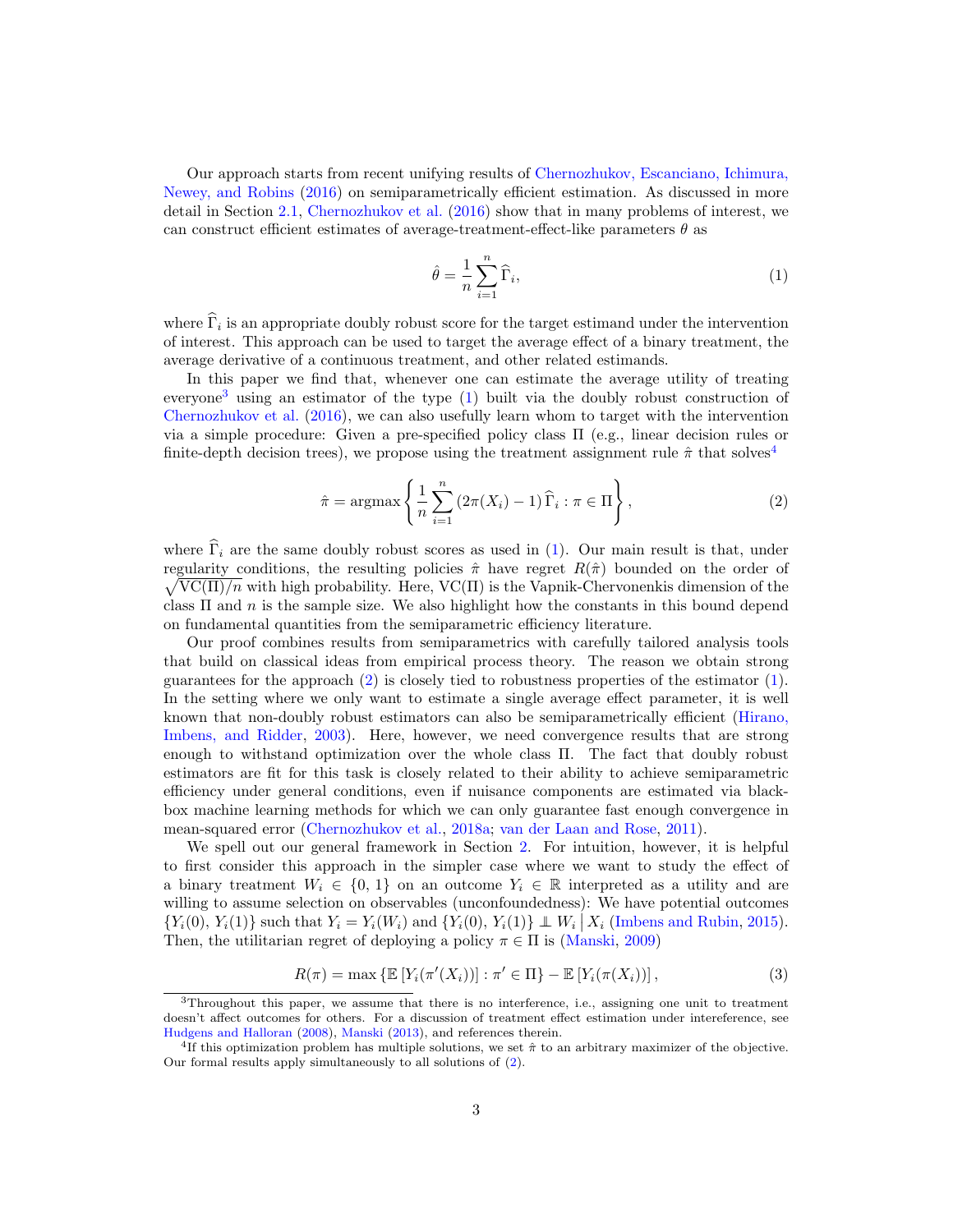Our approach starts from recent unifying results of Chernozhukov, Escanciano, Ichimura, Newey, and Robins (2016) on semiparametrically efficient estimation. As discussed in more detail in Section 2.1, Chernozhukov et al. (2016) show that in many problems of interest, we can construct efficient estimates of average-treatment-effect-like parameters $\theta$ as

$$\hat{\theta} = \frac{1}{n} \sum_{i=1}^{n} \widehat{\Gamma}_i, \tag{1}$$

where $\widehat{\Gamma}_i$ is an appropriate doubly robust score for the target estimand under the intervention of interest. This approach can be used to target the average effect of a binary treatment, the average derivative of a continuous treatment, and other related estimands.

In this paper we find that, whenever one can estimate the average utility of treating everyone[3] using an estimator of the type (1) built via the doubly robust construction of Chernozhukov et al. (2016), we can also usefully learn whom to target with the intervention via a simple procedure: Given a pre-specified policy class $\Pi$ (e.g., linear decision rules or finite-depth decision trees), we propose using the treatment assignment rule $\hat{\pi}$ that solves[4]

$$\hat{\pi} = \operatorname{argmax} \left\{ \frac{1}{n} \sum_{i=1}^{n} \left(2\pi(X_i) - 1\right) \widehat{\Gamma}_i : \pi \in \Pi \right\}, \tag{2}$$

where $\widehat{\Gamma}_i$ are the same doubly robust scores as used in (1). Our main result is that, under regularity conditions, the resulting policies $\hat{\pi}$ have regret $R(\hat{\pi})$ bounded on the order of $\sqrt{\text{VC}(\Pi)/n}$ with high probability. Here, $\text{VC}(\Pi)$ is the Vapnik-Chervonenkis dimension of the class $\Pi$ and $n$ is the sample size. We also highlight how the constants in this bound depend on fundamental quantities from the semiparametric efficiency literature.

Our proof combines results from semiparametrics with carefully tailored analysis tools that build on classical ideas from empirical process theory. The reason we obtain strong guarantees for the approach (2) is closely tied to robustness properties of the estimator (1). In the setting where we only want to estimate a single average effect parameter, it is well known that non-doubly robust estimators can also be semiparametrically efficient (Hirano, Imbens, and Ridder, 2003). Here, however, we need convergence results that are strong enough to withstand optimization over the whole class $\Pi$. The fact that doubly robust estimators are fit for this task is closely related to their ability to achieve semiparametric efficiency under general conditions, even if nuisance components are estimated via black-box machine learning methods for which we can only guarantee fast enough convergence in mean-squared error (Chernozhukov et al., 2018a; van der Laan and Rose, 2011).

We spell out our general framework in Section 2. For intuition, however, it is helpful to first consider this approach in the simpler case where we want to study the effect of a binary treatment $W_i \in \{0, 1\}$ on an outcome $Y_i \in \mathbb{R}$ interpreted as a utility and are willing to assume selection on observables (unconfoundedness): We have potential outcomes $\{Y_i(0),\, Y_i(1)\}$ such that $Y_i = Y_i(W_i)$ and $\{Y_i(0),\, Y_i(1)\} \perp\!\!\!\perp W_i \,\big|\, X_i$ (Imbens and Rubin, 2015). Then, the utilitarian regret of deploying a policy $\pi \in \Pi$ is (Manski, 2009)

$$R(\pi) = \max \left\{ \mathbb{E}\left[Y_i(\pi'(X_i))\right] : \pi' \in \Pi \right\} - \mathbb{E}\left[Y_i(\pi(X_i))\right], \tag{3}$$

[3] Throughout this paper, we assume that there is no interference, i.e., assigning one unit to treatment doesn't affect outcomes for others. For a discussion of treatment effect estimation under intereference, see Hudgens and Halloran (2008), Manski (2013), and references therein.

[4] If this optimization problem has multiple solutions, we set $\hat{\pi}$ to an arbitrary maximizer of the objective. Our formal results apply simultaneously to all solutions of (2).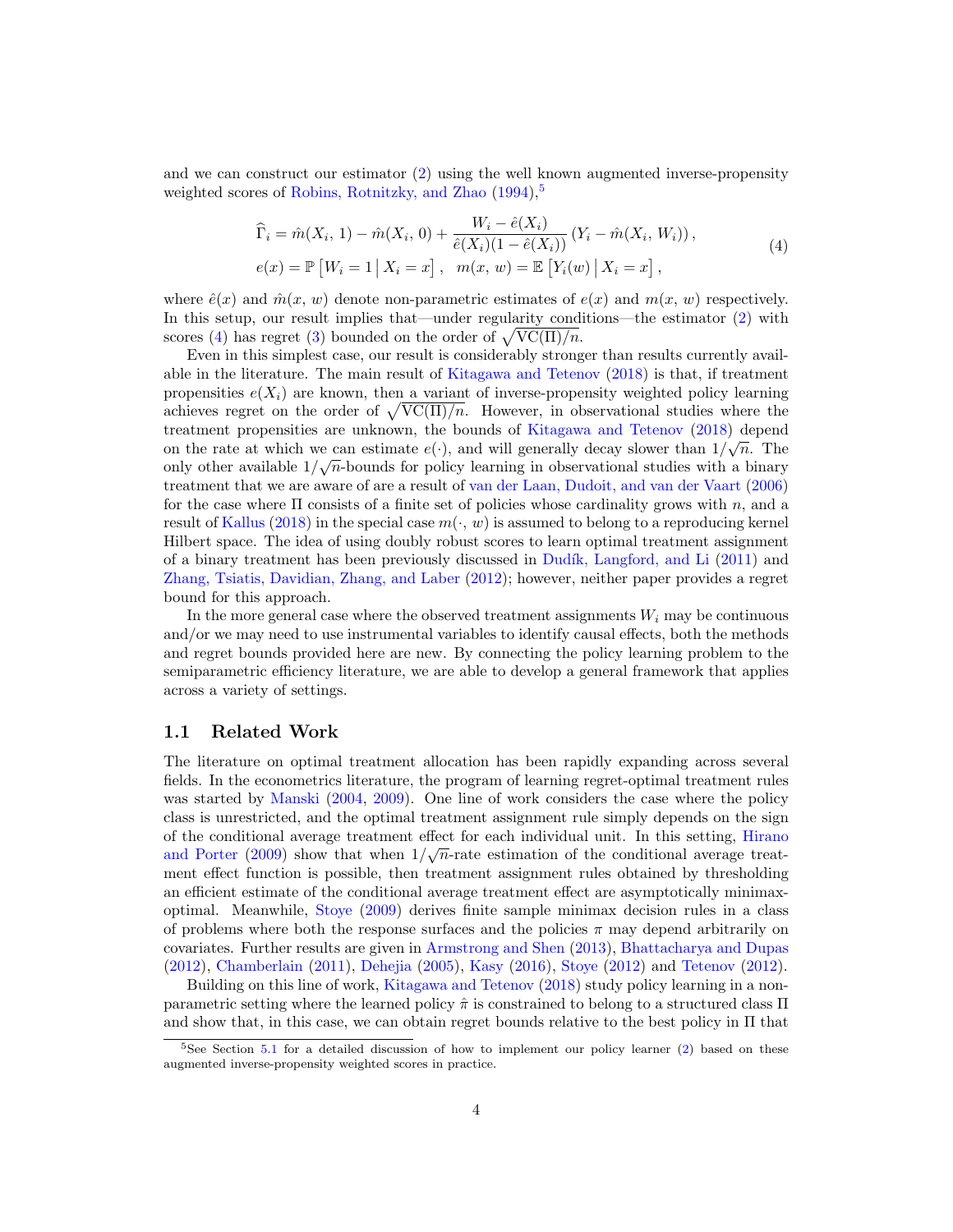and we can construct our estimator (2) using the well known augmented inverse-propensity weighted scores of Robins, Rotnitzky, and Zhao (1994),[5]

$$
\begin{aligned}
\widehat{\Gamma}_i &= \hat{m}(X_i,\, 1) - \hat{m}(X_i,\, 0) + \frac{W_i - \hat{e}(X_i)}{\hat{e}(X_i)(1 - \hat{e}(X_i))} \left(Y_i - \hat{m}(X_i,\, W_i)\right), \\
e(x) &= \mathbb{P}\left[W_i = 1 \,\middle|\, X_i = x\right], \quad m(x,\, w) = \mathbb{E}\left[Y_i(w) \,\middle|\, X_i = x\right],
\end{aligned}
\tag{4}
$$

where $\hat{e}(x)$ and $\hat{m}(x,\, w)$ denote non-parametric estimates of $e(x)$ and $m(x,\, w)$ respectively. In this setup, our result implies that—under regularity conditions—the estimator (2) with scores (4) has regret (3) bounded on the order of $\sqrt{\mathrm{VC}(\Pi)/n}$.

Even in this simplest case, our result is considerably stronger than results currently available in the literature. The main result of Kitagawa and Tetenov (2018) is that, if treatment propensities $e(X_i)$ are known, then a variant of inverse-propensity weighted policy learning achieves regret on the order of $\sqrt{\mathrm{VC}(\Pi)/n}$. However, in observational studies where the treatment propensities are unknown, the bounds of Kitagawa and Tetenov (2018) depend on the rate at which we can estimate $e(\cdot)$, and will generally decay slower than $1/\sqrt{n}$. The only other available $1/\sqrt{n}$-bounds for policy learning in observational studies with a binary treatment that we are aware of are a result of van der Laan, Dudoit, and van der Vaart (2006) for the case where $\Pi$ consists of a finite set of policies whose cardinality grows with $n$, and a result of Kallus (2018) in the special case $m(\cdot,\, w)$ is assumed to belong to a reproducing kernel Hilbert space. The idea of using doubly robust scores to learn optimal treatment assignment of a binary treatment has been previously discussed in Dudík, Langford, and Li (2011) and Zhang, Tsiatis, Davidian, Zhang, and Laber (2012); however, neither paper provides a regret bound for this approach.

In the more general case where the observed treatment assignments $W_i$ may be continuous and/or we may need to use instrumental variables to identify causal effects, both the methods and regret bounds provided here are new. By connecting the policy learning problem to the semiparametric efficiency literature, we are able to develop a general framework that applies across a variety of settings.

## 1.1 Related Work

The literature on optimal treatment allocation has been rapidly expanding across several fields. In the econometrics literature, the program of learning regret-optimal treatment rules was started by Manski (2004, 2009). One line of work considers the case where the policy class is unrestricted, and the optimal treatment assignment rule simply depends on the sign of the conditional average treatment effect for each individual unit. In this setting, Hirano and Porter (2009) show that when $1/\sqrt{n}$-rate estimation of the conditional average treatment effect function is possible, then treatment assignment rules obtained by thresholding an efficient estimate of the conditional average treatment effect are asymptotically minimax-optimal. Meanwhile, Stoye (2009) derives finite sample minimax decision rules in a class of problems where both the response surfaces and the policies $\pi$ may depend arbitrarily on covariates. Further results are given in Armstrong and Shen (2013), Bhattacharya and Dupas (2012), Chamberlain (2011), Dehejia (2005), Kasy (2016), Stoye (2012) and Tetenov (2012).

Building on this line of work, Kitagawa and Tetenov (2018) study policy learning in a non-parametric setting where the learned policy $\hat{\pi}$ is constrained to belong to a structured class $\Pi$ and show that, in this case, we can obtain regret bounds relative to the best policy in $\Pi$ that

[5] See Section 5.1 for a detailed discussion of how to implement our policy learner (2) based on these augmented inverse-propensity weighted scores in practice.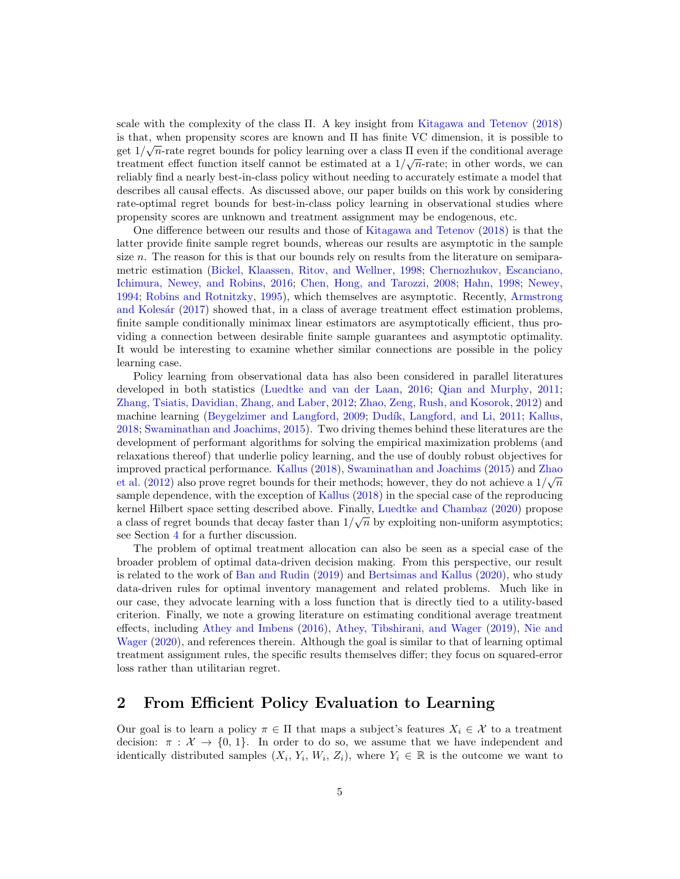scale with the complexity of the class $\Pi$. A key insight from Kitagawa and Tetenov (2018) is that, when propensity scores are known and $\Pi$ has finite VC dimension, it is possible to get $1/\sqrt{n}$-rate regret bounds for policy learning over a class $\Pi$ even if the conditional average treatment effect function itself cannot be estimated at a $1/\sqrt{n}$-rate; in other words, we can reliably find a nearly best-in-class policy without needing to accurately estimate a model that describes all causal effects. As discussed above, our paper builds on this work by considering rate-optimal regret bounds for best-in-class policy learning in observational studies where propensity scores are unknown and treatment assignment may be endogenous, etc.

One difference between our results and those of Kitagawa and Tetenov (2018) is that the latter provide finite sample regret bounds, whereas our results are asymptotic in the sample size $n$. The reason for this is that our bounds rely on results from the literature on semiparametric estimation (Bickel, Klaassen, Ritov, and Wellner, 1998; Chernozhukov, Escanciano, Ichimura, Newey, and Robins, 2016; Chen, Hong, and Tarozzi, 2008; Hahn, 1998; Newey, 1994; Robins and Rotnitzky, 1995), which themselves are asymptotic. Recently, Armstrong and Kolesár (2017) showed that, in a class of average treatment effect estimation problems, finite sample conditionally minimax linear estimators are asymptotically efficient, thus providing a connection between desirable finite sample guarantees and asymptotic optimality. It would be interesting to examine whether similar connections are possible in the policy learning case.

Policy learning from observational data has also been considered in parallel literatures developed in both statistics (Luedtke and van der Laan, 2016; Qian and Murphy, 2011; Zhang, Tsiatis, Davidian, Zhang, and Laber, 2012; Zhao, Zeng, Rush, and Kosorok, 2012) and machine learning (Beygelzimer and Langford, 2009; Dudík, Langford, and Li, 2011; Kallus, 2018; Swaminathan and Joachims, 2015). Two driving themes behind these literatures are the development of performant algorithms for solving the empirical maximization problems (and relaxations thereof) that underlie policy learning, and the use of doubly robust objectives for improved practical performance. Kallus (2018), Swaminathan and Joachims (2015) and Zhao et al. (2012) also prove regret bounds for their methods; however, they do not achieve a $1/\sqrt{n}$ sample dependence, with the exception of Kallus (2018) in the special case of the reproducing kernel Hilbert space setting described above. Finally, Luedtke and Chambaz (2020) propose a class of regret bounds that decay faster than $1/\sqrt{n}$ by exploiting non-uniform asymptotics; see Section 4 for a further discussion.

The problem of optimal treatment allocation can also be seen as a special case of the broader problem of optimal data-driven decision making. From this perspective, our result is related to the work of Ban and Rudin (2019) and Bertsimas and Kallus (2020), who study data-driven rules for optimal inventory management and related problems. Much like in our case, they advocate learning with a loss function that is directly tied to a utility-based criterion. Finally, we note a growing literature on estimating conditional average treatment effects, including Athey and Imbens (2016), Athey, Tibshirani, and Wager (2019), Nie and Wager (2020), and references therein. Although the goal is similar to that of learning optimal treatment assignment rules, the specific results themselves differ; they focus on squared-error loss rather than utilitarian regret.

## 2 From Efficient Policy Evaluation to Learning

Our goal is to learn a policy $\pi \in \Pi$ that maps a subject's features $X_i \in \mathcal{X}$ to a treatment decision: $\pi : \mathcal{X} \to \{0, 1\}$. In order to do so, we assume that we have independent and identically distributed samples $(X_i, Y_i, W_i, Z_i)$, where $Y_i \in \mathbb{R}$ is the outcome we want to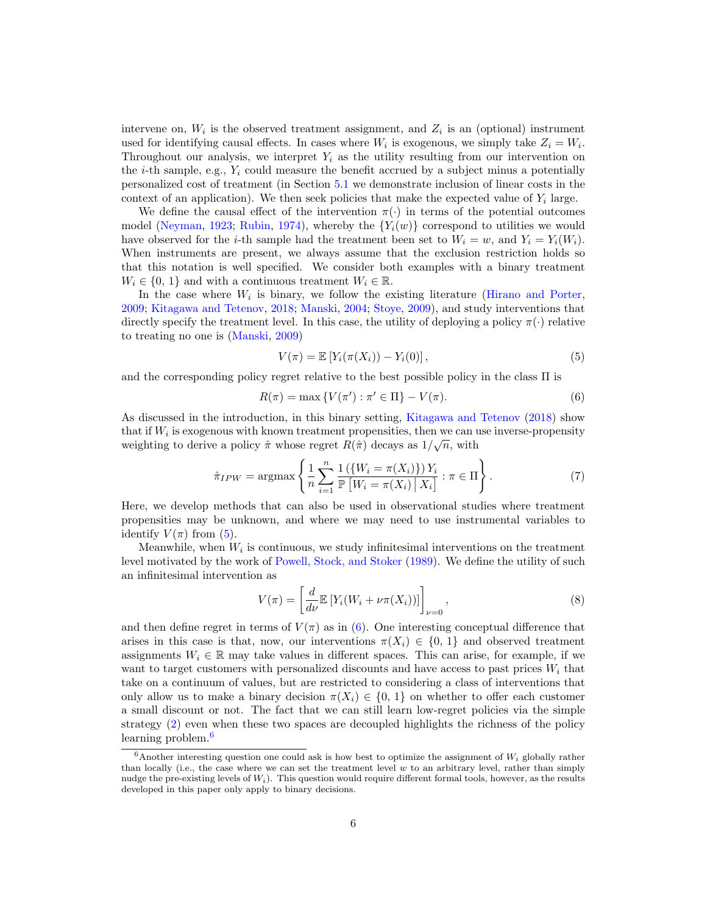intervene on, $W_i$ is the observed treatment assignment, and $Z_i$ is an (optional) instrument used for identifying causal effects. In cases where $W_i$ is exogenous, we simply take $Z_i = W_i$. Throughout our analysis, we interpret $Y_i$ as the utility resulting from our intervention on the $i$-th sample, e.g., $Y_i$ could measure the benefit accrued by a subject minus a potentially personalized cost of treatment (in Section 5.1 we demonstrate inclusion of linear costs in the context of an application). We then seek policies that make the expected value of $Y_i$ large.

We define the causal effect of the intervention $\pi(\cdot)$ in terms of the potential outcomes model (Neyman, 1923; Rubin, 1974), whereby the $\{Y_i(w)\}$ correspond to utilities we would have observed for the $i$-th sample had the treatment been set to $W_i = w$, and $Y_i = Y_i(W_i)$. When instruments are present, we always assume that the exclusion restriction holds so that this notation is well specified. We consider both examples with a binary treatment $W_i \in \{0, 1\}$ and with a continuous treatment $W_i \in \mathbb{R}$.

In the case where $W_i$ is binary, we follow the existing literature (Hirano and Porter, 2009; Kitagawa and Tetenov, 2018; Manski, 2004; Stoye, 2009), and study interventions that directly specify the treatment level. In this case, the utility of deploying a policy $\pi(\cdot)$ relative to treating no one is (Manski, 2009)

$$V(\pi) = \mathbb{E}\left[Y_i(\pi(X_i)) - Y_i(0)\right], \tag{5}$$

and the corresponding policy regret relative to the best possible policy in the class $\Pi$ is

$$R(\pi) = \max\left\{V(\pi') : \pi' \in \Pi\right\} - V(\pi). \tag{6}$$

As discussed in the introduction, in this binary setting, Kitagawa and Tetenov (2018) show that if $W_i$ is exogenous with known treatment propensities, then we can use inverse-propensity weighting to derive a policy $\hat{\pi}$ whose regret $R(\hat{\pi})$ decays as $1/\sqrt{n}$, with

$$\hat{\pi}_{IPW} = \operatorname{argmax}\left\{\frac{1}{n}\sum_{i=1}^{n} \frac{1\left(\{W_i = \pi(X_i)\}\right) Y_i}{\mathbb{P}\left[W_i = \pi(X_i) \,\middle|\, X_i\right]} : \pi \in \Pi\right\}. \tag{7}$$

Here, we develop methods that can also be used in observational studies where treatment propensities may be unknown, and where we may need to use instrumental variables to identify $V(\pi)$ from (5).

Meanwhile, when $W_i$ is continuous, we study infinitesimal interventions on the treatment level motivated by the work of Powell, Stock, and Stoker (1989). We define the utility of such an infinitesimal intervention as

$$V(\pi) = \left[\frac{d}{d\nu}\mathbb{E}\left[Y_i(W_i + \nu\pi(X_i))\right]\right]_{\nu=0}, \tag{8}$$

and then define regret in terms of $V(\pi)$ as in (6). One interesting conceptual difference that arises in this case is that, now, our interventions $\pi(X_i) \in \{0, 1\}$ and observed treatment assignments $W_i \in \mathbb{R}$ may take values in different spaces. This can arise, for example, if we want to target customers with personalized discounts and have access to past prices $W_i$ that take on a continuum of values, but are restricted to considering a class of interventions that only allow us to make a binary decision $\pi(X_i) \in \{0, 1\}$ on whether to offer each customer a small discount or not. The fact that we can still learn low-regret policies via the simple strategy (2) even when these two spaces are decoupled highlights the richness of the policy learning problem.[6]

[6] Another interesting question one could ask is how best to optimize the assignment of $W_i$ globally rather than locally (i.e., the case where we can set the treatment level $w$ to an arbitrary level, rather than simply nudge the pre-existing levels of $W_i$). This question would require different formal tools, however, as the results developed in this paper only apply to binary decisions.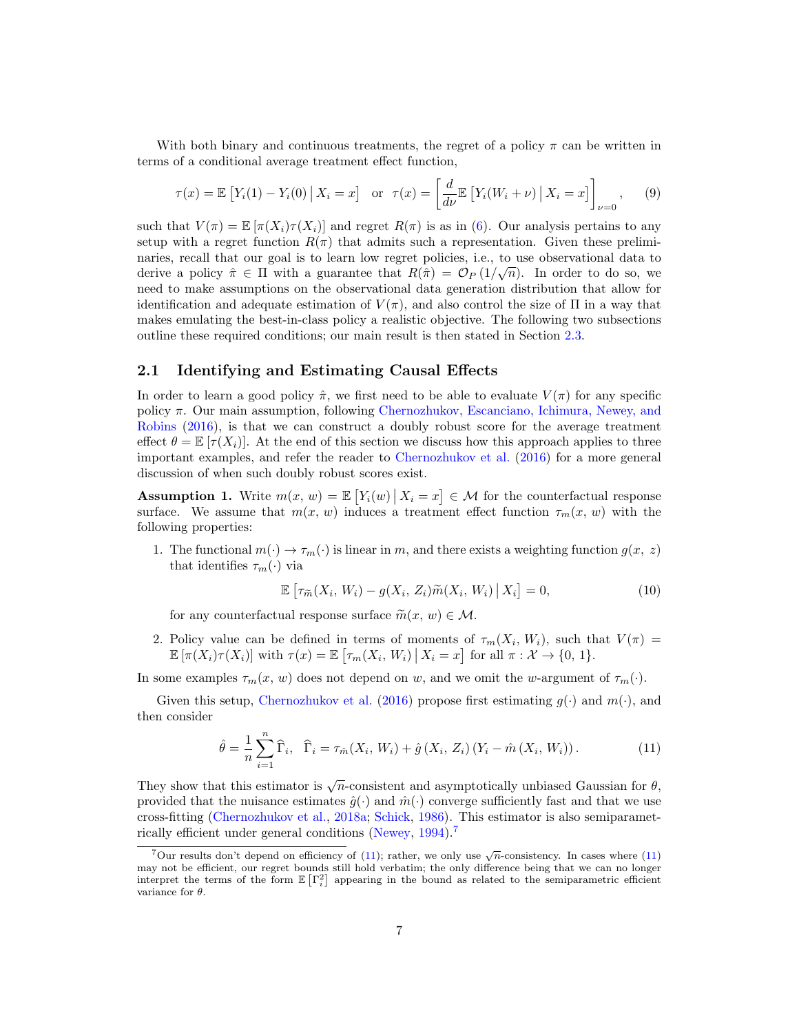With both binary and continuous treatments, the regret of a policy $\pi$ can be written in terms of a conditional average treatment effect function,

$$\tau(x) = \mathbb{E}\left[Y_i(1) - Y_i(0) \,\middle|\, X_i = x\right] \quad \text{or} \quad \tau(x) = \left[\frac{d}{d\nu}\mathbb{E}\left[Y_i(W_i + \nu) \,\middle|\, X_i = x\right]\right]_{\nu=0}, \tag{9}$$

such that $V(\pi) = \mathbb{E}\left[\pi(X_i)\tau(X_i)\right]$ and regret $R(\pi)$ is as in (6). Our analysis pertains to any setup with a regret function $R(\pi)$ that admits such a representation. Given these preliminaries, recall that our goal is to learn low regret policies, i.e., to use observational data to derive a policy $\hat{\pi} \in \Pi$ with a guarantee that $R(\hat{\pi}) = \mathcal{O}_P\left(1/\sqrt{n}\right)$. In order to do so, we need to make assumptions on the observational data generation distribution that allow for identification and adequate estimation of $V(\pi)$, and also control the size of $\Pi$ in a way that makes emulating the best-in-class policy a realistic objective. The following two subsections outline these required conditions; our main result is then stated in Section 2.3.

## 2.1 Identifying and Estimating Causal Effects

In order to learn a good policy $\hat{\pi}$, we first need to be able to evaluate $V(\pi)$ for any specific policy $\pi$. Our main assumption, following Chernozhukov, Escanciano, Ichimura, Newey, and Robins (2016), is that we can construct a doubly robust score for the average treatment effect $\theta = \mathbb{E}\left[\tau(X_i)\right]$. At the end of this section we discuss how this approach applies to three important examples, and refer the reader to Chernozhukov et al. (2016) for a more general discussion of when such doubly robust scores exist.

**Assumption 1.** Write $m(x,\, w) = \mathbb{E}\left[Y_i(w) \,\middle|\, X_i = x\right] \in \mathcal{M}$ for the counterfactual response surface. We assume that $m(x,\, w)$ induces a treatment effect function $\tau_m(x,\, w)$ with the following properties:

1. The functional $m(\cdot) \to \tau_m(\cdot)$ is linear in $m$, and there exists a weighting function $g(x,\, z)$ that identifies $\tau_m(\cdot)$ via

$$\mathbb{E}\left[\tau_{\widetilde{m}}(X_i,\, W_i) - g(X_i,\, Z_i)\widetilde{m}(X_i,\, W_i) \,\middle|\, X_i\right] = 0, \tag{10}$$

   for any counterfactual response surface $\widetilde{m}(x,\, w) \in \mathcal{M}$.

2. Policy value can be defined in terms of moments of $\tau_m(X_i,\, W_i)$, such that $V(\pi) = \mathbb{E}\left[\pi(X_i)\tau(X_i)\right]$ with $\tau(x) = \mathbb{E}\left[\tau_m(X_i,\, W_i) \,\middle|\, X_i = x\right]$ for all $\pi : \mathcal{X} \to \{0,\, 1\}$.

In some examples $\tau_m(x,\, w)$ does not depend on $w$, and we omit the $w$-argument of $\tau_m(\cdot)$.

Given this setup, Chernozhukov et al. (2016) propose first estimating $g(\cdot)$ and $m(\cdot)$, and then consider

$$\hat{\theta} = \frac{1}{n}\sum_{i=1}^{n}\widehat{\Gamma}_i, \quad \widehat{\Gamma}_i = \tau_{\hat{m}}(X_i,\, W_i) + \hat{g}\left(X_i,\, Z_i\right)\left(Y_i - \hat{m}\left(X_i,\, W_i\right)\right). \tag{11}$$

They show that this estimator is $\sqrt{n}$-consistent and asymptotically unbiased Gaussian for $\theta$, provided that the nuisance estimates $\hat{g}(\cdot)$ and $\hat{m}(\cdot)$ converge sufficiently fast and that we use cross-fitting (Chernozhukov et al., 2018a; Schick, 1986). This estimator is also semiparametrically efficient under general conditions (Newey, 1994).[7]

[7] Our results don't depend on efficiency of (11); rather, we only use $\sqrt{n}$-consistency. In cases where (11) may not be efficient, our regret bounds still hold verbatim; the only difference being that we can no longer interpret the terms of the form $\mathbb{E}\left[\Gamma_i^2\right]$ appearing in the bound as related to the semiparametric efficient variance for $\theta$.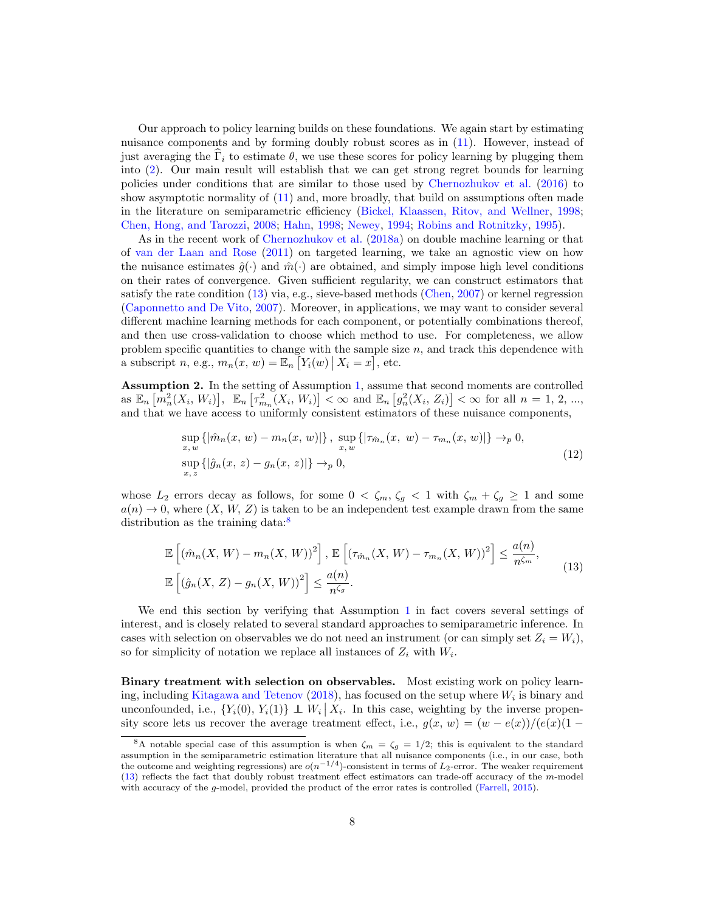Our approach to policy learning builds on these foundations. We again start by estimating nuisance components and by forming doubly robust scores as in (11). However, instead of just averaging the $\widehat{\Gamma}_i$ to estimate $\theta$, we use these scores for policy learning by plugging them into (2). Our main result will establish that we can get strong regret bounds for learning policies under conditions that are similar to those used by Chernozhukov et al. (2016) to show asymptotic normality of (11) and, more broadly, that build on assumptions often made in the literature on semiparametric efficiency (Bickel, Klaassen, Ritov, and Wellner, 1998; Chen, Hong, and Tarozzi, 2008; Hahn, 1998; Newey, 1994; Robins and Rotnitzky, 1995).

As in the recent work of Chernozhukov et al. (2018a) on double machine learning or that of van der Laan and Rose (2011) on targeted learning, we take an agnostic view on how the nuisance estimates $\hat{g}(\cdot)$ and $\hat{m}(\cdot)$ are obtained, and simply impose high level conditions on their rates of convergence. Given sufficient regularity, we can construct estimators that satisfy the rate condition (13) via, e.g., sieve-based methods (Chen, 2007) or kernel regression (Caponnetto and De Vito, 2007). Moreover, in applications, we may want to consider several different machine learning methods for each component, or potentially combinations thereof, and then use cross-validation to choose which method to use. For completeness, we allow problem specific quantities to change with the sample size $n$, and track this dependence with a subscript $n$, e.g., $m_n(x, w) = \mathbb{E}_n\left[Y_i(w) \,\middle|\, X_i = x\right]$, etc.

**Assumption 2.** In the setting of Assumption 1, assume that second moments are controlled as $\mathbb{E}_n\left[m_n^2(X_i, W_i)\right]$, $\mathbb{E}_n\left[\tau_{m_n}^2(X_i, W_i)\right] < \infty$ and $\mathbb{E}_n\left[g_n^2(X_i, Z_i)\right] < \infty$ for all $n = 1, 2, ...$, and that we have access to uniformly consistent estimators of these nuisance components,

$$
\begin{aligned}
&\sup_{x,\, w}\left\{\left|\hat{m}_n(x, w) - m_n(x, w)\right|\right\},\ \sup_{x,\, w}\left\{\left|\tau_{\hat{m}_n}(x,\ w) - \tau_{m_n}(x, w)\right|\right\} \to_p 0, \\
&\sup_{x,\, z}\left\{\left|\hat{g}_n(x, z) - g_n(x, z)\right|\right\} \to_p 0,
\end{aligned}
\tag{12}
$$

whose $L_2$ errors decay as follows, for some $0 < \zeta_m, \zeta_g < 1$ with $\zeta_m + \zeta_g \geq 1$ and some $a(n) \to 0$, where $(X, W, Z)$ is taken to be an independent test example drawn from the same distribution as the training data:[8]

$$
\begin{aligned}
&\mathbb{E}\left[\left(\hat{m}_n(X, W) - m_n(X, W)\right)^2\right], \mathbb{E}\left[\left(\tau_{\hat{m}_n}(X, W) - \tau_{m_n}(X, W)\right)^2\right] \leq \frac{a(n)}{n^{\zeta_m}}, \\
&\mathbb{E}\left[\left(\hat{g}_n(X, Z) - g_n(X, W)\right)^2\right] \leq \frac{a(n)}{n^{\zeta_g}}.
\end{aligned}
\tag{13}
$$

We end this section by verifying that Assumption 1 in fact covers several settings of interest, and is closely related to several standard approaches to semiparametric inference. In cases with selection on observables we do not need an instrument (or can simply set $Z_i = W_i$), so for simplicity of notation we replace all instances of $Z_i$ with $W_i$.

**Binary treatment with selection on observables.** Most existing work on policy learning, including Kitagawa and Tetenov (2018), has focused on the setup where $W_i$ is binary and unconfounded, i.e., $\{Y_i(0), Y_i(1)\} \perp\!\!\!\perp W_i \,\middle|\, X_i$. In this case, weighting by the inverse propensity score lets us recover the average treatment effect, i.e., $g(x, w) = (w - e(x))/(e(x)(1 -$

[8] A notable special case of this assumption is when $\zeta_m = \zeta_g = 1/2$; this is equivalent to the standard assumption in the semiparametric estimation literature that all nuisance components (i.e., in our case, both the outcome and weighting regressions) are $o(n^{-1/4})$-consistent in terms of $L_2$-error. The weaker requirement (13) reflects the fact that doubly robust treatment effect estimators can trade-off accuracy of the $m$-model with accuracy of the $g$-model, provided the product of the error rates is controlled (Farrell, 2015).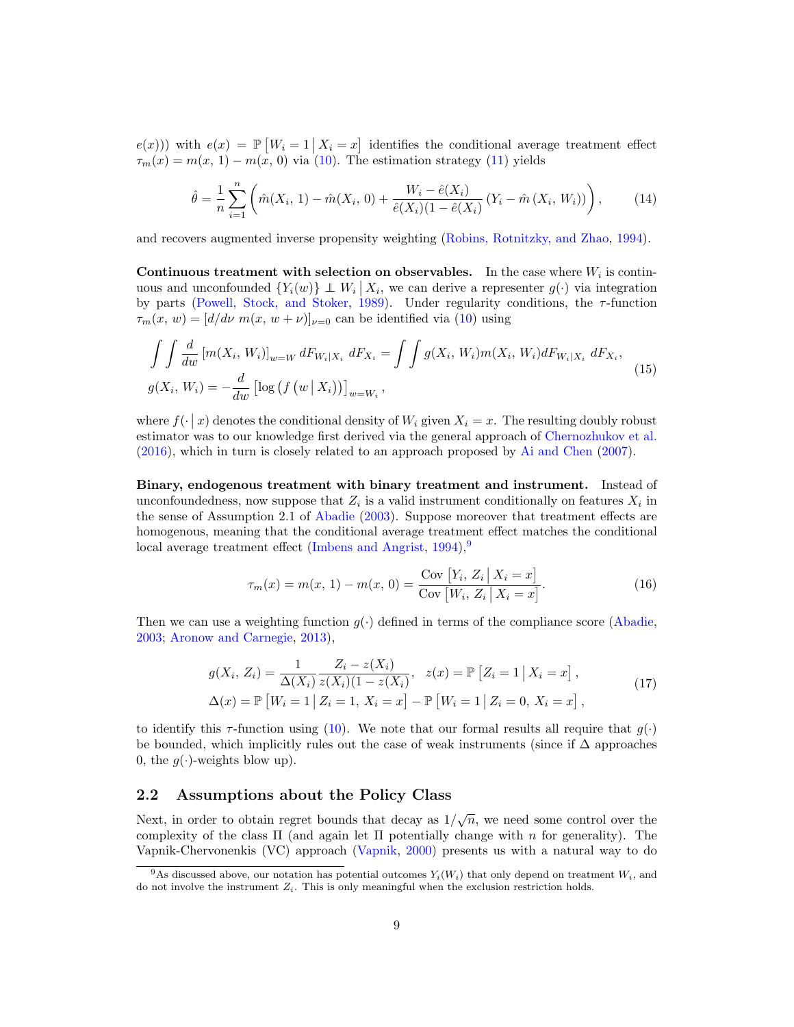$e(x))$ with $e(x) = \mathbb{P}\left[W_i = 1 \,\middle|\, X_i = x\right]$ identifies the conditional average treatment effect $\tau_m(x) = m(x,\, 1) - m(x,\, 0)$ via (10). The estimation strategy (11) yields

$$
\hat{\theta} = \frac{1}{n} \sum_{i=1}^{n} \left( \hat{m}(X_i,\, 1) - \hat{m}(X_i,\, 0) + \frac{W_i - \hat{e}(X_i)}{\hat{e}(X_i)(1 - \hat{e}(X_i)} \left(Y_i - \hat{m}\left(X_i,\, W_i\right)\right) \right), \tag{14}
$$

and recovers augmented inverse propensity weighting (Robins, Rotnitzky, and Zhao, 1994).

**Continuous treatment with selection on observables.** In the case where $W_i$ is continuous and unconfounded $\{Y_i(w)\} \perp\!\!\!\perp W_i \,\middle|\, X_i$, we can derive a representer $g(\cdot)$ via integration by parts (Powell, Stock, and Stoker, 1989). Under regularity conditions, the $\tau$-function $\tau_m(x,\, w) = [d/d\nu \; m(x,\, w + \nu)]_{\nu=0}$ can be identified via (10) using

$$
\begin{aligned}
&\int \int \frac{d}{dw} \left[m(X_i,\, W_i)\right]_{w=W} dF_{W_i | X_i} \; dF_{X_i} = \int \int g(X_i,\, W_i) m(X_i,\, W_i) dF_{W_i | X_i} \; dF_{X_i}, \\
&g(X_i,\, W_i) = -\frac{d}{dw} \left[\log\left(f\left(w \,\middle|\, X_i\right)\right)\right]_{w=W_i},
\end{aligned} \tag{15}
$$

where $f(\cdot \,|\, x)$ denotes the conditional density of $W_i$ given $X_i = x$. The resulting doubly robust estimator was to our knowledge first derived via the general approach of Chernozhukov et al. (2016), which in turn is closely related to an approach proposed by Ai and Chen (2007).

**Binary, endogenous treatment with binary treatment and instrument.** Instead of unconfoundedness, now suppose that $Z_i$ is a valid instrument conditionally on features $X_i$ in the sense of Assumption 2.1 of Abadie (2003). Suppose moreover that treatment effects are homogenous, meaning that the conditional average treatment effect matches the conditional local average treatment effect (Imbens and Angrist, 1994),[9]

$$
\tau_m(x) = m(x,\, 1) - m(x,\, 0) = \frac{\text{Cov}\left[Y_i,\, Z_i \,\middle|\, X_i = x\right]}{\text{Cov}\left[W_i,\, Z_i \,\middle|\, X_i = x\right]}. \tag{16}
$$

Then we can use a weighting function $g(\cdot)$ defined in terms of the compliance score (Abadie, 2003; Aronow and Carnegie, 2013),

$$
\begin{aligned}
&g(X_i,\, Z_i) = \frac{1}{\Delta(X_i)} \frac{Z_i - z(X_i)}{z(X_i)(1 - z(X_i))}, \quad z(x) = \mathbb{P}\left[Z_i = 1 \,\middle|\, X_i = x\right], \\
&\Delta(x) = \mathbb{P}\left[W_i = 1 \,\middle|\, Z_i = 1,\, X_i = x\right] - \mathbb{P}\left[W_i = 1 \,\middle|\, Z_i = 0,\, X_i = x\right],
\end{aligned} \tag{17}
$$

to identify this $\tau$-function using (10). We note that our formal results all require that $g(\cdot)$ be bounded, which implicitly rules out the case of weak instruments (since if $\Delta$ approaches 0, the $g(\cdot)$-weights blow up).

## 2.2 Assumptions about the Policy Class

Next, in order to obtain regret bounds that decay as $1/\sqrt{n}$, we need some control over the complexity of the class $\Pi$ (and again let $\Pi$ potentially change with $n$ for generality). The Vapnik-Chervonenkis (VC) approach (Vapnik, 2000) presents us with a natural way to do

[9] As discussed above, our notation has potential outcomes $Y_i(W_i)$ that only depend on treatment $W_i$, and do not involve the instrument $Z_i$. This is only meaningful when the exclusion restriction holds.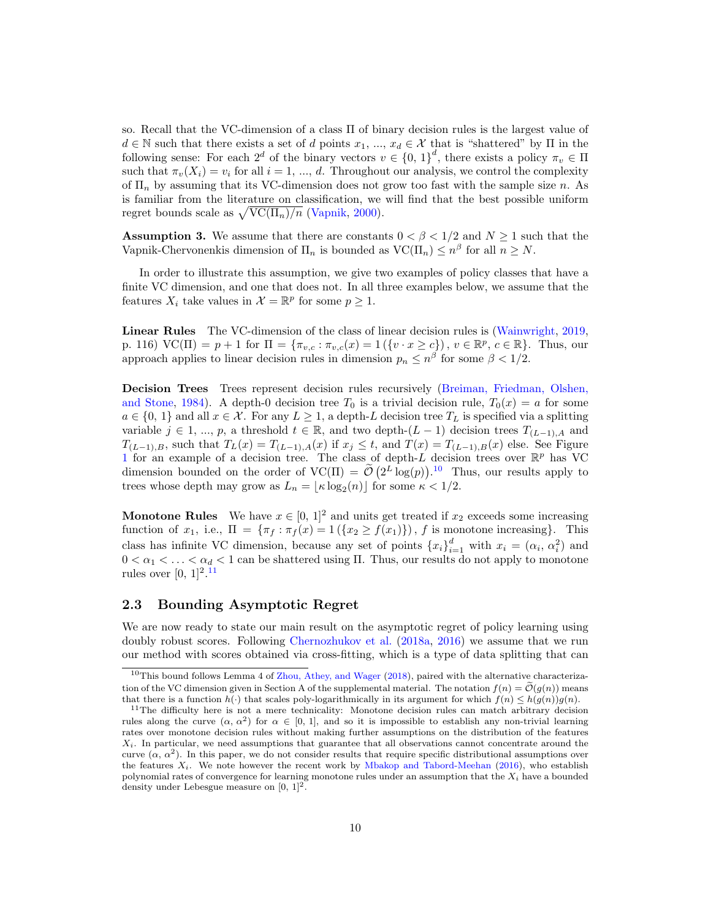so. Recall that the VC-dimension of a class $\Pi$ of binary decision rules is the largest value of $d \in \mathbb{N}$ such that there exists a set of $d$ points $x_1, ..., x_d \in \mathcal{X}$ that is "shattered" by $\Pi$ in the following sense: For each $2^d$ of the binary vectors $v \in \{0, 1\}^d$, there exists a policy $\pi_v \in \Pi$ such that $\pi_v(X_i) = v_i$ for all $i = 1, ..., d$. Throughout our analysis, we control the complexity of $\Pi_n$ by assuming that its VC-dimension does not grow too fast with the sample size $n$. As is familiar from the literature on classification, we will find that the best possible uniform regret bounds scale as $\sqrt{\mathrm{VC}(\Pi_n)/n}$ (Vapnik, 2000).

**Assumption 3.** We assume that there are constants $0 < \beta < 1/2$ and $N \geq 1$ such that the Vapnik-Chervonenkis dimension of $\Pi_n$ is bounded as $\mathrm{VC}(\Pi_n) \leq n^\beta$ for all $n \geq N$.

In order to illustrate this assumption, we give two examples of policy classes that have a finite VC dimension, and one that does not. In all three examples below, we assume that the features $X_i$ take values in $\mathcal{X} = \mathbb{R}^p$ for some $p \geq 1$.

**Linear Rules** The VC-dimension of the class of linear decision rules is (Wainwright, 2019, p. 116) $\mathrm{VC}(\Pi) = p + 1$ for $\Pi = \{\pi_{v,c} : \pi_{v,c}(x) = 1(\{v \cdot x \geq c\}),\, v \in \mathbb{R}^p,\, c \in \mathbb{R}\}$. Thus, our approach applies to linear decision rules in dimension $p_n \leq n^\beta$ for some $\beta < 1/2$.

**Decision Trees** Trees represent decision rules recursively (Breiman, Friedman, Olshen, and Stone, 1984). A depth-0 decision tree $T_0$ is a trivial decision rule, $T_0(x) = a$ for some $a \in \{0, 1\}$ and all $x \in \mathcal{X}$. For any $L \geq 1$, a depth-$L$ decision tree $T_L$ is specified via a splitting variable $j \in 1, ..., p$, a threshold $t \in \mathbb{R}$, and two depth-$(L-1)$ decision trees $T_{(L-1),A}$ and $T_{(L-1),B}$, such that $T_L(x) = T_{(L-1),A}(x)$ if $x_j \leq t$, and $T(x) = T_{(L-1),B}(x)$ else. See Figure 1 for an example of a decision tree. The class of depth-$L$ decision trees over $\mathbb{R}^p$ has VC dimension bounded on the order of $\mathrm{VC}(\Pi) = \widetilde{\mathcal{O}}\left(2^L \log(p)\right)$.[10] Thus, our results apply to trees whose depth may grow as $L_n = \lfloor \kappa \log_2(n) \rfloor$ for some $\kappa < 1/2$.

**Monotone Rules** We have $x \in [0, 1]^2$ and units get treated if $x_2$ exceeds some increasing function of $x_1$, i.e., $\Pi = \{\pi_f : \pi_f(x) = 1(\{x_2 \geq f(x_1)\}),\, f \text{ is monotone increasing}\}$. This class has infinite VC dimension, because any set of points $\{x_i\}_{i=1}^d$ with $x_i = (\alpha_i, \alpha_i^2)$ and $0 < \alpha_1 < \ldots < \alpha_d < 1$ can be shattered using $\Pi$. Thus, our results do not apply to monotone rules over $[0, 1]^2$.[11]

## 2.3 Bounding Asymptotic Regret

We are now ready to state our main result on the asymptotic regret of policy learning using doubly robust scores. Following Chernozhukov et al. (2018a, 2016) we assume that we run our method with scores obtained via cross-fitting, which is a type of data splitting that can

[10] This bound follows Lemma 4 of Zhou, Athey, and Wager (2018), paired with the alternative characterization of the VC dimension given in Section A of the supplemental material. The notation $f(n) = \widetilde{\mathcal{O}}(g(n))$ means that there is a function $h(\cdot)$ that scales poly-logarithmically in its argument for which $f(n) \leq h(g(n))g(n)$.

[11] The difficulty here is not a mere technicality: Monotone decision rules can match arbitrary decision rules along the curve $(\alpha, \alpha^2)$ for $\alpha \in [0, 1]$, and so it is impossible to establish any non-trivial learning rates over monotone decision rules without making further assumptions on the distribution of the features $X_i$. In particular, we need assumptions that guarantee that all observations cannot concentrate around the curve $(\alpha, \alpha^2)$. In this paper, we do not consider results that require specific distributional assumptions over the features $X_i$. We note however the recent work by Mbakop and Tabord-Meehan (2016), who establish polynomial rates of convergence for learning monotone rules under an assumption that the $X_i$ have a bounded density under Lebesgue measure on $[0, 1]^2$.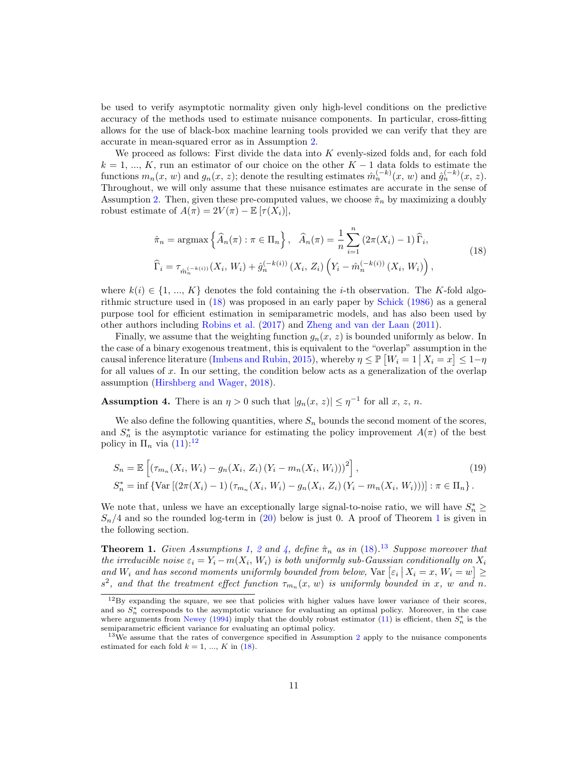be used to verify asymptotic normality given only high-level conditions on the predictive accuracy of the methods used to estimate nuisance components. In particular, cross-fitting allows for the use of black-box machine learning tools provided we can verify that they are accurate in mean-squared error as in Assumption 2.

We proceed as follows: First divide the data into $K$ evenly-sized folds and, for each fold $k = 1, \ldots, K$, run an estimator of our choice on the other $K-1$ data folds to estimate the functions $m_n(x, w)$ and $g_n(x, z)$; denote the resulting estimates $\hat{m}_n^{(-k)}(x, w)$ and $\hat{g}_n^{(-k)}(x, z)$. Throughout, we will only assume that these nuisance estimates are accurate in the sense of Assumption 2. Then, given these pre-computed values, we choose $\hat{\pi}_n$ by maximizing a doubly robust estimate of $A(\pi) = 2V(\pi) - \mathbb{E}\left[\tau(X_i)\right]$,

$$
\begin{aligned}
&\hat{\pi}_n = \operatorname{argmax}\left\{\widehat{A}_n(\pi) : \pi \in \Pi_n\right\}, \quad \widehat{A}_n(\pi) = \frac{1}{n}\sum_{i=1}^n \left(2\pi(X_i) - 1\right)\widehat{\Gamma}_i, \\
&\widehat{\Gamma}_i = \tau_{\hat{m}_n^{(-k(i))}}(X_i, W_i) + \hat{g}_n^{(-k(i))}\left(X_i, Z_i\right)\left(Y_i - \hat{m}_n^{(-k(i))}\left(X_i, W_i\right)\right),
\end{aligned}
\tag{18}
$$

where $k(i) \in \{1, \ldots, K\}$ denotes the fold containing the $i$-th observation. The $K$-fold algorithmic structure used in (18) was proposed in an early paper by Schick (1986) as a general purpose tool for efficient estimation in semiparametric models, and has also been used by other authors including Robins et al. (2017) and Zheng and van der Laan (2011).

Finally, we assume that the weighting function $g_n(x, z)$ is bounded uniformly as below. In the case of a binary exogenous treatment, this is equivalent to the "overlap" assumption in the causal inference literature (Imbens and Rubin, 2015), whereby $\eta \leq \mathbb{P}\left[W_i = 1 \,\middle|\, X_i = x\right] \leq 1 - \eta$ for all values of $x$. In our setting, the condition below acts as a generalization of the overlap assumption (Hirshberg and Wager, 2018).

**Assumption 4.** There is an $\eta > 0$ such that $|g_n(x, z)| \leq \eta^{-1}$ for all $x$, $z$, $n$.

We also define the following quantities, where $S_n$ bounds the second moment of the scores, and $S_n^*$ is the asymptotic variance for estimating the policy improvement $A(\pi)$ of the best policy in $\Pi_n$ via (11):[12]

$$
\begin{aligned}
&S_n = \mathbb{E}\left[\left(\tau_{m_n}(X_i, W_i) - g_n(X_i, Z_i)\left(Y_i - m_n(X_i, W_i)\right)\right)^2\right], \\
&S_n^* = \inf\left\{\operatorname{Var}\left[\left(2\pi(X_i) - 1\right)\left(\tau_{m_n}(X_i, W_i) - g_n(X_i, Z_i)\left(Y_i - m_n(X_i, W_i)\right)\right)\right] : \pi \in \Pi_n\right\}.
\end{aligned}
\tag{19}
$$

We note that, unless we have an exceptionally large signal-to-noise ratio, we will have $S_n^* \geq S_n/4$ and so the rounded log-term in (20) below is just 0. A proof of Theorem 1 is given in the following section.

**Theorem 1.** *Given Assumptions 1, 2 and 4, define $\hat{\pi}_n$ as in (18).*[13] *Suppose moreover that the irreducible noise $\varepsilon_i = Y_i - m(X_i, W_i)$ is both uniformly sub-Gaussian conditionally on $X_i$ and $W_i$ and has second moments uniformly bounded from below, $\operatorname{Var}\left[\varepsilon_i \,\middle|\, X_i = x, W_i = w\right] \geq s^2$, and that the treatment effect function $\tau_{m_n}(x, w)$ is uniformly bounded in $x$, $w$ and $n$.*

---

[12] By expanding the square, we see that policies with higher values have lower variance of their scores, and so $S_n^*$ corresponds to the asymptotic variance for evaluating an optimal policy. Moreover, in the case where arguments from Newey (1994) imply that the doubly robust estimator (11) is efficient, then $S_n^*$ is the semiparametric efficient variance for evaluating an optimal policy.

[13] We assume that the rates of convergence specified in Assumption 2 apply to the nuisance components estimated for each fold $k = 1, \ldots, K$ in (18).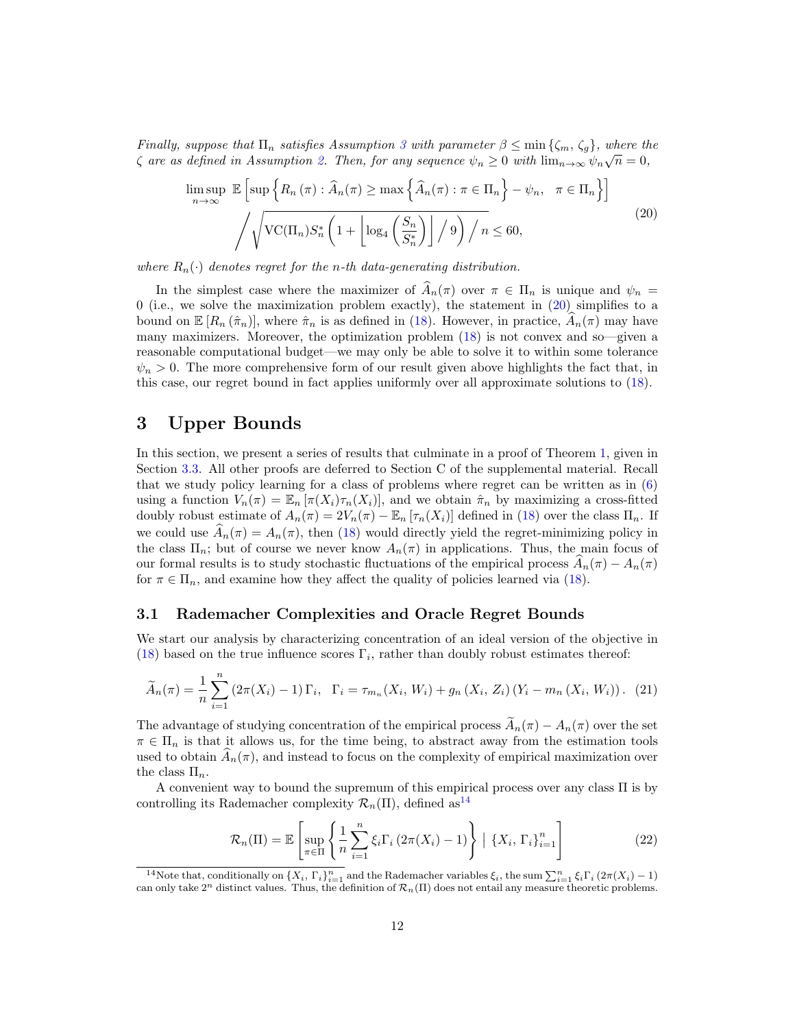*Finally, suppose that $\Pi_n$ satisfies Assumption 3 with parameter $\beta \le \min\{\zeta_m, \zeta_g\}$, where the $\zeta$ are as defined in Assumption 2. Then, for any sequence $\psi_n \ge 0$ with $\lim_{n\to\infty} \psi_n \sqrt{n} = 0$,*

$$
\begin{aligned}
\limsup_{n\to\infty} \ \mathbb{E}\left[\sup\left\{R_n(\pi) : \widehat{A}_n(\pi) \ge \max\left\{\widehat{A}_n(\pi) : \pi \in \Pi_n\right\} - \psi_n, \quad \pi \in \Pi_n\right\}\right] \\
\Bigg/ \sqrt{\mathrm{VC}(\Pi_n) S_n^* \left(1 + \left\lfloor \log_4\left(\frac{S_n}{S_n^*}\right)\right\rfloor \Big/ 9\right) \Big/ n} \le 60,
\end{aligned}
\tag{20}
$$

*where $R_n(\cdot)$ denotes regret for the $n$-th data-generating distribution.*

In the simplest case where the maximizer of $\widehat{A}_n(\pi)$ over $\pi \in \Pi_n$ is unique and $\psi_n = 0$ (i.e., we solve the maximization problem exactly), the statement in (20) simplifies to a bound on $\mathbb{E}[R_n(\hat{\pi}_n)]$, where $\hat{\pi}_n$ is as defined in (18). However, in practice, $\widehat{A}_n(\pi)$ may have many maximizers. Moreover, the optimization problem (18) is not convex and so—given a reasonable computational budget—we may only be able to solve it to within some tolerance $\psi_n > 0$. The more comprehensive form of our result given above highlights the fact that, in this case, our regret bound in fact applies uniformly over all approximate solutions to (18).

# 3 Upper Bounds

In this section, we present a series of results that culminate in a proof of Theorem 1, given in Section 3.3. All other proofs are deferred to Section C of the supplemental material. Recall that we study policy learning for a class of problems where regret can be written as in (6) using a function $V_n(\pi) = \mathbb{E}_n[\pi(X_i)\tau_n(X_i)]$, and we obtain $\hat{\pi}_n$ by maximizing a cross-fitted doubly robust estimate of $A_n(\pi) = 2V_n(\pi) - \mathbb{E}_n[\tau_n(X_i)]$ defined in (18) over the class $\Pi_n$. If we could use $\widehat{A}_n(\pi) = A_n(\pi)$, then (18) would directly yield the regret-minimizing policy in the class $\Pi_n$; but of course we never know $A_n(\pi)$ in applications. Thus, the main focus of our formal results is to study stochastic fluctuations of the empirical process $\widehat{A}_n(\pi) - A_n(\pi)$ for $\pi \in \Pi_n$, and examine how they affect the quality of policies learned via (18).

## 3.1 Rademacher Complexities and Oracle Regret Bounds

We start our analysis by characterizing concentration of an ideal version of the objective in (18) based on the true influence scores $\Gamma_i$, rather than doubly robust estimates thereof:

$$
\widetilde{A}_n(\pi) = \frac{1}{n}\sum_{i=1}^n (2\pi(X_i) - 1)\,\Gamma_i, \quad \Gamma_i = \tau_{m_n}(X_i,\, W_i) + g_n(X_i,\, Z_i)\,(Y_i - m_n(X_i,\, W_i)). \tag{21}
$$

The advantage of studying concentration of the empirical process $\widetilde{A}_n(\pi) - A_n(\pi)$ over the set $\pi \in \Pi_n$ is that it allows us, for the time being, to abstract away from the estimation tools used to obtain $\widehat{A}_n(\pi)$, and instead to focus on the complexity of empirical maximization over the class $\Pi_n$.

A convenient way to bound the supremum of this empirical process over any class $\Pi$ is by controlling its Rademacher complexity $\mathcal{R}_n(\Pi)$, defined as[14]

$$
\mathcal{R}_n(\Pi) = \mathbb{E}\left[\sup_{\pi\in\Pi}\left\{\frac{1}{n}\sum_{i=1}^n \xi_i \Gamma_i\,(2\pi(X_i) - 1)\right\} \;\Big|\; \{X_i,\, \Gamma_i\}_{i=1}^n\right] \tag{22}
$$

[14] Note that, conditionally on $\{X_i,\, \Gamma_i\}_{i=1}^n$ and the Rademacher variables $\xi_i$, the sum $\sum_{i=1}^n \xi_i \Gamma_i\,(2\pi(X_i) - 1)$ can only take $2^n$ distinct values. Thus, the definition of $\mathcal{R}_n(\Pi)$ does not entail any measure theoretic problems.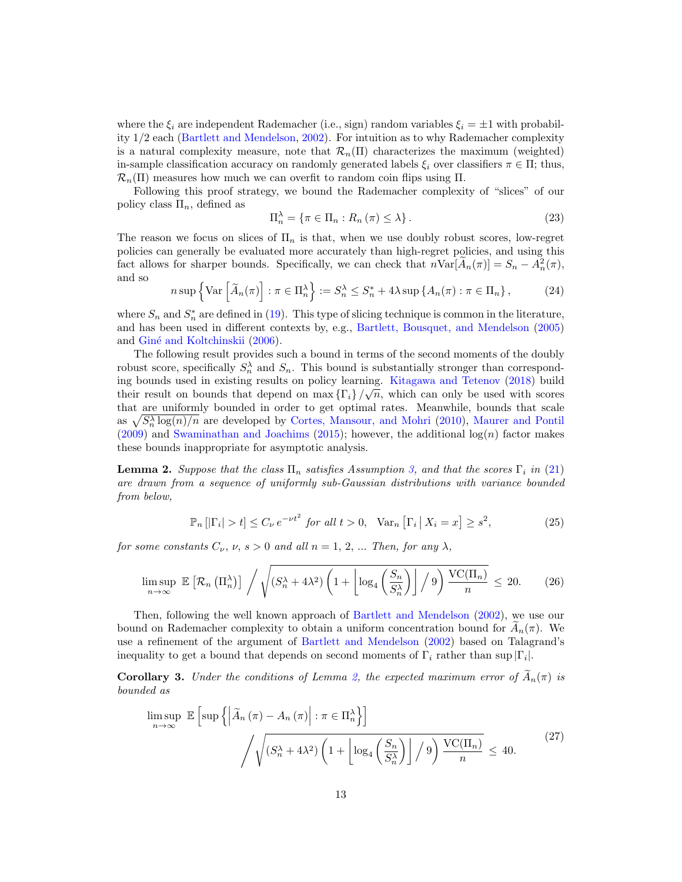where the $\xi_i$ are independent Rademacher (i.e., sign) random variables $\xi_i = \pm 1$ with probability $1/2$ each (Bartlett and Mendelson, 2002). For intuition as to why Rademacher complexity is a natural complexity measure, note that $\mathcal{R}_n(\Pi)$ characterizes the maximum (weighted) in-sample classification accuracy on randomly generated labels $\xi_i$ over classifiers $\pi \in \Pi$; thus, $\mathcal{R}_n(\Pi)$ measures how much we can overfit to random coin flips using $\Pi$.

Following this proof strategy, we bound the Rademacher complexity of "slices" of our policy class $\Pi_n$, defined as

$$\Pi_n^\lambda = \{\pi \in \Pi_n : R_n(\pi) \leq \lambda\}. \tag{23}$$

The reason we focus on slices of $\Pi_n$ is that, when we use doubly robust scores, low-regret policies can generally be evaluated more accurately than high-regret policies, and using this fact allows for sharper bounds. Specifically, we can check that $n\text{Var}[\widetilde{A}_n(\pi)] = S_n - A_n^2(\pi)$, and so

$$n \sup\left\{\text{Var}\left[\widetilde{A}_n(\pi)\right] : \pi \in \Pi_n^\lambda\right\} := S_n^\lambda \leq S_n^* + 4\lambda \sup\left\{A_n(\pi) : \pi \in \Pi_n\right\}, \tag{24}$$

where $S_n$ and $S_n^*$ are defined in (19). This type of slicing technique is common in the literature, and has been used in different contexts by, e.g., Bartlett, Bousquet, and Mendelson (2005) and Giné and Koltchinskii (2006).

The following result provides such a bound in terms of the second moments of the doubly robust score, specifically $S_n^\lambda$ and $S_n$. This bound is substantially stronger than corresponding bounds used in existing results on policy learning. Kitagawa and Tetenov (2018) build their result on bounds that depend on $\max\{\Gamma_i\}/\sqrt{n}$, which can only be used with scores that are uniformly bounded in order to get optimal rates. Meanwhile, bounds that scale as $\sqrt{S_n^\lambda \log(n)/n}$ are developed by Cortes, Mansour, and Mohri (2010), Maurer and Pontil (2009) and Swaminathan and Joachims (2015); however, the additional $\log(n)$ factor makes these bounds inappropriate for asymptotic analysis.

**Lemma 2.** *Suppose that the class $\Pi_n$ satisfies Assumption 3, and that the scores $\Gamma_i$ in (21) are drawn from a sequence of uniformly sub-Gaussian distributions with variance bounded from below,*

$$\mathbb{P}_n\left[|\Gamma_i| > t\right] \leq C_\nu \, e^{-\nu t^2} \text{ for all } t > 0, \quad \text{Var}_n\left[\Gamma_i \,\middle|\, X_i = x\right] \geq s^2, \tag{25}$$

*for some constants $C_\nu$, $\nu$, $s > 0$ and all $n = 1, 2, \ldots$ Then, for any $\lambda$,*

$$\limsup_{n\to\infty} \; \mathbb{E}\left[\mathcal{R}_n\left(\Pi_n^\lambda\right)\right] \bigg/ \sqrt{\left(S_n^\lambda + 4\lambda^2\right)\left(1 + \left\lfloor \log_4\left(\frac{S_n}{S_n^\lambda}\right)\right\rfloor \bigg/ 9\right) \frac{\text{VC}(\Pi_n)}{n}} \leq 20. \tag{26}$$

Then, following the well known approach of Bartlett and Mendelson (2002), we use our bound on Rademacher complexity to obtain a uniform concentration bound for $\widetilde{A}_n(\pi)$. We use a refinement of the argument of Bartlett and Mendelson (2002) based on Talagrand's inequality to get a bound that depends on second moments of $\Gamma_i$ rather than $\sup|\Gamma_i|$.

**Corollary 3.** *Under the conditions of Lemma 2, the expected maximum error of $\widetilde{A}_n(\pi)$ is bounded as*

$$\limsup_{n\to\infty} \; \mathbb{E}\left[\sup\left\{\left|\widetilde{A}_n(\pi) - A_n(\pi)\right| : \pi \in \Pi_n^\lambda\right\}\right] \bigg/ \sqrt{\left(S_n^\lambda + 4\lambda^2\right)\left(1 + \left\lfloor \log_4\left(\frac{S_n}{S_n^\lambda}\right)\right\rfloor \bigg/ 9\right) \frac{\text{VC}(\Pi_n)}{n}} \leq 40. \tag{27}$$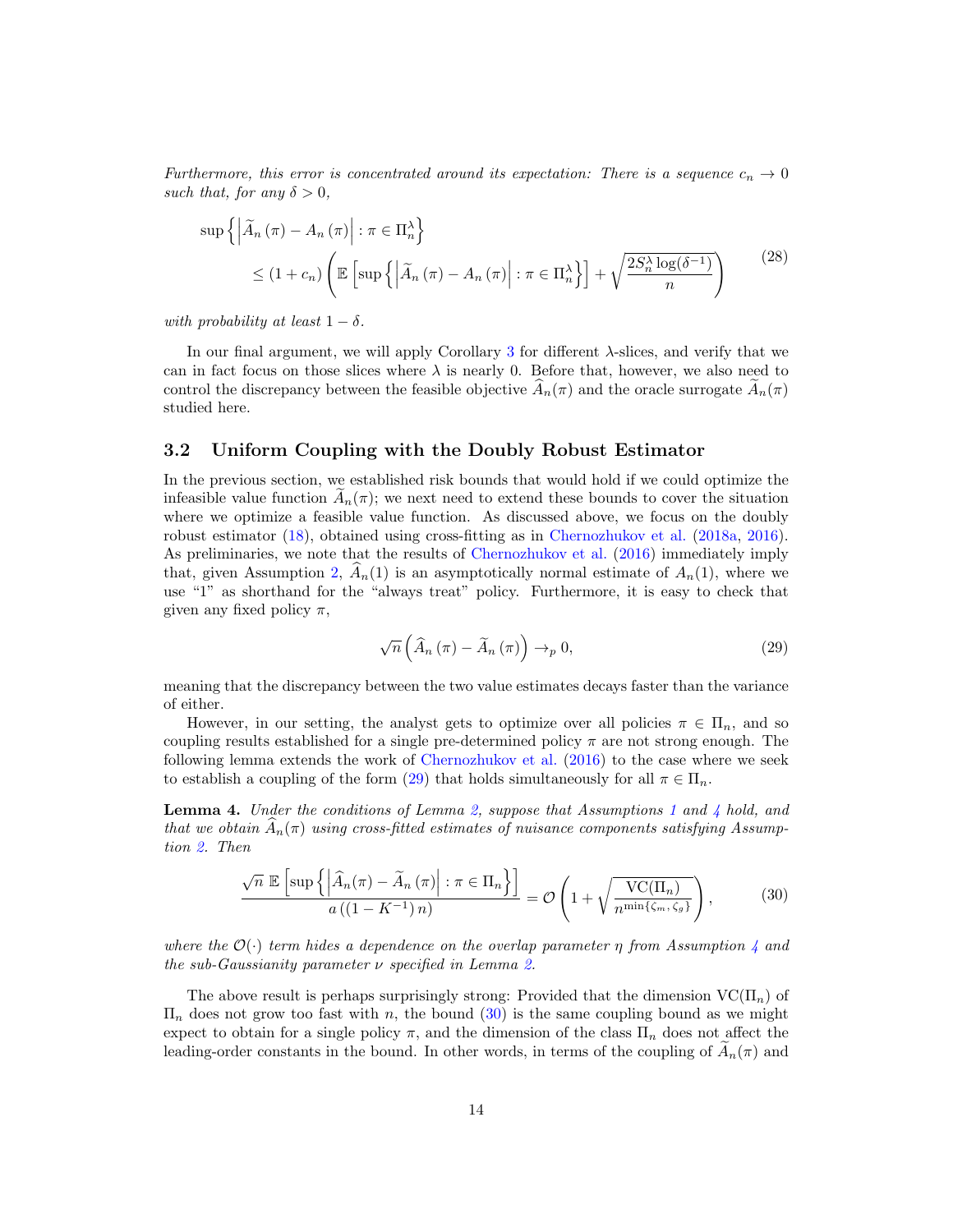*Furthermore, this error is concentrated around its expectation: There is a sequence $c_n \to 0$ such that, for any $\delta > 0$,*

$$\begin{aligned}
&\sup\left\{\left|\widetilde{A}_n(\pi) - A_n(\pi)\right| : \pi \in \Pi_n^\lambda\right\} \\
&\qquad \leq (1 + c_n)\left(\mathbb{E}\left[\sup\left\{\left|\widetilde{A}_n(\pi) - A_n(\pi)\right| : \pi \in \Pi_n^\lambda\right\}\right] + \sqrt{\frac{2S_n^\lambda \log(\delta^{-1})}{n}}\right)
\end{aligned} \tag{28}$$

*with probability at least $1 - \delta$.*

In our final argument, we will apply Corollary 3 for different $\lambda$-slices, and verify that we can in fact focus on those slices where $\lambda$ is nearly 0. Before that, however, we also need to control the discrepancy between the feasible objective $\widehat{A}_n(\pi)$ and the oracle surrogate $\widetilde{A}_n(\pi)$ studied here.

### 3.2 Uniform Coupling with the Doubly Robust Estimator

In the previous section, we established risk bounds that would hold if we could optimize the infeasible value function $\widetilde{A}_n(\pi)$; we next need to extend these bounds to cover the situation where we optimize a feasible value function. As discussed above, we focus on the doubly robust estimator (18), obtained using cross-fitting as in Chernozhukov et al. (2018a, 2016). As preliminaries, we note that the results of Chernozhukov et al. (2016) immediately imply that, given Assumption 2, $\widehat{A}_n(1)$ is an asymptotically normal estimate of $A_n(1)$, where we use "1" as shorthand for the "always treat" policy. Furthermore, it is easy to check that given any fixed policy $\pi$,

$$\sqrt{n}\left(\widehat{A}_n(\pi) - \widetilde{A}_n(\pi)\right) \to_p 0, \tag{29}$$

meaning that the discrepancy between the two value estimates decays faster than the variance of either.

However, in our setting, the analyst gets to optimize over all policies $\pi \in \Pi_n$, and so coupling results established for a single pre-determined policy $\pi$ are not strong enough. The following lemma extends the work of Chernozhukov et al. (2016) to the case where we seek to establish a coupling of the form (29) that holds simultaneously for all $\pi \in \Pi_n$.

**Lemma 4.** *Under the conditions of Lemma 2, suppose that Assumptions 1 and 4 hold, and that we obtain $\widehat{A}_n(\pi)$ using cross-fitted estimates of nuisance components satisfying Assumption 2. Then*

$$\frac{\sqrt{n}\ \mathbb{E}\left[\sup\left\{\left|\widehat{A}_n(\pi) - \widetilde{A}_n(\pi)\right| : \pi \in \Pi_n\right\}\right]}{a\left((1 - K^{-1})\, n\right)} = \mathcal{O}\left(1 + \sqrt{\frac{\mathrm{VC}(\Pi_n)}{n^{\min\{\zeta_m, \zeta_g\}}}}\right), \tag{30}$$

*where the $\mathcal{O}(\cdot)$ term hides a dependence on the overlap parameter $\eta$ from Assumption 4 and the sub-Gaussianity parameter $\nu$ specified in Lemma 2.*

The above result is perhaps surprisingly strong: Provided that the dimension $\mathrm{VC}(\Pi_n)$ of $\Pi_n$ does not grow too fast with $n$, the bound (30) is the same coupling bound as we might expect to obtain for a single policy $\pi$, and the dimension of the class $\Pi_n$ does not affect the leading-order constants in the bound. In other words, in terms of the coupling of $\widetilde{A}_n(\pi)$ and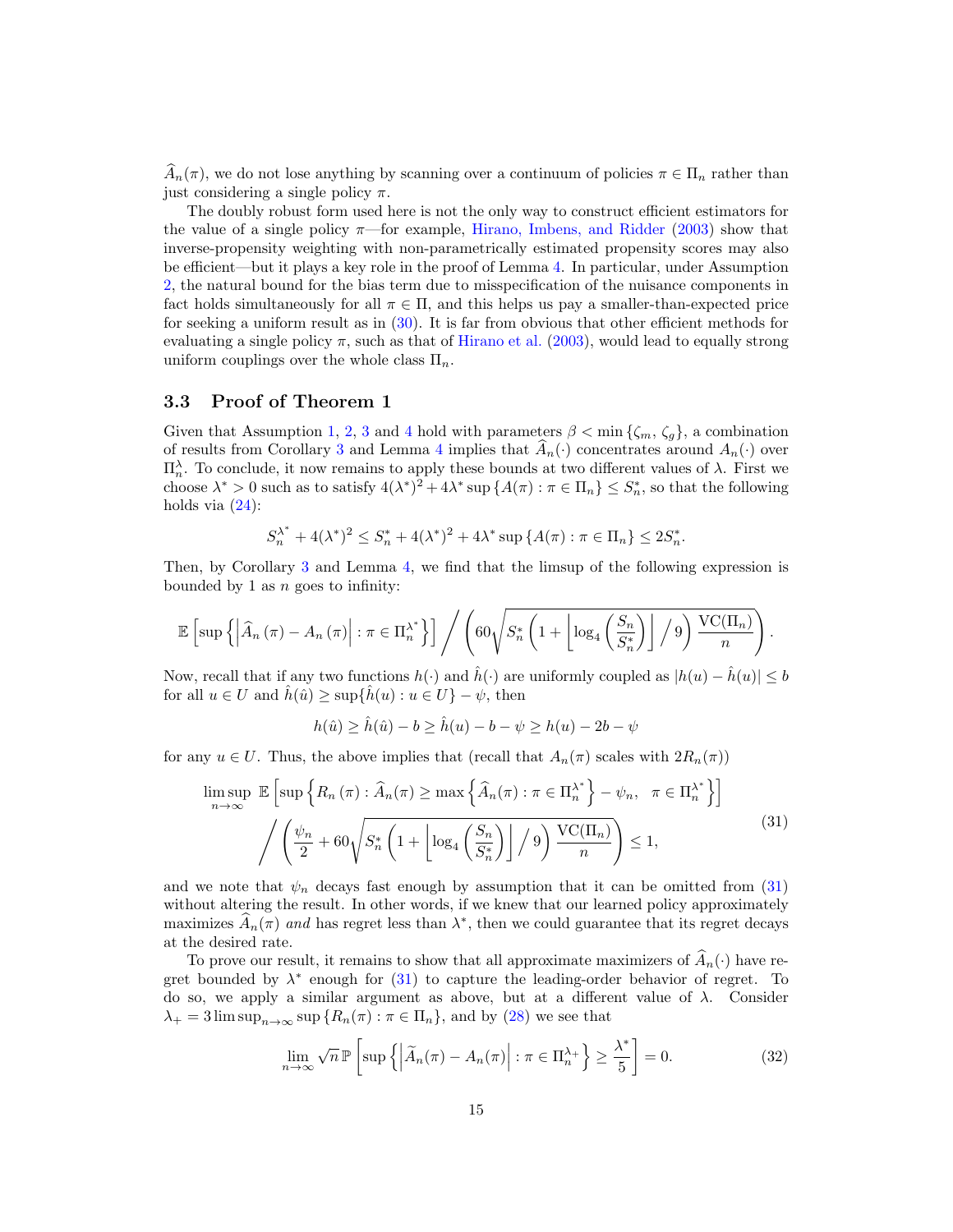$\widehat{A}_n(\pi)$, we do not lose anything by scanning over a continuum of policies $\pi \in \Pi_n$ rather than just considering a single policy $\pi$.

The doubly robust form used here is not the only way to construct efficient estimators for the value of a single policy $\pi$—for example, Hirano, Imbens, and Ridder (2003) show that inverse-propensity weighting with non-parametrically estimated propensity scores may also be efficient—but it plays a key role in the proof of Lemma 4. In particular, under Assumption 2, the natural bound for the bias term due to misspecification of the nuisance components in fact holds simultaneously for all $\pi \in \Pi$, and this helps us pay a smaller-than-expected price for seeking a uniform result as in (30). It is far from obvious that other efficient methods for evaluating a single policy $\pi$, such as that of Hirano et al. (2003), would lead to equally strong uniform couplings over the whole class $\Pi_n$.

### 3.3 Proof of Theorem 1

Given that Assumption 1, 2, 3 and 4 hold with parameters $\beta < \min\{\zeta_m, \zeta_g\}$, a combination of results from Corollary 3 and Lemma 4 implies that $\widehat{A}_n(\cdot)$ concentrates around $A_n(\cdot)$ over $\Pi_n^\lambda$. To conclude, it now remains to apply these bounds at two different values of $\lambda$. First we choose $\lambda^* > 0$ such as to satisfy $4(\lambda^*)^2 + 4\lambda^* \sup\{A(\pi) : \pi \in \Pi_n\} \leq S_n^*$, so that the following holds via (24):

$$S_n^{\lambda^*} + 4(\lambda^*)^2 \leq S_n^* + 4(\lambda^*)^2 + 4\lambda^* \sup\{A(\pi) : \pi \in \Pi_n\} \leq 2S_n^*.$$

Then, by Corollary 3 and Lemma 4, we find that the limsup of the following expression is bounded by 1 as $n$ goes to infinity:

$$\mathbb{E}\left[\sup\left\{\left|\widehat{A}_n(\pi) - A_n(\pi)\right| : \pi \in \Pi_n^{\lambda^*}\right\}\right] \bigg/ \left(60\sqrt{S_n^*\left(1 + \left\lfloor \log_4\left(\frac{S_n}{S_n^*}\right)\right\rfloor \Big/ 9\right)\frac{\mathrm{VC}(\Pi_n)}{n}}\right).$$

Now, recall that if any two functions $h(\cdot)$ and $\hat{h}(\cdot)$ are uniformly coupled as $|h(u) - \hat{h}(u)| \leq b$ for all $u \in U$ and $\hat{h}(\hat{u}) \geq \sup\{\hat{h}(u) : u \in U\} - \psi$, then

$$h(\hat{u}) \geq \hat{h}(\hat{u}) - b \geq \hat{h}(u) - b - \psi \geq h(u) - 2b - \psi$$

for any $u \in U$. Thus, the above implies that (recall that $A_n(\pi)$ scales with $2R_n(\pi)$)

$$\begin{aligned}\limsup_{n\to\infty}\ &\mathbb{E}\left[\sup\left\{R_n(\pi) : \widehat{A}_n(\pi) \geq \max\left\{\widehat{A}_n(\pi) : \pi \in \Pi_n^{\lambda^*}\right\} - \psi_n, \quad \pi \in \Pi_n^{\lambda^*}\right\}\right] \\ &\bigg/ \left(\frac{\psi_n}{2} + 60\sqrt{S_n^*\left(1 + \left\lfloor \log_4\left(\frac{S_n}{S_n^*}\right)\right\rfloor \Big/ 9\right)\frac{\mathrm{VC}(\Pi_n)}{n}}\right) \leq 1,\end{aligned} \tag{31}$$

and we note that $\psi_n$ decays fast enough by assumption that it can be omitted from (31) without altering the result. In other words, if we knew that our learned policy approximately maximizes $\widehat{A}_n(\pi)$ *and* has regret less than $\lambda^*$, then we could guarantee that its regret decays at the desired rate.

To prove our result, it remains to show that all approximate maximizers of $\widehat{A}_n(\cdot)$ have regret bounded by $\lambda^*$ enough for (31) to capture the leading-order behavior of regret. To do so, we apply a similar argument as above, but at a different value of $\lambda$. Consider $\lambda_+ = 3\limsup_{n\to\infty}\sup\{R_n(\pi) : \pi \in \Pi_n\}$, and by (28) we see that

$$\lim_{n\to\infty} \sqrt{n}\,\mathbb{P}\left[\sup\left\{\left|\widetilde{A}_n(\pi) - A_n(\pi)\right| : \pi \in \Pi_n^{\lambda_+}\right\} \geq \frac{\lambda^*}{5}\right] = 0. \tag{32}$$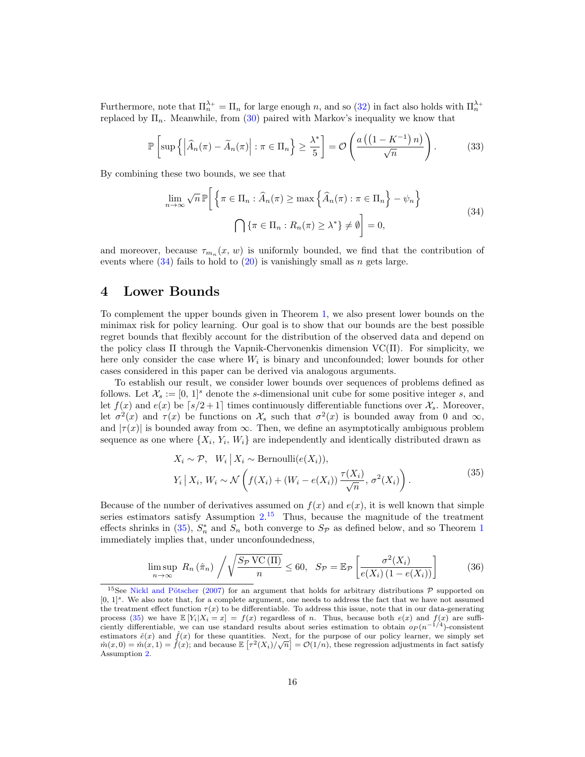Furthermore, note that $\Pi_n^{\lambda+} = \Pi_n$ for large enough $n$, and so (32) in fact also holds with $\Pi_n^{\lambda+}$ replaced by $\Pi_n$. Meanwhile, from (30) paired with Markov's inequality we know that

$$\mathbb{P}\left[\sup\left\{\left|\widehat{A}_n(\pi) - \widetilde{A}_n(\pi)\right| : \pi \in \Pi_n\right\} \geq \frac{\lambda^*}{5}\right] = \mathcal{O}\left(\frac{a\left(\left(1-K^{-1}\right)n\right)}{\sqrt{n}}\right). \tag{33}$$

By combining these two bounds, we see that

$$\lim_{n\to\infty} \sqrt{n}\,\mathbb{P}\Bigg[\left\{\pi \in \Pi_n : \widehat{A}_n(\pi) \geq \max\left\{\widehat{A}_n(\pi) : \pi \in \Pi_n\right\} - \psi_n\right\} \\ \bigcap \left\{\pi \in \Pi_n : R_n(\pi) \geq \lambda^*\right\} \neq \emptyset\Bigg] = 0, \tag{34}$$

and moreover, because $\tau_{m_n}(x, w)$ is uniformly bounded, we find that the contribution of events where (34) fails to hold to (20) is vanishingly small as $n$ gets large.

# 4 Lower Bounds

To complement the upper bounds given in Theorem 1, we also present lower bounds on the minimax risk for policy learning. Our goal is to show that our bounds are the best possible regret bounds that flexibly account for the distribution of the observed data and depend on the policy class $\Pi$ through the Vapnik-Chervonenkis dimension $\mathrm{VC}(\Pi)$. For simplicity, we here only consider the case where $W_i$ is binary and unconfounded; lower bounds for other cases considered in this paper can be derived via analogous arguments.

To establish our result, we consider lower bounds over sequences of problems defined as follows. Let $\mathcal{X}_s := [0, 1]^s$ denote the $s$-dimensional unit cube for some positive integer $s$, and let $f(x)$ and $e(x)$ be $\lceil s/2+1\rceil$ times continuously differentiable functions over $\mathcal{X}_s$. Moreover, let $\sigma^2(x)$ and $\tau(x)$ be functions on $\mathcal{X}_s$ such that $\sigma^2(x)$ is bounded away from 0 and $\infty$, and $|\tau(x)|$ is bounded away from $\infty$. Then, we define an asymptotically ambiguous problem sequence as one where $\{X_i, Y_i, W_i\}$ are independently and identically distributed drawn as

$$X_i \sim \mathcal{P}, \quad W_i \,\big|\, X_i \sim \text{Bernoulli}(e(X_i)), \\ Y_i \,\big|\, X_i,\, W_i \sim \mathcal{N}\left(f(X_i) + (W_i - e(X_i))\,\frac{\tau(X_i)}{\sqrt{n}},\, \sigma^2(X_i)\right). \tag{35}$$

Because of the number of derivatives assumed on $f(x)$ and $e(x)$, it is well known that simple series estimators satisfy Assumption 2.[15] Thus, because the magnitude of the treatment effects shrinks in (35), $S_n^*$ and $S_n$ both converge to $S_{\mathcal{P}}$ as defined below, and so Theorem 1 immediately implies that, under unconfoundedness,

$$\limsup_{n\to\infty}\; R_n\left(\hat{\pi}_n\right) \Bigg/ \sqrt{\frac{S_{\mathcal{P}}\,\mathrm{VC}\left(\Pi\right)}{n}} \leq 60, \quad S_{\mathcal{P}} = \mathbb{E}_{\mathcal{P}}\left[\frac{\sigma^2(X_i)}{e(X_i)\left(1-e(X_i)\right)}\right] \tag{36}$$

[15] See Nickl and Pötscher (2007) for an argument that holds for arbitrary distributions $\mathcal{P}$ supported on $[0, 1]^s$. We also note that, for a complete argument, one needs to address the fact that we have not assumed the treatment effect function $\tau(x)$ to be differentiable. To address this issue, note that in our data-generating process (35) we have $\mathbb{E}\left[Y_i | X_i = x\right] = f(x)$ regardless of $n$. Thus, because both $e(x)$ and $f(x)$ are sufficiently differentiable, we can use standard results about series estimation to obtain $o_P(n^{-1/4})$-consistent estimators $\hat{e}(x)$ and $\hat{f}(x)$ for these quantities. Next, for the purpose of our policy learner, we simply set $\hat{m}(x, 0) = \hat{m}(x, 1) = \hat{f}(x)$; and because $\mathbb{E}\left[\tau^2(X_i)/\sqrt{n}\right] = \mathcal{O}(1/n)$, these regression adjustments in fact satisfy Assumption 2.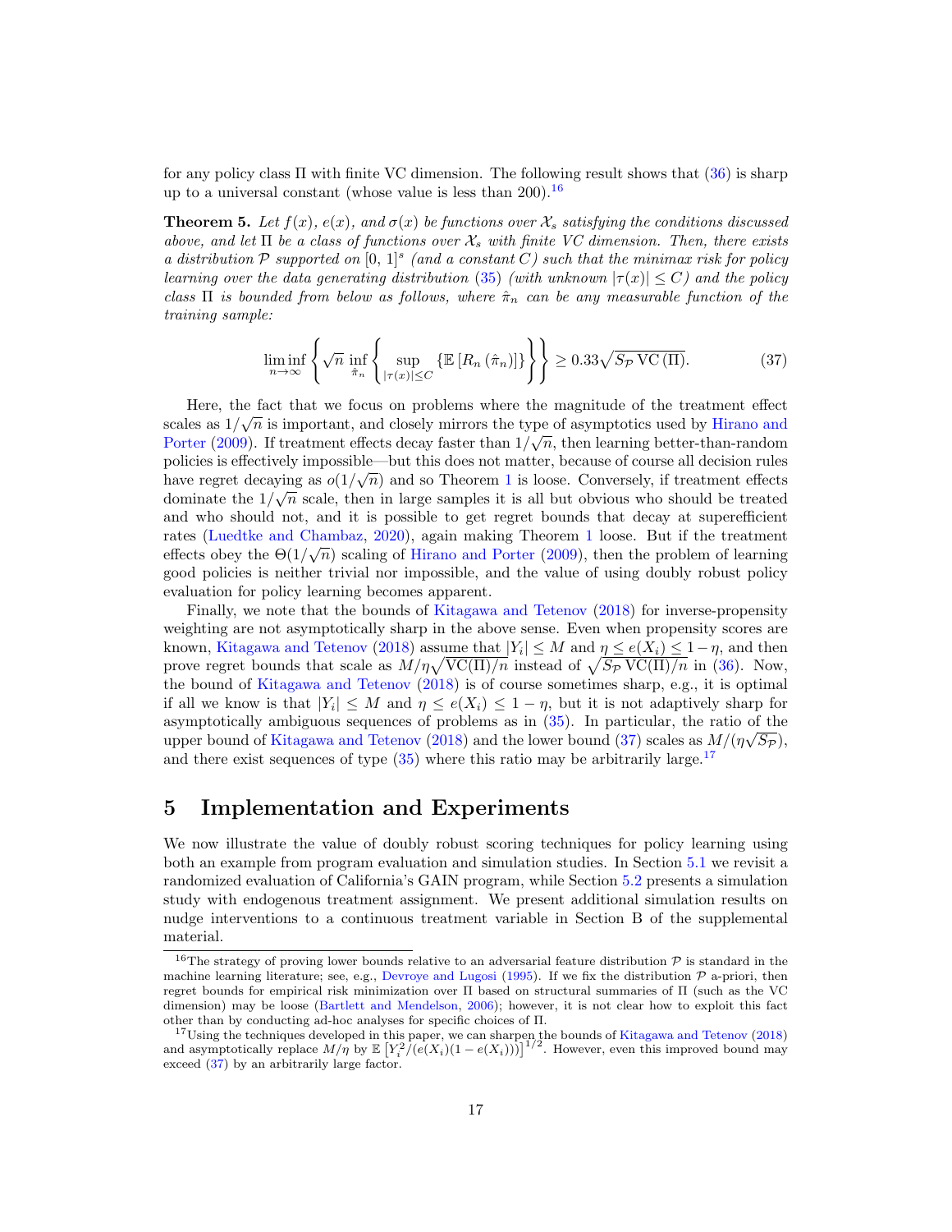for any policy class $\Pi$ with finite VC dimension. The following result shows that (36) is sharp up to a universal constant (whose value is less than 200).[16]

**Theorem 5.** *Let $f(x)$, $e(x)$, and $\sigma(x)$ be functions over $\mathcal{X}_s$ satisfying the conditions discussed above, and let $\Pi$ be a class of functions over $\mathcal{X}_s$ with finite VC dimension. Then, there exists a distribution $\mathcal{P}$ supported on $[0, 1]^s$ (and a constant $C$) such that the minimax risk for policy learning over the data generating distribution (35) (with unknown $|\tau(x)| \leq C$) and the policy class $\Pi$ is bounded from below as follows, where $\hat{\pi}_n$ can be any measurable function of the training sample:*

$$\liminf_{n\to\infty} \left\{ \sqrt{n} \inf_{\hat{\pi}_n} \left\{ \sup_{|\tau(x)|\leq C} \left\{ \mathbb{E}\left[R_n\left(\hat{\pi}_n\right)\right] \right\} \right\} \right\} \geq 0.33\sqrt{S_{\mathcal{P}}\, \mathrm{VC}\left(\Pi\right)}. \tag{37}$$

Here, the fact that we focus on problems where the magnitude of the treatment effect scales as $1/\sqrt{n}$ is important, and closely mirrors the type of asymptotics used by Hirano and Porter (2009). If treatment effects decay faster than $1/\sqrt{n}$, then learning better-than-random policies is effectively impossible—but this does not matter, because of course all decision rules have regret decaying as $o(1/\sqrt{n})$ and so Theorem 1 is loose. Conversely, if treatment effects dominate the $1/\sqrt{n}$ scale, then in large samples it is all but obvious who should be treated and who should not, and it is possible to get regret bounds that decay at superefficient rates (Luedtke and Chambaz, 2020), again making Theorem 1 loose. But if the treatment effects obey the $\Theta(1/\sqrt{n})$ scaling of Hirano and Porter (2009), then the problem of learning good policies is neither trivial nor impossible, and the value of using doubly robust policy evaluation for policy learning becomes apparent.

Finally, we note that the bounds of Kitagawa and Tetenov (2018) for inverse-propensity weighting are not asymptotically sharp in the above sense. Even when propensity scores are known, Kitagawa and Tetenov (2018) assume that $|Y_i| \leq M$ and $\eta \leq e(X_i) \leq 1-\eta$, and then prove regret bounds that scale as $M/\eta\sqrt{\mathrm{VC}(\Pi)/n}$ instead of $\sqrt{S_{\mathcal{P}}\, \mathrm{VC}(\Pi)/n}$ in (36). Now, the bound of Kitagawa and Tetenov (2018) is of course sometimes sharp, e.g., it is optimal if all we know is that $|Y_i| \leq M$ and $\eta \leq e(X_i) \leq 1-\eta$, but it is not adaptively sharp for asymptotically ambiguous sequences of problems as in (35). In particular, the ratio of the upper bound of Kitagawa and Tetenov (2018) and the lower bound (37) scales as $M/(\eta\sqrt{S_{\mathcal{P}}})$, and there exist sequences of type (35) where this ratio may be arbitrarily large.[17]

# 5 Implementation and Experiments

We now illustrate the value of doubly robust scoring techniques for policy learning using both an example from program evaluation and simulation studies. In Section 5.1 we revisit a randomized evaluation of California's GAIN program, while Section 5.2 presents a simulation study with endogenous treatment assignment. We present additional simulation results on nudge interventions to a continuous treatment variable in Section B of the supplemental material.

---

[16]The strategy of proving lower bounds relative to an adversarial feature distribution $\mathcal{P}$ is standard in the machine learning literature; see, e.g., Devroye and Lugosi (1995). If we fix the distribution $\mathcal{P}$ a-priori, then regret bounds for empirical risk minimization over $\Pi$ based on structural summaries of $\Pi$ (such as the VC dimension) may be loose (Bartlett and Mendelson, 2006); however, it is not clear how to exploit this fact other than by conducting ad-hoc analyses for specific choices of $\Pi$.

[17]Using the techniques developed in this paper, we can sharpen the bounds of Kitagawa and Tetenov (2018) and asymptotically replace $M/\eta$ by $\mathbb{E}\left[Y_i^2/(e(X_i)(1-e(X_i)))\right]^{1/2}$. However, even this improved bound may exceed (37) by an arbitrarily large factor.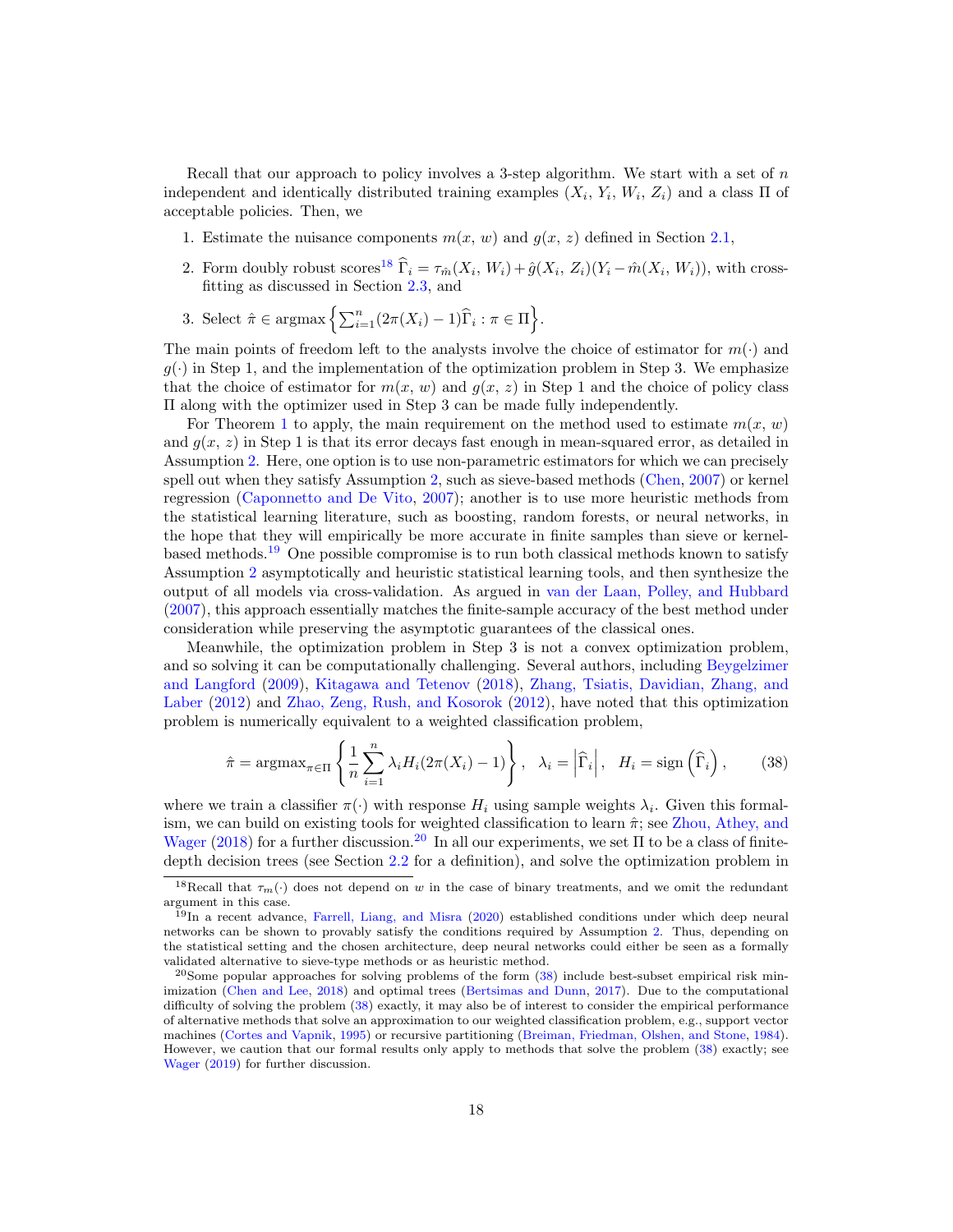Recall that our approach to policy involves a 3-step algorithm. We start with a set of $n$ independent and identically distributed training examples $(X_i, Y_i, W_i, Z_i)$ and a class $\Pi$ of acceptable policies. Then, we

1. Estimate the nuisance components $m(x, w)$ and $g(x, z)$ defined in Section 2.1,
2. Form doubly robust scores[18] $\widehat{\Gamma}_i = \tau_{\hat{m}}(X_i, W_i) + \hat{g}(X_i, Z_i)(Y_i - \hat{m}(X_i, W_i))$, with cross-fitting as discussed in Section 2.3, and
3. Select $\hat{\pi} \in \operatorname{argmax}\left\{\sum_{i=1}^n (2\pi(X_i) - 1)\widehat{\Gamma}_i : \pi \in \Pi\right\}$.

The main points of freedom left to the analysts involve the choice of estimator for $m(\cdot)$ and $g(\cdot)$ in Step 1, and the implementation of the optimization problem in Step 3. We emphasize that the choice of estimator for $m(x, w)$ and $g(x, z)$ in Step 1 and the choice of policy class $\Pi$ along with the optimizer used in Step 3 can be made fully independently.

For Theorem 1 to apply, the main requirement on the method used to estimate $m(x, w)$ and $g(x, z)$ in Step 1 is that its error decays fast enough in mean-squared error, as detailed in Assumption 2. Here, one option is to use non-parametric estimators for which we can precisely spell out when they satisfy Assumption 2, such as sieve-based methods (Chen, 2007) or kernel regression (Caponnetto and De Vito, 2007); another is to use more heuristic methods from the statistical learning literature, such as boosting, random forests, or neural networks, in the hope that they will empirically be more accurate in finite samples than sieve or kernel-based methods.[19] One possible compromise is to run both classical methods known to satisfy Assumption 2 asymptotically and heuristic statistical learning tools, and then synthesize the output of all models via cross-validation. As argued in van der Laan, Polley, and Hubbard (2007), this approach essentially matches the finite-sample accuracy of the best method under consideration while preserving the asymptotic guarantees of the classical ones.

Meanwhile, the optimization problem in Step 3 is not a convex optimization problem, and so solving it can be computationally challenging. Several authors, including Beygelzimer and Langford (2009), Kitagawa and Tetenov (2018), Zhang, Tsiatis, Davidian, Zhang, and Laber (2012) and Zhao, Zeng, Rush, and Kosorok (2012), have noted that this optimization problem is numerically equivalent to a weighted classification problem,

$$\hat{\pi} = \operatorname{argmax}_{\pi \in \Pi}\left\{\frac{1}{n}\sum_{i=1}^n \lambda_i H_i (2\pi(X_i) - 1)\right\}, \quad \lambda_i = \left|\widehat{\Gamma}_i\right|, \quad H_i = \operatorname{sign}\left(\widehat{\Gamma}_i\right), \tag{38}$$

where we train a classifier $\pi(\cdot)$ with response $H_i$ using sample weights $\lambda_i$. Given this formalism, we can build on existing tools for weighted classification to learn $\hat{\pi}$; see Zhou, Athey, and Wager (2018) for a further discussion.[20] In all our experiments, we set $\Pi$ to be a class of finite-depth decision trees (see Section 2.2 for a definition), and solve the optimization problem in

[18] Recall that $\tau_m(\cdot)$ does not depend on $w$ in the case of binary treatments, and we omit the redundant argument in this case.

[19] In a recent advance, Farrell, Liang, and Misra (2020) established conditions under which deep neural networks can be shown to provably satisfy the conditions required by Assumption 2. Thus, depending on the statistical setting and the chosen architecture, deep neural networks could either be seen as a formally validated alternative to sieve-type methods or as heuristic method.

[20] Some popular approaches for solving problems of the form (38) include best-subset empirical risk minimization (Chen and Lee, 2018) and optimal trees (Bertsimas and Dunn, 2017). Due to the computational difficulty of solving the problem (38) exactly, it may also be of interest to consider the empirical performance of alternative methods that solve an approximation to our weighted classification problem, e.g., support vector machines (Cortes and Vapnik, 1995) or recursive partitioning (Breiman, Friedman, Olshen, and Stone, 1984). However, we caution that our formal results only apply to methods that solve the problem (38) exactly; see Wager (2019) for further discussion.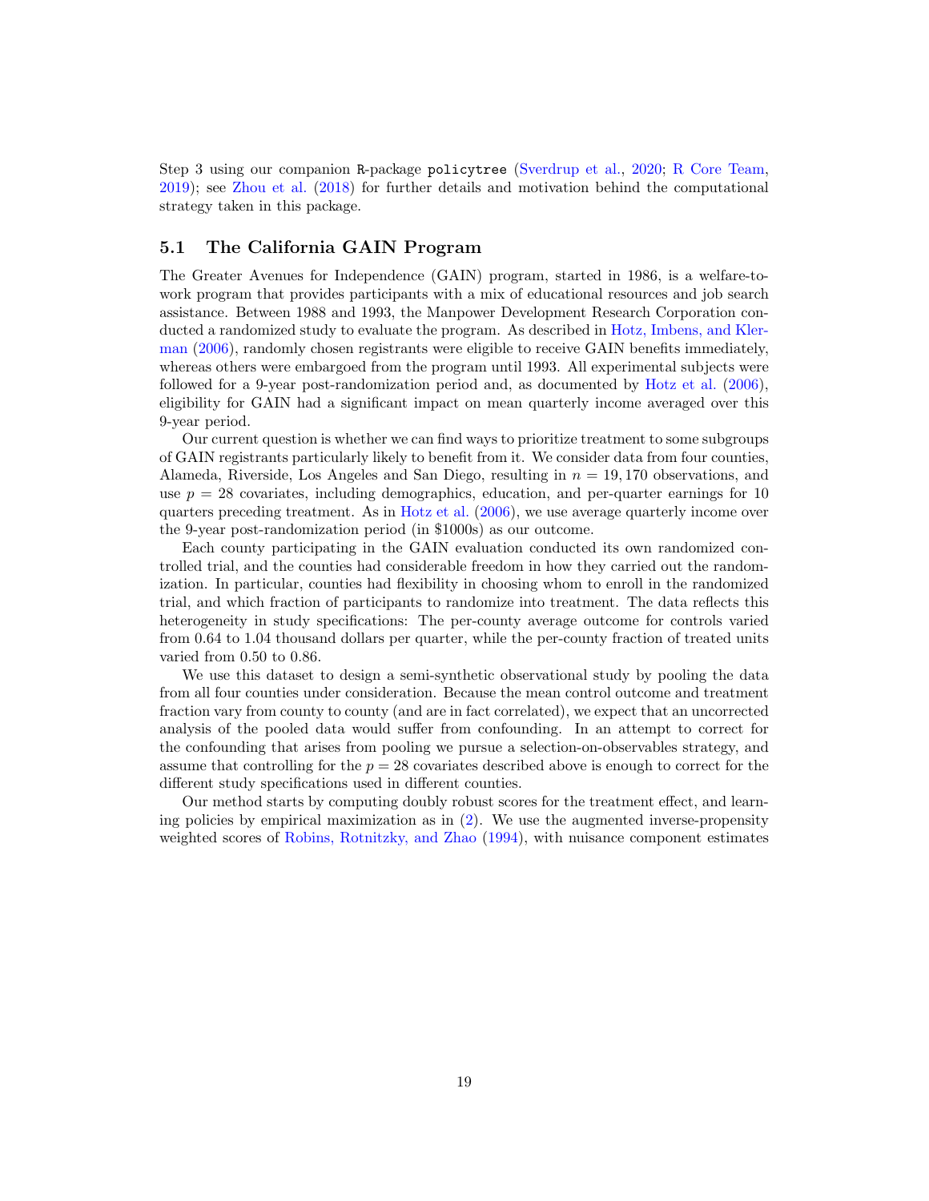Step 3 using our companion R-package `policytree` (Sverdrup et al., 2020; R Core Team, 2019); see Zhou et al. (2018) for further details and motivation behind the computational strategy taken in this package.

## 5.1 The California GAIN Program

The Greater Avenues for Independence (GAIN) program, started in 1986, is a welfare-to-work program that provides participants with a mix of educational resources and job search assistance. Between 1988 and 1993, the Manpower Development Research Corporation conducted a randomized study to evaluate the program. As described in Hotz, Imbens, and Klerman (2006), randomly chosen registrants were eligible to receive GAIN benefits immediately, whereas others were embargoed from the program until 1993. All experimental subjects were followed for a 9-year post-randomization period and, as documented by Hotz et al. (2006), eligibility for GAIN had a significant impact on mean quarterly income averaged over this 9-year period.

Our current question is whether we can find ways to prioritize treatment to some subgroups of GAIN registrants particularly likely to benefit from it. We consider data from four counties, Alameda, Riverside, Los Angeles and San Diego, resulting in $n = 19,170$ observations, and use $p = 28$ covariates, including demographics, education, and per-quarter earnings for 10 quarters preceding treatment. As in Hotz et al. (2006), we use average quarterly income over the 9-year post-randomization period (in \$1000s) as our outcome.

Each county participating in the GAIN evaluation conducted its own randomized controlled trial, and the counties had considerable freedom in how they carried out the randomization. In particular, counties had flexibility in choosing whom to enroll in the randomized trial, and which fraction of participants to randomize into treatment. The data reflects this heterogeneity in study specifications: The per-county average outcome for controls varied from 0.64 to 1.04 thousand dollars per quarter, while the per-county fraction of treated units varied from 0.50 to 0.86.

We use this dataset to design a semi-synthetic observational study by pooling the data from all four counties under consideration. Because the mean control outcome and treatment fraction vary from county to county (and are in fact correlated), we expect that an uncorrected analysis of the pooled data would suffer from confounding. In an attempt to correct for the confounding that arises from pooling we pursue a selection-on-observables strategy, and assume that controlling for the $p = 28$ covariates described above is enough to correct for the different study specifications used in different counties.

Our method starts by computing doubly robust scores for the treatment effect, and learning policies by empirical maximization as in (2). We use the augmented inverse-propensity weighted scores of Robins, Rotnitzky, and Zhao (1994), with nuisance component estimates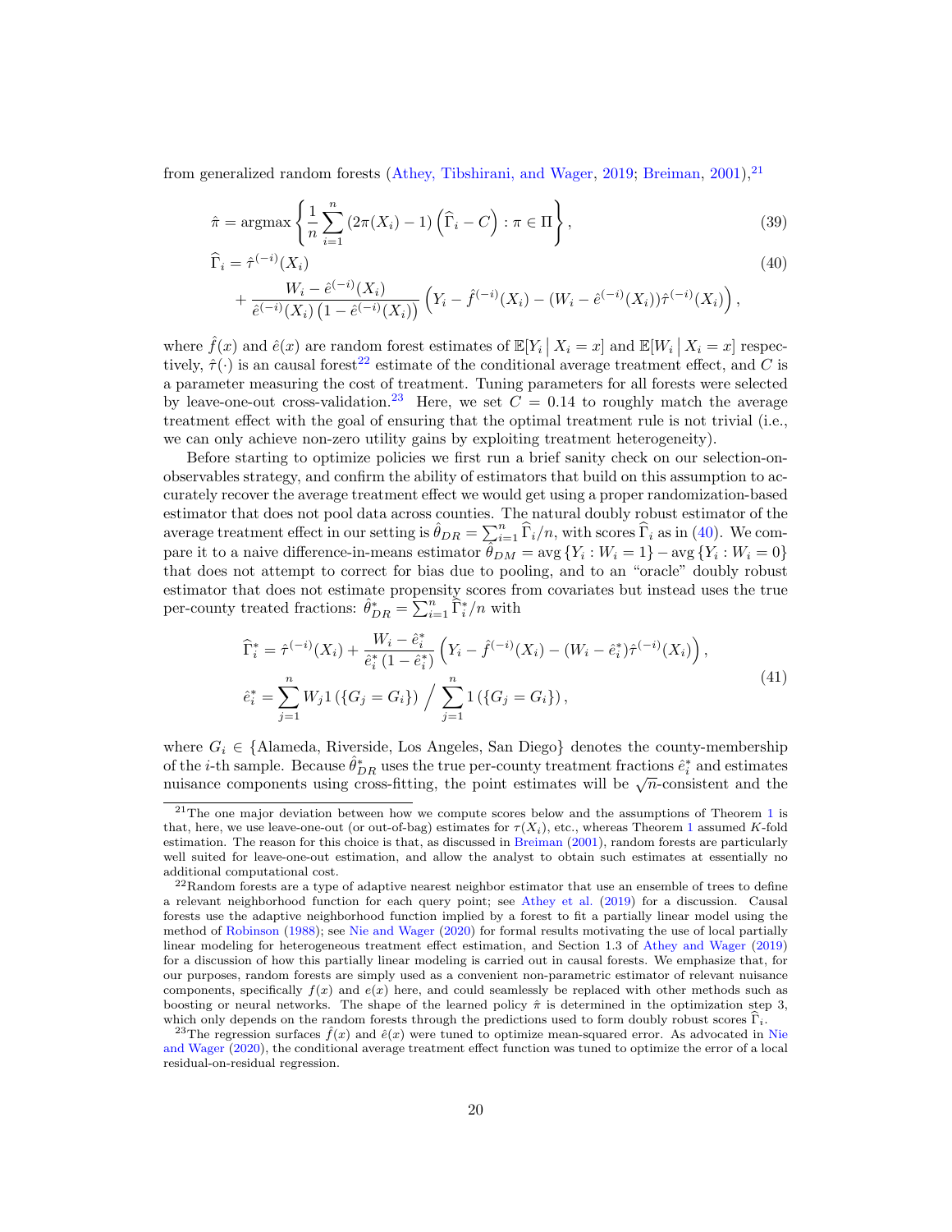from generalized random forests (Athey, Tibshirani, and Wager, 2019; Breiman, 2001),[21]

$$
\hat{\pi} = \operatorname{argmax} \left\{ \frac{1}{n} \sum_{i=1}^{n} \left(2\pi(X_i) - 1\right) \left(\widehat{\Gamma}_i - C\right) : \pi \in \Pi \right\}, \tag{39}
$$

$$
\begin{aligned}
\widehat{\Gamma}_i = \; & \hat{\tau}^{(-i)}(X_i) \\
& + \frac{W_i - \hat{e}^{(-i)}(X_i)}{\hat{e}^{(-i)}(X_i)\left(1 - \hat{e}^{(-i)}(X_i)\right)} \left(Y_i - \hat{f}^{(-i)}(X_i) - (W_i - \hat{e}^{(-i)}(X_i))\hat{\tau}^{(-i)}(X_i)\right),
\end{aligned} \tag{40}
$$

where $\hat{f}(x)$ and $\hat{e}(x)$ are random forest estimates of $\mathbb{E}[Y_i \mid X_i = x]$ and $\mathbb{E}[W_i \mid X_i = x]$ respectively, $\hat{\tau}(\cdot)$ is an causal forest[22] estimate of the conditional average treatment effect, and $C$ is a parameter measuring the cost of treatment. Tuning parameters for all forests were selected by leave-one-out cross-validation.[23] Here, we set $C = 0.14$ to roughly match the average treatment effect with the goal of ensuring that the optimal treatment rule is not trivial (i.e., we can only achieve non-zero utility gains by exploiting treatment heterogeneity).

Before starting to optimize policies we first run a brief sanity check on our selection-on-observables strategy, and confirm the ability of estimators that build on this assumption to accurately recover the average treatment effect we would get using a proper randomization-based estimator that does not pool data across counties. The natural doubly robust estimator of the average treatment effect in our setting is $\hat{\theta}_{DR} = \sum_{i=1}^{n} \widehat{\Gamma}_i / n$, with scores $\widehat{\Gamma}_i$ as in (40). We compare it to a naive difference-in-means estimator $\hat{\theta}_{DM} = \operatorname{avg}\{Y_i : W_i = 1\} - \operatorname{avg}\{Y_i : W_i = 0\}$ that does not attempt to correct for bias due to pooling, and to an "oracle" doubly robust estimator that does not estimate propensity scores from covariates but instead uses the true per-county treated fractions: $\hat{\theta}^*_{DR} = \sum_{i=1}^{n} \widehat{\Gamma}^*_i / n$ with

$$
\begin{aligned}
\widehat{\Gamma}^*_i &= \hat{\tau}^{(-i)}(X_i) + \frac{W_i - \hat{e}^*_i}{\hat{e}^*_i\left(1 - \hat{e}^*_i\right)} \left(Y_i - \hat{f}^{(-i)}(X_i) - (W_i - \hat{e}^*_i)\hat{\tau}^{(-i)}(X_i)\right), \\
\hat{e}^*_i &= \sum_{j=1}^{n} W_j 1\left(\{G_j = G_i\}\right) \Big/ \sum_{j=1}^{n} 1\left(\{G_j = G_i\}\right),
\end{aligned} \tag{41}
$$

where $G_i \in \{\text{Alameda, Riverside, Los Angeles, San Diego}\}$ denotes the county-membership of the $i$-th sample. Because $\hat{\theta}^*_{DR}$ uses the true per-county treatment fractions $\hat{e}^*_i$ and estimates nuisance components using cross-fitting, the point estimates will be $\sqrt{n}$-consistent and the

[21] The one major deviation between how we compute scores below and the assumptions of Theorem 1 is that, here, we use leave-one-out (or out-of-bag) estimates for $\tau(X_i)$, etc., whereas Theorem 1 assumed $K$-fold estimation. The reason for this choice is that, as discussed in Breiman (2001), random forests are particularly well suited for leave-one-out estimation, and allow the analyst to obtain such estimates at essentially no additional computational cost.

[22] Random forests are a type of adaptive nearest neighbor estimator that use an ensemble of trees to define a relevant neighborhood function for each query point; see Athey et al. (2019) for a discussion. Causal forests use the adaptive neighborhood function implied by a forest to fit a partially linear model using the method of Robinson (1988); see Nie and Wager (2020) for formal results motivating the use of local partially linear modeling for heterogeneous treatment effect estimation, and Section 1.3 of Athey and Wager (2019) for a discussion of how this partially linear modeling is carried out in causal forests. We emphasize that, for our purposes, random forests are simply used as a convenient non-parametric estimator of relevant nuisance components, specifically $f(x)$ and $e(x)$ here, and could seamlessly be replaced with other methods such as boosting or neural networks. The shape of the learned policy $\hat{\pi}$ is determined in the optimization step 3, which only depends on the random forests through the predictions used to form doubly robust scores $\widehat{\Gamma}_i$.

[23] The regression surfaces $\hat{f}(x)$ and $\hat{e}(x)$ were tuned to optimize mean-squared error. As advocated in Nie and Wager (2020), the conditional average treatment effect function was tuned to optimize the error of a local residual-on-residual regression.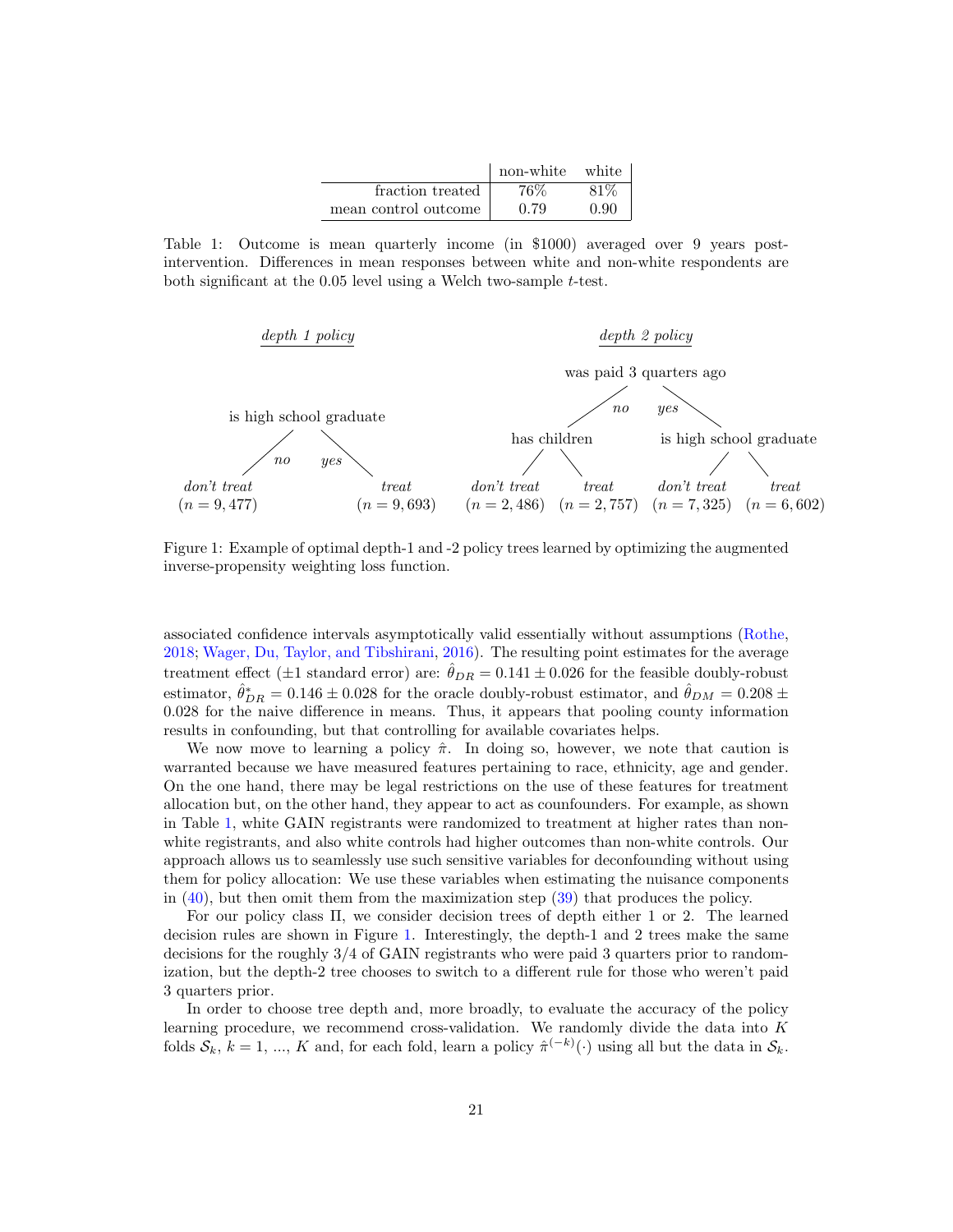| | non-white | white |
|---|---|---|
| fraction treated | 76% | 81% |
| mean control outcome | 0.79 | 0.90 |

Table 1: Outcome is mean quarterly income (in $1000) averaged over 9 years post-intervention. Differences in mean responses between white and non-white respondents are both significant at the 0.05 level using a Welch two-sample $t$-test.

*depth 1 policy*

- is high school graduate
  - *no*: *don't treat* ($n = 9,477$)
  - *yes*: *treat* ($n = 9,693$)

*depth 2 policy*

- was paid 3 quarters ago
  - *no*: has children
    - *don't treat* ($n = 2,486$)
    - *treat* ($n = 2,757$)
  - *yes*: is high school graduate
    - *don't treat* ($n = 7,325$)
    - *treat* ($n = 6,602$)

Figure 1: Example of optimal depth-1 and -2 policy trees learned by optimizing the augmented inverse-propensity weighting loss function.

associated confidence intervals asymptotically valid essentially without assumptions (Rothe, 2018; Wager, Du, Taylor, and Tibshirani, 2016). The resulting point estimates for the average treatment effect ($\pm 1$ standard error) are: $\hat{\theta}_{DR} = 0.141 \pm 0.026$ for the feasible doubly-robust estimator, $\hat{\theta}^*_{DR} = 0.146 \pm 0.028$ for the oracle doubly-robust estimator, and $\hat{\theta}_{DM} = 0.208 \pm 0.028$ for the naive difference in means. Thus, it appears that pooling county information results in confounding, but that controlling for available covariates helps.

We now move to learning a policy $\hat{\pi}$. In doing so, however, we note that caution is warranted because we have measured features pertaining to race, ethnicity, age and gender. On the one hand, there may be legal restrictions on the use of these features for treatment allocation but, on the other hand, they appear to act as counfounders. For example, as shown in Table 1, white GAIN registrants were randomized to treatment at higher rates than non-white registrants, and also white controls had higher outcomes than non-white controls. Our approach allows us to seamlessly use such sensitive variables for deconfounding without using them for policy allocation: We use these variables when estimating the nuisance components in (40), but then omit them from the maximization step (39) that produces the policy.

For our policy class $\Pi$, we consider decision trees of depth either 1 or 2. The learned decision rules are shown in Figure 1. Interestingly, the depth-1 and 2 trees make the same decisions for the roughly 3/4 of GAIN registrants who were paid 3 quarters prior to randomization, but the depth-2 tree chooses to switch to a different rule for those who weren't paid 3 quarters prior.

In order to choose tree depth and, more broadly, to evaluate the accuracy of the policy learning procedure, we recommend cross-validation. We randomly divide the data into $K$ folds $\mathcal{S}_k$, $k = 1, ..., K$ and, for each fold, learn a policy $\hat{\pi}^{(-k)}(\cdot)$ using all but the data in $\mathcal{S}_k$.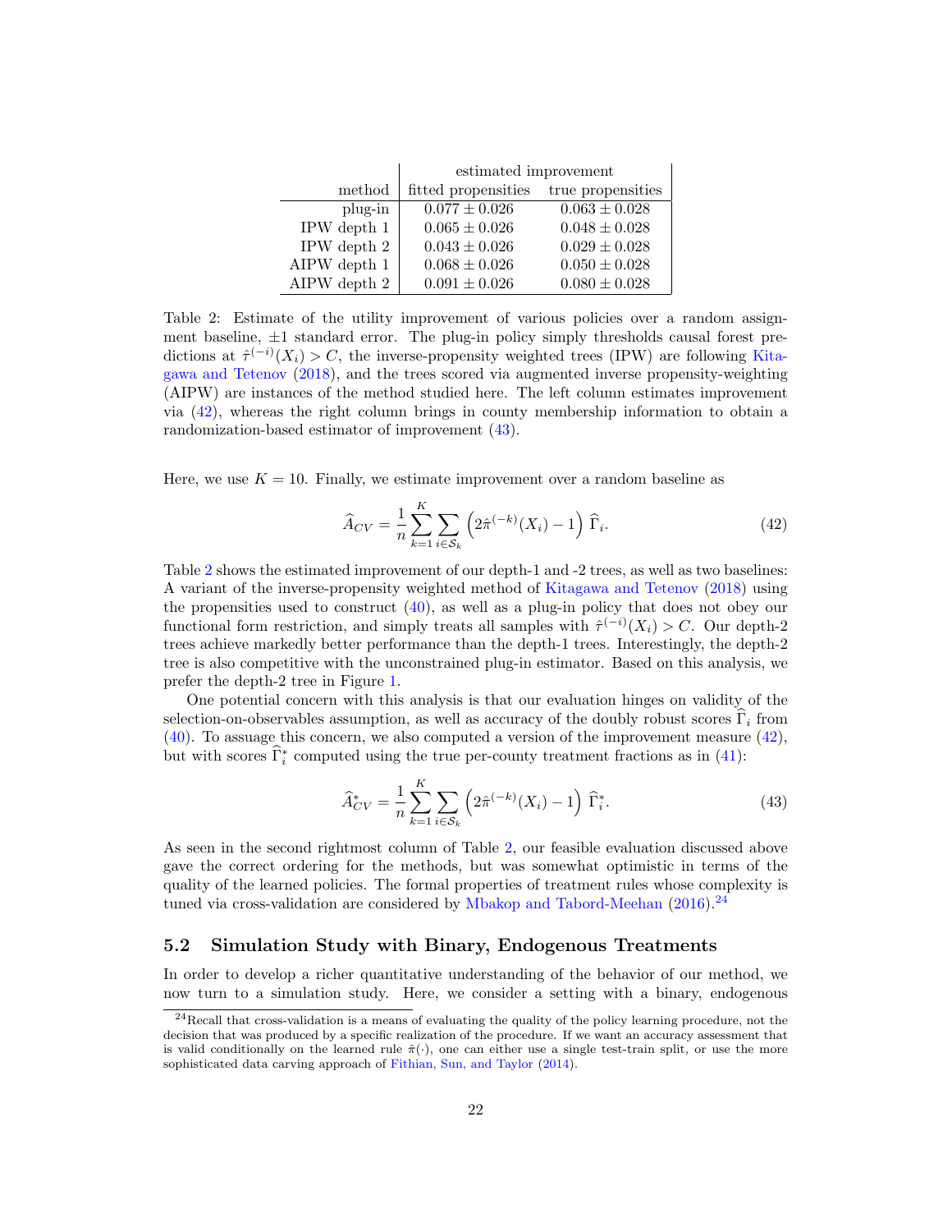| | estimated improvement | |
|---|---|---|
| method | fitted propensities | true propensities |
| plug-in | $0.077 \pm 0.026$ | $0.063 \pm 0.028$ |
| IPW depth 1 | $0.065 \pm 0.026$ | $0.048 \pm 0.028$ |
| IPW depth 2 | $0.043 \pm 0.026$ | $0.029 \pm 0.028$ |
| AIPW depth 1 | $0.068 \pm 0.026$ | $0.050 \pm 0.028$ |
| AIPW depth 2 | $0.091 \pm 0.026$ | $0.080 \pm 0.028$ |

Table 2: Estimate of the utility improvement of various policies over a random assignment baseline, $\pm 1$ standard error. The plug-in policy simply thresholds causal forest predictions at $\hat{\tau}^{(-i)}(X_i) > C$, the inverse-propensity weighted trees (IPW) are following Kitagawa and Tetenov (2018), and the trees scored via augmented inverse propensity-weighting (AIPW) are instances of the method studied here. The left column estimates improvement via (42), whereas the right column brings in county membership information to obtain a randomization-based estimator of improvement (43).

Here, we use $K = 10$. Finally, we estimate improvement over a random baseline as

$$\widehat{A}_{CV} = \frac{1}{n} \sum_{k=1}^{K} \sum_{i \in \mathcal{S}_k} \left( 2\hat{\pi}^{(-k)}(X_i) - 1 \right) \widehat{\Gamma}_i. \tag{42}$$

Table 2 shows the estimated improvement of our depth-1 and -2 trees, as well as two baselines: A variant of the inverse-propensity weighted method of Kitagawa and Tetenov (2018) using the propensities used to construct (40), as well as a plug-in policy that does not obey our functional form restriction, and simply treats all samples with $\hat{\tau}^{(-i)}(X_i) > C$. Our depth-2 trees achieve markedly better performance than the depth-1 trees. Interestingly, the depth-2 tree is also competitive with the unconstrained plug-in estimator. Based on this analysis, we prefer the depth-2 tree in Figure 1.

One potential concern with this analysis is that our evaluation hinges on validity of the selection-on-observables assumption, as well as accuracy of the doubly robust scores $\widehat{\Gamma}_i$ from (40). To assuage this concern, we also computed a version of the improvement measure (42), but with scores $\widehat{\Gamma}_i^*$ computed using the true per-county treatment fractions as in (41):

$$\widehat{A}_{CV}^* = \frac{1}{n} \sum_{k=1}^{K} \sum_{i \in \mathcal{S}_k} \left( 2\hat{\pi}^{(-k)}(X_i) - 1 \right) \widehat{\Gamma}_i^*. \tag{43}$$

As seen in the second rightmost column of Table 2, our feasible evaluation discussed above gave the correct ordering for the methods, but was somewhat optimistic in terms of the quality of the learned policies. The formal properties of treatment rules whose complexity is tuned via cross-validation are considered by Mbakop and Tabord-Meehan (2016).[24]

## 5.2 Simulation Study with Binary, Endogenous Treatments

In order to develop a richer quantitative understanding of the behavior of our method, we now turn to a simulation study. Here, we consider a setting with a binary, endogenous

[24] Recall that cross-validation is a means of evaluating the quality of the policy learning procedure, not the decision that was produced by a specific realization of the procedure. If we want an accuracy assessment that is valid conditionally on the learned rule $\hat{\pi}(\cdot)$, one can either use a single test-train split, or use the more sophisticated data carving approach of Fithian, Sun, and Taylor (2014).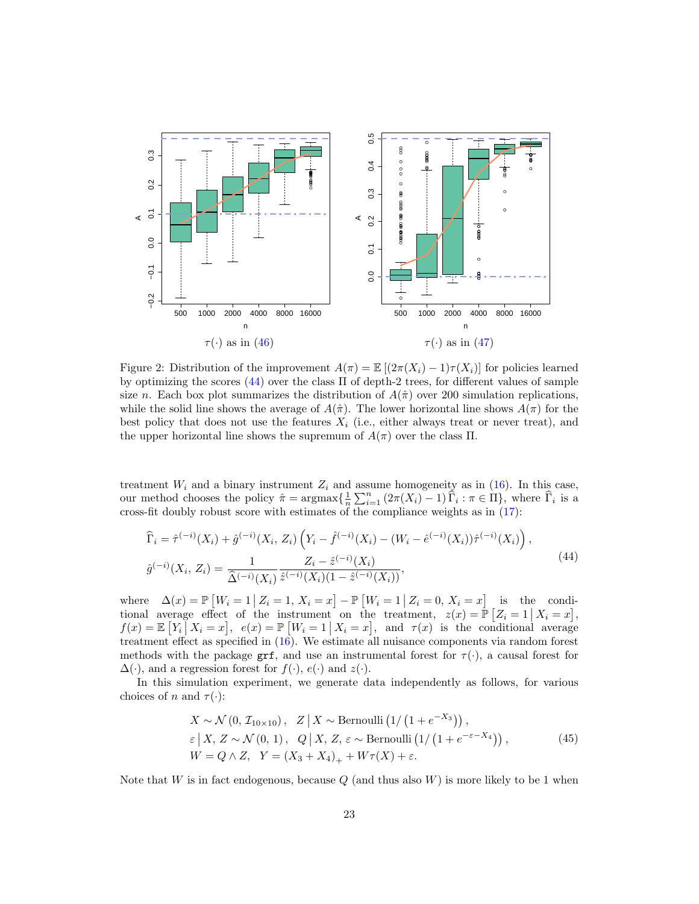$\tau(\cdot)$ as in (46)

$\tau(\cdot)$ as in (47)

Figure 2: Distribution of the improvement $A(\pi) = \mathbb{E}\left[(2\pi(X_i) - 1)\tau(X_i)\right]$ for policies learned by optimizing the scores (44) over the class $\Pi$ of depth-2 trees, for different values of sample size $n$. Each box plot summarizes the distribution of $A(\hat{\pi})$ over 200 simulation replications, while the solid line shows the average of $A(\hat{\pi})$. The lower horizontal line shows $A(\pi)$ for the best policy that does not use the features $X_i$ (i.e., either always treat or never treat), and the upper horizontal line shows the supremum of $A(\pi)$ over the class $\Pi$.

treatment $W_i$ and a binary instrument $Z_i$ and assume homogeneity as in (16). In this case, our method chooses the policy $\hat{\pi} = \text{argmax}\{\frac{1}{n}\sum_{i=1}^{n}(2\pi(X_i) - 1)\,\widehat{\Gamma}_i : \pi \in \Pi\}$, where $\widehat{\Gamma}_i$ is a cross-fit doubly robust score with estimates of the compliance weights as in (17):

$$
\begin{aligned}
\widehat{\Gamma}_i &= \hat{\tau}^{(-i)}(X_i) + \hat{g}^{(-i)}(X_i,\, Z_i)\left(Y_i - \hat{f}^{(-i)}(X_i) - (W_i - \hat{e}^{(-i)}(X_i))\hat{\tau}^{(-i)}(X_i)\right), \\
\hat{g}^{(-i)}(X_i,\, Z_i) &= \frac{1}{\widehat{\Delta}^{(-i)}(X_i)} \frac{Z_i - \hat{z}^{(-i)}(X_i)}{\hat{z}^{(-i)}(X_i)(1 - \hat{z}^{(-i)}(X_i))},
\end{aligned}
\tag{44}
$$

where $\Delta(x) = \mathbb{P}\left[W_i = 1 \,\middle|\, Z_i = 1,\, X_i = x\right] - \mathbb{P}\left[W_i = 1 \,\middle|\, Z_i = 0,\, X_i = x\right]$ is the conditional average effect of the instrument on the treatment, $z(x) = \mathbb{P}\left[Z_i = 1 \,\middle|\, X_i = x\right]$, $f(x) = \mathbb{E}\left[Y_i \,\middle|\, X_i = x\right]$, $e(x) = \mathbb{P}\left[W_i = 1 \,\middle|\, X_i = x\right]$, and $\tau(x)$ is the conditional average treatment effect as specified in (16). We estimate all nuisance components via random forest methods with the package `grf`, and use an instrumental forest for $\tau(\cdot)$, a causal forest for $\Delta(\cdot)$, and a regression forest for $f(\cdot)$, $e(\cdot)$ and $z(\cdot)$.

In this simulation experiment, we generate data independently as follows, for various choices of $n$ and $\tau(\cdot)$:

$$
\begin{aligned}
&X \sim \mathcal{N}\left(0,\, \mathcal{I}_{10\times 10}\right), \quad Z \,\middle|\, X \sim \text{Bernoulli}\left(1/\left(1 + e^{-X_3}\right)\right), \\
&\varepsilon \,\middle|\, X,\, Z \sim \mathcal{N}\left(0,\, 1\right), \quad Q \,\middle|\, X,\, Z,\, \varepsilon \sim \text{Bernoulli}\left(1/\left(1 + e^{-\varepsilon - X_4}\right)\right), \\
&W = Q \wedge Z, \quad Y = \left(X_3 + X_4\right)_+ + W\tau(X) + \varepsilon.
\end{aligned}
\tag{45}
$$

Note that $W$ is in fact endogenous, because $Q$ (and thus also $W$) is more likely to be 1 when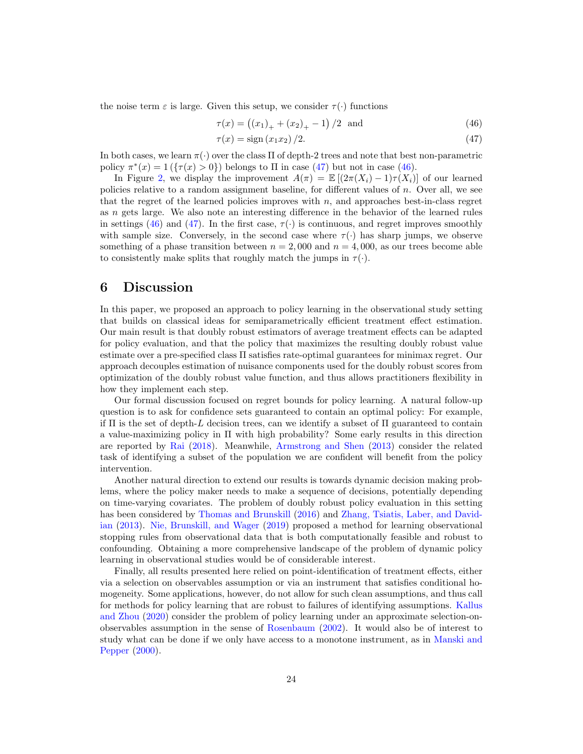the noise term $\varepsilon$ is large. Given this setup, we consider $\tau(\cdot)$ functions

$$\tau(x) = \left((x_1)_+ + (x_2)_+ - 1\right)/2 \quad \text{and} \tag{46}$$

$$\tau(x) = \text{sign}\left(x_1 x_2\right)/2. \tag{47}$$

In both cases, we learn $\pi(\cdot)$ over the class $\Pi$ of depth-2 trees and note that best non-parametric policy $\pi^*(x) = 1\left(\{\tau(x) > 0\}\right)$ belongs to $\Pi$ in case (47) but not in case (46).

In Figure 2, we display the improvement $A(\pi) = \mathbb{E}\left[(2\pi(X_i) - 1)\tau(X_i)\right]$ of our learned policies relative to a random assignment baseline, for different values of $n$. Over all, we see that the regret of the learned policies improves with $n$, and approaches best-in-class regret as $n$ gets large. We also note an interesting difference in the behavior of the learned rules in settings (46) and (47). In the first case, $\tau(\cdot)$ is continuous, and regret improves smoothly with sample size. Conversely, in the second case where $\tau(\cdot)$ has sharp jumps, we observe something of a phase transition between $n = 2{,}000$ and $n = 4{,}000$, as our trees become able to consistently make splits that roughly match the jumps in $\tau(\cdot)$.

# 6 Discussion

In this paper, we proposed an approach to policy learning in the observational study setting that builds on classical ideas for semiparametrically efficient treatment effect estimation. Our main result is that doubly robust estimators of average treatment effects can be adapted for policy evaluation, and that the policy that maximizes the resulting doubly robust value estimate over a pre-specified class $\Pi$ satisfies rate-optimal guarantees for minimax regret. Our approach decouples estimation of nuisance components used for the doubly robust scores from optimization of the doubly robust value function, and thus allows practitioners flexibility in how they implement each step.

Our formal discussion focused on regret bounds for policy learning. A natural follow-up question is to ask for confidence sets guaranteed to contain an optimal policy: For example, if $\Pi$ is the set of depth-$L$ decision trees, can we identify a subset of $\Pi$ guaranteed to contain a value-maximizing policy in $\Pi$ with high probability? Some early results in this direction are reported by Rai (2018). Meanwhile, Armstrong and Shen (2013) consider the related task of identifying a subset of the population we are confident will benefit from the policy intervention.

Another natural direction to extend our results is towards dynamic decision making problems, where the policy maker needs to make a sequence of decisions, potentially depending on time-varying covariates. The problem of doubly robust policy evaluation in this setting has been considered by Thomas and Brunskill (2016) and Zhang, Tsiatis, Laber, and Davidian (2013). Nie, Brunskill, and Wager (2019) proposed a method for learning observational stopping rules from observational data that is both computationally feasible and robust to confounding. Obtaining a more comprehensive landscape of the problem of dynamic policy learning in observational studies would be of considerable interest.

Finally, all results presented here relied on point-identification of treatment effects, either via a selection on observables assumption or via an instrument that satisfies conditional homogeneity. Some applications, however, do not allow for such clean assumptions, and thus call for methods for policy learning that are robust to failures of identifying assumptions. Kallus and Zhou (2020) consider the problem of policy learning under an approximate selection-on-observables assumption in the sense of Rosenbaum (2002). It would also be of interest to study what can be done if we only have access to a monotone instrument, as in Manski and Pepper (2000).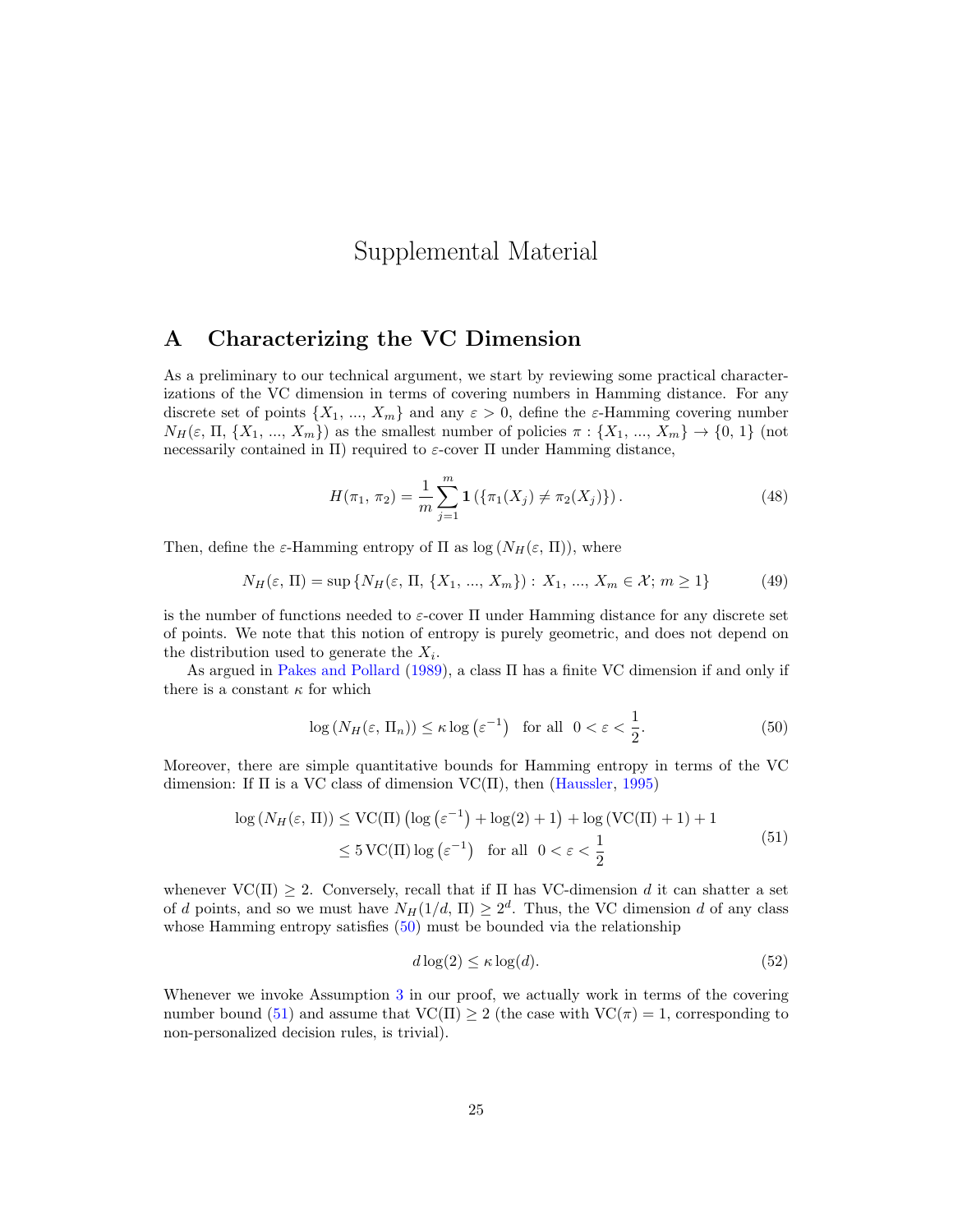# Supplemental Material

## A Characterizing the VC Dimension

As a preliminary to our technical argument, we start by reviewing some practical characterizations of the VC dimension in terms of covering numbers in Hamming distance. For any discrete set of points $\{X_1, ..., X_m\}$ and any $\varepsilon > 0$, define the $\varepsilon$-Hamming covering number $N_H(\varepsilon, \Pi, \{X_1, ..., X_m\})$ as the smallest number of policies $\pi : \{X_1, ..., X_m\} \to \{0, 1\}$ (not necessarily contained in $\Pi$) required to $\varepsilon$-cover $\Pi$ under Hamming distance,

$$H(\pi_1, \pi_2) = \frac{1}{m} \sum_{j=1}^{m} \mathbf{1}\left(\{\pi_1(X_j) \neq \pi_2(X_j)\}\right). \tag{48}$$

Then, define the $\varepsilon$-Hamming entropy of $\Pi$ as $\log\left(N_H(\varepsilon, \Pi)\right)$, where

$$N_H(\varepsilon, \Pi) = \sup\left\{N_H(\varepsilon, \Pi, \{X_1, ..., X_m\}) : X_1, ..., X_m \in \mathcal{X};\, m \geq 1\right\} \tag{49}$$

is the number of functions needed to $\varepsilon$-cover $\Pi$ under Hamming distance for any discrete set of points. We note that this notion of entropy is purely geometric, and does not depend on the distribution used to generate the $X_i$.

As argued in Pakes and Pollard (1989), a class $\Pi$ has a finite VC dimension if and only if there is a constant $\kappa$ for which

$$\log\left(N_H(\varepsilon, \Pi_n)\right) \leq \kappa \log\left(\varepsilon^{-1}\right) \quad \text{for all} \quad 0 < \varepsilon < \frac{1}{2}. \tag{50}$$

Moreover, there are simple quantitative bounds for Hamming entropy in terms of the VC dimension: If $\Pi$ is a VC class of dimension $\text{VC}(\Pi)$, then (Haussler, 1995)

$$\begin{aligned} \log\left(N_H(\varepsilon, \Pi)\right) &\leq \text{VC}(\Pi)\left(\log\left(\varepsilon^{-1}\right) + \log(2) + 1\right) + \log\left(\text{VC}(\Pi) + 1\right) + 1 \\ &\leq 5\, \text{VC}(\Pi) \log\left(\varepsilon^{-1}\right) \quad \text{for all} \quad 0 < \varepsilon < \frac{1}{2} \end{aligned} \tag{51}$$

whenever $\text{VC}(\Pi) \geq 2$. Conversely, recall that if $\Pi$ has VC-dimension $d$ it can shatter a set of $d$ points, and so we must have $N_H(1/d, \Pi) \geq 2^d$. Thus, the VC dimension $d$ of any class whose Hamming entropy satisfies (50) must be bounded via the relationship

$$d \log(2) \leq \kappa \log(d). \tag{52}$$

Whenever we invoke Assumption 3 in our proof, we actually work in terms of the covering number bound (51) and assume that $\text{VC}(\Pi) \geq 2$ (the case with $\text{VC}(\pi) = 1$, corresponding to non-personalized decision rules, is trivial).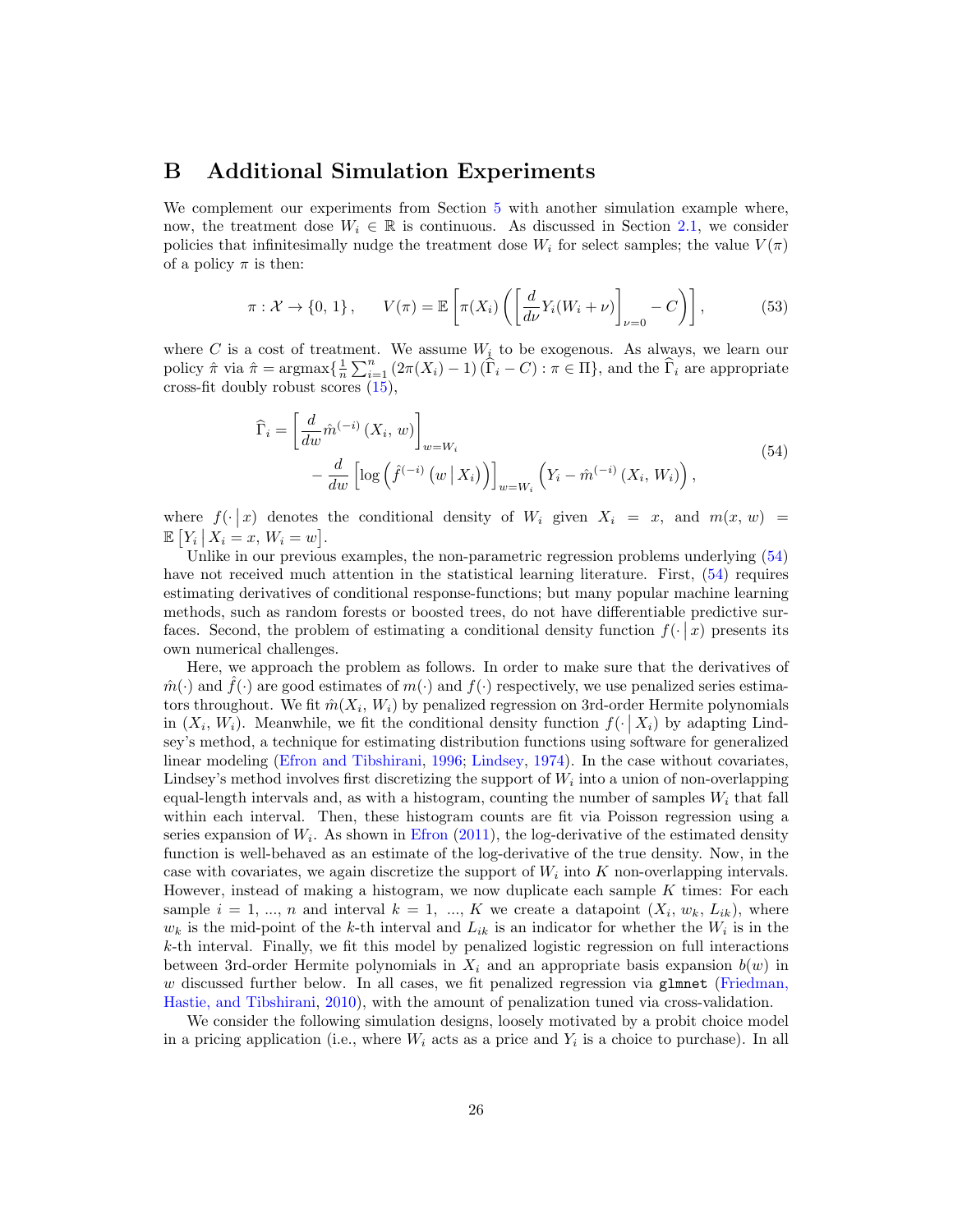## B Additional Simulation Experiments

We complement our experiments from Section 5 with another simulation example where, now, the treatment dose $W_i \in \mathbb{R}$ is continuous. As discussed in Section 2.1, we consider policies that infinitesimally nudge the treatment dose $W_i$ for select samples; the value $V(\pi)$ of a policy $\pi$ is then:

$$\pi : \mathcal{X} \to \{0, 1\}, \qquad V(\pi) = \mathbb{E}\left[\pi(X_i)\left(\left[\frac{d}{d\nu} Y_i(W_i + \nu)\right]_{\nu=0} - C\right)\right], \tag{53}$$

where $C$ is a cost of treatment. We assume $W_i$ to be exogenous. As always, we learn our policy $\hat{\pi}$ via $\hat{\pi} = \operatorname{argmax}\{\frac{1}{n}\sum_{i=1}^{n}(2\pi(X_i) - 1)(\widehat{\Gamma}_i - C) : \pi \in \Pi\}$, and the $\widehat{\Gamma}_i$ are appropriate cross-fit doubly robust scores (15),

$$\begin{aligned} \widehat{\Gamma}_i = &\left[\frac{d}{dw}\hat{m}^{(-i)}(X_i, w)\right]_{w=W_i} \\ &\qquad - \frac{d}{dw}\left[\log\left(\hat{f}^{(-i)}\left(w \,\middle|\, X_i\right)\right)\right]_{w=W_i}\left(Y_i - \hat{m}^{(-i)}(X_i, W_i)\right), \end{aligned} \tag{54}$$

where $f(\cdot \,|\, x)$ denotes the conditional density of $W_i$ given $X_i = x$, and $m(x, w) = \mathbb{E}\left[Y_i \,\middle|\, X_i = x, W_i = w\right]$.

Unlike in our previous examples, the non-parametric regression problems underlying (54) have not received much attention in the statistical learning literature. First, (54) requires estimating derivatives of conditional response-functions; but many popular machine learning methods, such as random forests or boosted trees, do not have differentiable predictive surfaces. Second, the problem of estimating a conditional density function $f(\cdot \,|\, x)$ presents its own numerical challenges.

Here, we approach the problem as follows. In order to make sure that the derivatives of $\hat{m}(\cdot)$ and $\hat{f}(\cdot)$ are good estimates of $m(\cdot)$ and $f(\cdot)$ respectively, we use penalized series estimators throughout. We fit $\hat{m}(X_i, W_i)$ by penalized regression on 3rd-order Hermite polynomials in $(X_i, W_i)$. Meanwhile, we fit the conditional density function $f(\cdot \,|\, X_i)$ by adapting Lindsey's method, a technique for estimating distribution functions using software for generalized linear modeling (Efron and Tibshirani, 1996; Lindsey, 1974). In the case without covariates, Lindsey's method involves first discretizing the support of $W_i$ into a union of non-overlapping equal-length intervals and, as with a histogram, counting the number of samples $W_i$ that fall within each interval. Then, these histogram counts are fit via Poisson regression using a series expansion of $W_i$. As shown in Efron (2011), the log-derivative of the estimated density function is well-behaved as an estimate of the log-derivative of the true density. Now, in the case with covariates, we again discretize the support of $W_i$ into $K$ non-overlapping intervals. However, instead of making a histogram, we now duplicate each sample $K$ times: For each sample $i = 1, ..., n$ and interval $k = 1, ..., K$ we create a datapoint $(X_i, w_k, L_{ik})$, where $w_k$ is the mid-point of the $k$-th interval and $L_{ik}$ is an indicator for whether the $W_i$ is in the $k$-th interval. Finally, we fit this model by penalized logistic regression on full interactions between 3rd-order Hermite polynomials in $X_i$ and an appropriate basis expansion $b(w)$ in $w$ discussed further below. In all cases, we fit penalized regression via `glmnet` (Friedman, Hastie, and Tibshirani, 2010), with the amount of penalization tuned via cross-validation.

We consider the following simulation designs, loosely motivated by a probit choice model in a pricing application (i.e., where $W_i$ acts as a price and $Y_i$ is a choice to purchase). In all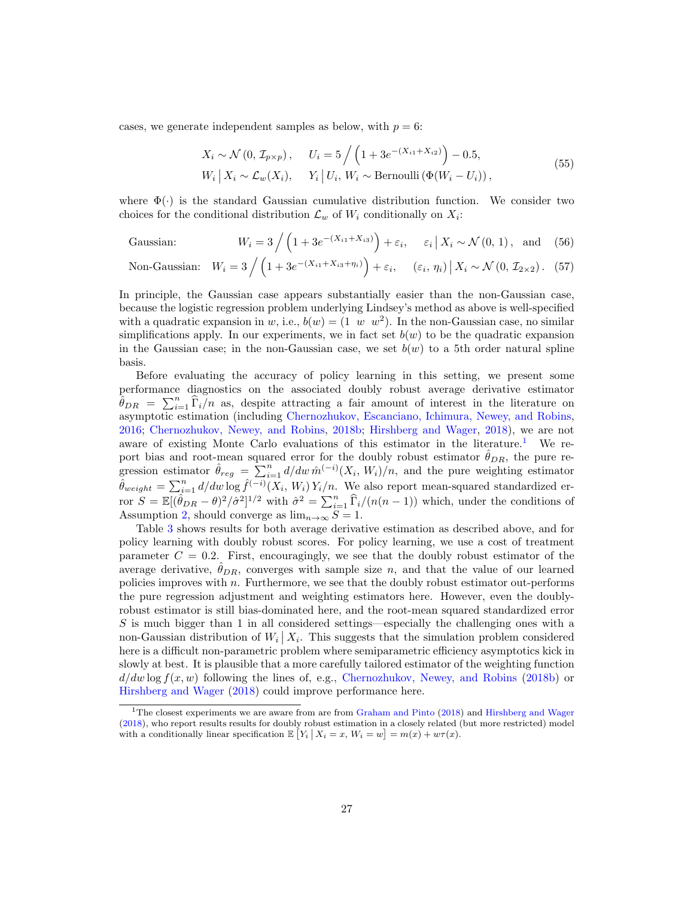cases, we generate independent samples as below, with $p = 6$:

$$
\begin{aligned}
&X_i \sim \mathcal{N}\left(0,\, \mathcal{I}_{p\times p}\right), \qquad U_i = 5 \Big/ \left(1 + 3e^{-(X_{i1}+X_{i2})}\right) - 0.5, \\
&W_i \,\big|\, X_i \sim \mathcal{L}_w(X_i), \qquad Y_i \,\big|\, U_i,\, W_i \sim \text{Bernoulli}\left(\Phi(W_i - U_i)\right),
\end{aligned}
\tag{55}
$$

where $\Phi(\cdot)$ is the standard Gaussian cumulative distribution function. We consider two choices for the conditional distribution $\mathcal{L}_w$ of $W_i$ conditionally on $X_i$:

$$
\text{Gaussian:} \qquad W_i = 3 \Big/ \left(1 + 3e^{-(X_{i1}+X_{i3})}\right) + \varepsilon_i, \qquad \varepsilon_i \,\big|\, X_i \sim \mathcal{N}\left(0,\, 1\right), \quad \text{and} \tag{56}
$$

$$
\text{Non-Gaussian:} \quad W_i = 3 \Big/ \left(1 + 3e^{-(X_{i1}+X_{i3}+\eta_i)}\right) + \varepsilon_i, \qquad (\varepsilon_i,\, \eta_i) \,\big|\, X_i \sim \mathcal{N}\left(0,\, \mathcal{I}_{2\times 2}\right). \tag{57}
$$

In principle, the Gaussian case appears substantially easier than the non-Gaussian case, because the logistic regression problem underlying Lindsey's method as above is well-specified with a quadratic expansion in $w$, i.e., $b(w) = (1 \;\; w \;\; w^2)$. In the non-Gaussian case, no similar simplifications apply. In our experiments, we in fact set $b(w)$ to be the quadratic expansion in the Gaussian case; in the non-Gaussian case, we set $b(w)$ to a 5th order natural spline basis.

Before evaluating the accuracy of policy learning in this setting, we present some performance diagnostics on the associated doubly robust average derivative estimator $\hat{\theta}_{DR} = \sum_{i=1}^n \widehat{\Gamma}_i/n$ as, despite attracting a fair amount of interest in the literature on asymptotic estimation (including Chernozhukov, Escanciano, Ichimura, Newey, and Robins, 2016; Chernozhukov, Newey, and Robins, 2018b; Hirshberg and Wager, 2018), we are not aware of existing Monte Carlo evaluations of this estimator in the literature.[1] We report bias and root-mean squared error for the doubly robust estimator $\hat{\theta}_{DR}$, the pure regression estimator $\hat{\theta}_{reg} = \sum_{i=1}^n d/dw\, \hat{m}^{(-i)}(X_i,\, W_i)/n$, and the pure weighting estimator $\hat{\theta}_{weight} = \sum_{i=1}^n d/dw \log \hat{f}^{(-i)}(X_i,\, W_i)\, Y_i/n$. We also report mean-squared standardized error $S = \mathbb{E}[(\hat{\theta}_{DR} - \theta)^2/\hat{\sigma}^2]^{1/2}$ with $\hat{\sigma}^2 = \sum_{i=1}^n \widehat{\Gamma}_i/(n(n-1))$ which, under the conditions of Assumption 2, should converge as $\lim_{n\to\infty} S = 1$.

Table 3 shows results for both average derivative estimation as described above, and for policy learning with doubly robust scores. For policy learning, we use a cost of treatment parameter $C = 0.2$. First, encouragingly, we see that the doubly robust estimator of the average derivative, $\hat{\theta}_{DR}$, converges with sample size $n$, and that the value of our learned policies improves with $n$. Furthermore, we see that the doubly robust estimator out-performs the pure regression adjustment and weighting estimators here. However, even the doubly-robust estimator is still bias-dominated here, and the root-mean squared standardized error $S$ is much bigger than 1 in all considered settings—especially the challenging ones with a non-Gaussian distribution of $W_i \,\big|\, X_i$. This suggests that the simulation problem considered here is a difficult non-parametric problem where semiparametric efficiency asymptotics kick in slowly at best. It is plausible that a more carefully tailored estimator of the weighting function $d/dw \log f(x, w)$ following the lines of, e.g., Chernozhukov, Newey, and Robins (2018b) or Hirshberg and Wager (2018) could improve performance here.

[1] The closest experiments we are aware from are from Graham and Pinto (2018) and Hirshberg and Wager (2018), who report results results for doubly robust estimation in a closely related (but more restricted) model with a conditionally linear specification $\mathbb{E}\left[Y_i \,\big|\, X_i = x,\, W_i = w\right] = m(x) + w\tau(x)$.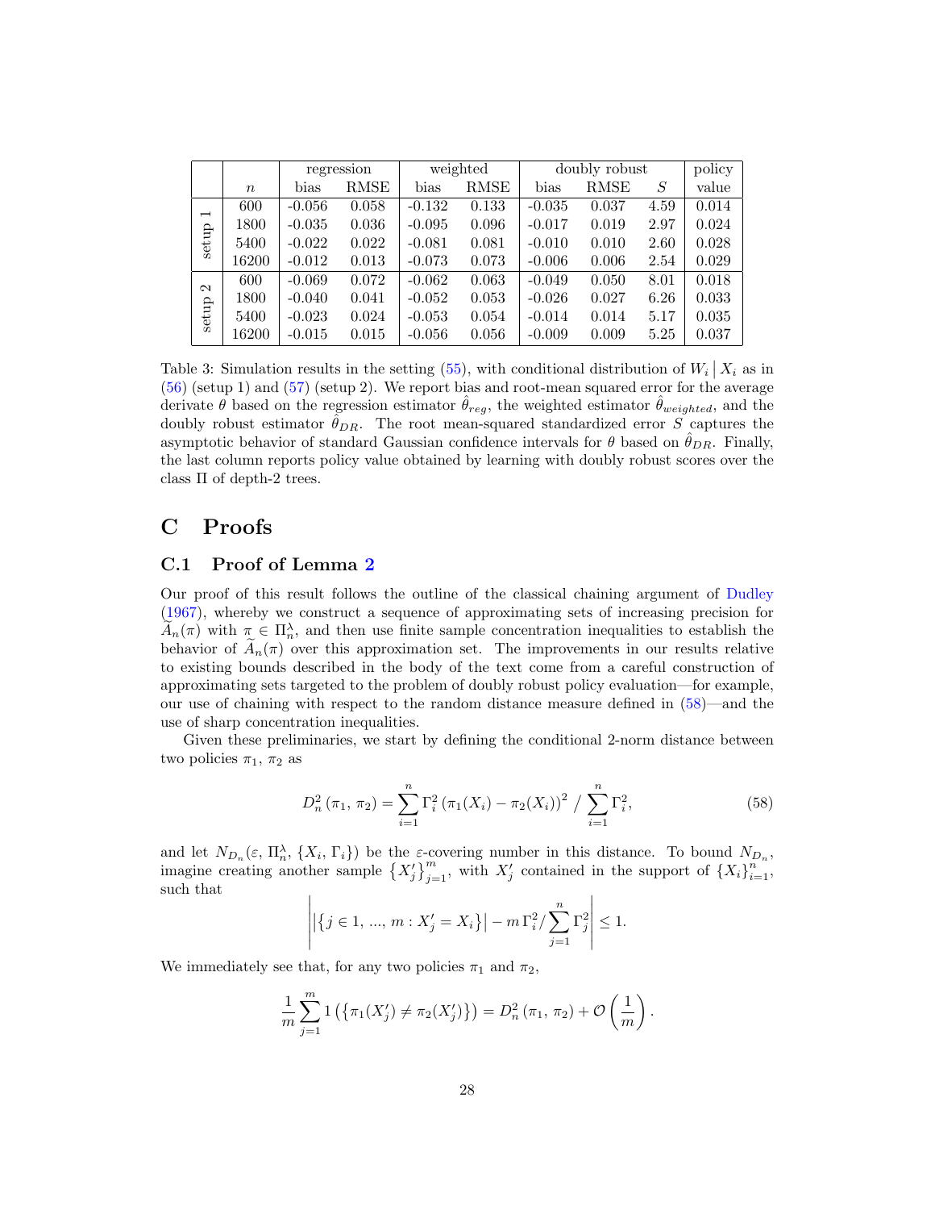| | $n$ | regression | | weighted | | doubly robust | | | policy |
|---|---|---|---|---|---|---|---|---|---|
| | | bias | RMSE | bias | RMSE | bias | RMSE | $S$ | value |
| setup 1 | 600 | -0.056 | 0.058 | -0.132 | 0.133 | -0.035 | 0.037 | 4.59 | 0.014 |
| | 1800 | -0.035 | 0.036 | -0.095 | 0.096 | -0.017 | 0.019 | 2.97 | 0.024 |
| | 5400 | -0.022 | 0.022 | -0.081 | 0.081 | -0.010 | 0.010 | 2.60 | 0.028 |
| | 16200 | -0.012 | 0.013 | -0.073 | 0.073 | -0.006 | 0.006 | 2.54 | 0.029 |
| setup 2 | 600 | -0.069 | 0.072 | -0.062 | 0.063 | -0.049 | 0.050 | 8.01 | 0.018 |
| | 1800 | -0.040 | 0.041 | -0.052 | 0.053 | -0.026 | 0.027 | 6.26 | 0.033 |
| | 5400 | -0.023 | 0.024 | -0.053 | 0.054 | -0.014 | 0.014 | 5.17 | 0.035 |
| | 16200 | -0.015 | 0.015 | -0.056 | 0.056 | -0.009 | 0.009 | 5.25 | 0.037 |

Table 3: Simulation results in the setting (55), with conditional distribution of $W_i \,\big|\, X_i$ as in (56) (setup 1) and (57) (setup 2). We report bias and root-mean squared error for the average derivate $\theta$ based on the regression estimator $\hat{\theta}_{reg}$, the weighted estimator $\hat{\theta}_{weighted}$, and the doubly robust estimator $\hat{\theta}_{DR}$. The root mean-squared standardized error $S$ captures the asymptotic behavior of standard Gaussian confidence intervals for $\theta$ based on $\hat{\theta}_{DR}$. Finally, the last column reports policy value obtained by learning with doubly robust scores over the class $\Pi$ of depth-2 trees.

# C Proofs

## C.1 Proof of Lemma 2

Our proof of this result follows the outline of the classical chaining argument of Dudley (1967), whereby we construct a sequence of approximating sets of increasing precision for $\widetilde{A}_n(\pi)$ with $\pi \in \Pi_n^\lambda$, and then use finite sample concentration inequalities to establish the behavior of $\widetilde{A}_n(\pi)$ over this approximation set. The improvements in our results relative to existing bounds described in the body of the text come from a careful construction of approximating sets targeted to the problem of doubly robust policy evaluation—for example, our use of chaining with respect to the random distance measure defined in (58)—and the use of sharp concentration inequalities.

Given these preliminaries, we start by defining the conditional 2-norm distance between two policies $\pi_1$, $\pi_2$ as

$$D_n^2\left(\pi_1,\, \pi_2\right) = \sum_{i=1}^n \Gamma_i^2 \left(\pi_1(X_i) - \pi_2(X_i)\right)^2 \Big/ \sum_{i=1}^n \Gamma_i^2, \tag{58}$$

and let $N_{D_n}(\varepsilon,\, \Pi_n^\lambda,\, \{X_i,\, \Gamma_i\})$ be the $\varepsilon$-covering number in this distance. To bound $N_{D_n}$, imagine creating another sample $\left\{X_j'\right\}_{j=1}^m$, with $X_j'$ contained in the support of $\{X_i\}_{i=1}^n$, such that

$$\left|\left|\left\{j \in 1,\, ...,\, m : X_j' = X_i\right\}\right| - m\, \Gamma_i^2 / \sum_{j=1}^n \Gamma_j^2\right| \leq 1.$$

We immediately see that, for any two policies $\pi_1$ and $\pi_2$,

$$\frac{1}{m} \sum_{j=1}^m 1\left(\left\{\pi_1(X_j') \neq \pi_2(X_j')\right\}\right) = D_n^2\left(\pi_1,\, \pi_2\right) + \mathcal{O}\left(\frac{1}{m}\right).$$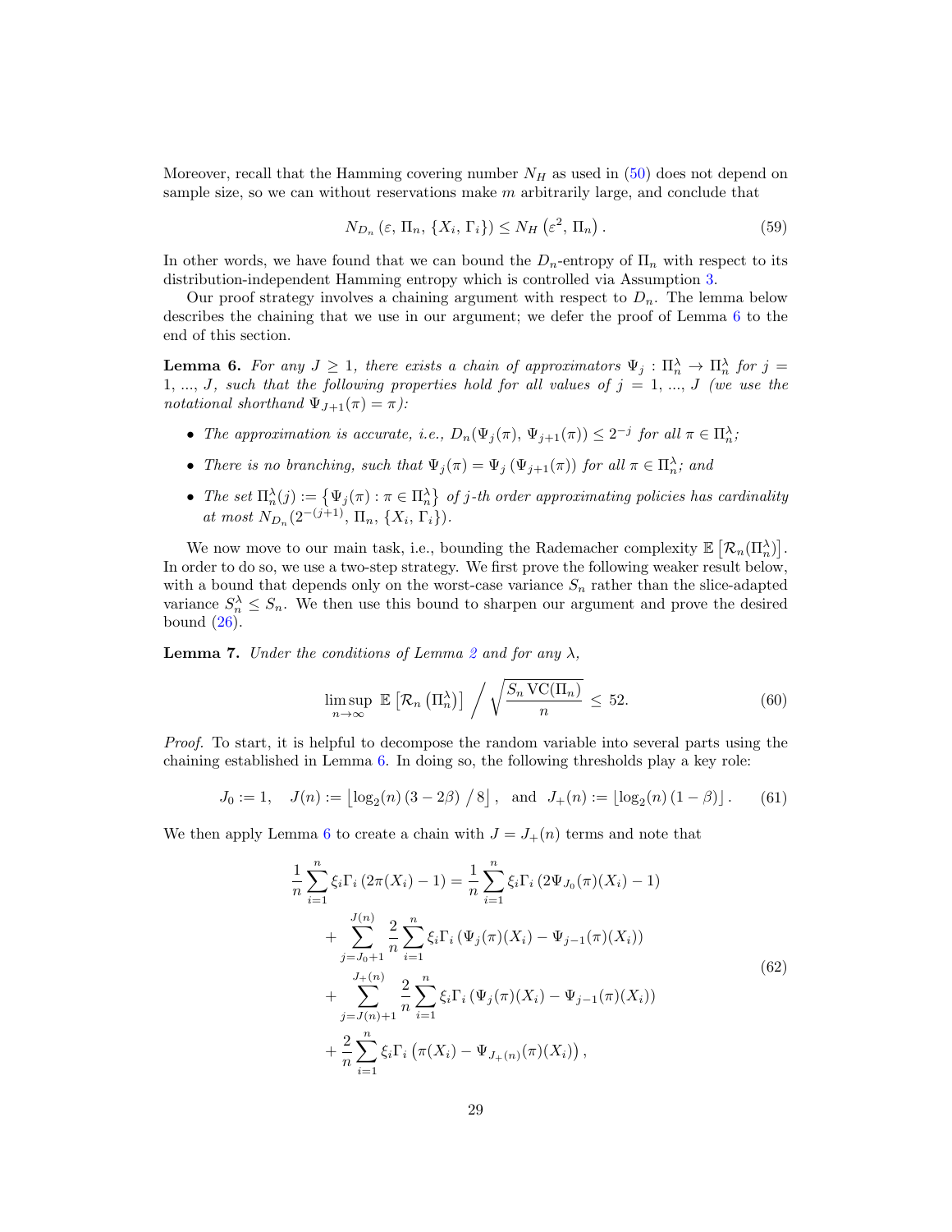Moreover, recall that the Hamming covering number $N_H$ as used in (50) does not depend on sample size, so we can without reservations make $m$ arbitrarily large, and conclude that

$$N_{D_n}\left(\varepsilon,\, \Pi_n,\, \{X_i,\, \Gamma_i\}\right) \leq N_H\left(\varepsilon^2,\, \Pi_n\right). \tag{59}$$

In other words, we have found that we can bound the $D_n$-entropy of $\Pi_n$ with respect to its distribution-independent Hamming entropy which is controlled via Assumption 3.

Our proof strategy involves a chaining argument with respect to $D_n$. The lemma below describes the chaining that we use in our argument; we defer the proof of Lemma 6 to the end of this section.

**Lemma 6.** *For any $J \geq 1$, there exists a chain of approximators $\Psi_j : \Pi_n^\lambda \to \Pi_n^\lambda$ for $j = 1, ..., J$, such that the following properties hold for all values of $j = 1, ..., J$ (we use the notational shorthand $\Psi_{J+1}(\pi) = \pi$):*

- *The approximation is accurate, i.e., $D_n(\Psi_j(\pi),\, \Psi_{j+1}(\pi)) \leq 2^{-j}$ for all $\pi \in \Pi_n^\lambda$;*
- *There is no branching, such that $\Psi_j(\pi) = \Psi_j\left(\Psi_{j+1}(\pi)\right)$ for all $\pi \in \Pi_n^\lambda$; and*
- *The set $\Pi_n^\lambda(j) := \left\{\Psi_j(\pi) : \pi \in \Pi_n^\lambda\right\}$ of $j$-th order approximating policies has cardinality at most $N_{D_n}(2^{-(j+1)},\, \Pi_n,\, \{X_i,\, \Gamma_i\})$.*

We now move to our main task, i.e., bounding the Rademacher complexity $\mathbb{E}\left[\mathcal{R}_n(\Pi_n^\lambda)\right]$. In order to do so, we use a two-step strategy. We first prove the following weaker result below, with a bound that depends only on the worst-case variance $S_n$ rather than the slice-adapted variance $S_n^\lambda \leq S_n$. We then use this bound to sharpen our argument and prove the desired bound (26).

**Lemma 7.** *Under the conditions of Lemma 2 and for any $\lambda$,*

$$\limsup_{n \to \infty}\ \mathbb{E}\left[\mathcal{R}_n\left(\Pi_n^\lambda\right)\right] \Bigg/ \sqrt{\frac{S_n\, \mathrm{VC}(\Pi_n)}{n}} \;\leq\; 52. \tag{60}$$

*Proof.* To start, it is helpful to decompose the random variable into several parts using the chaining established in Lemma 6. In doing so, the following thresholds play a key role:

$$J_0 := 1, \quad J(n) := \left\lfloor \log_2(n)\,(3 - 2\beta)\;/\;8 \right\rfloor, \quad \text{and} \quad J_+(n) := \left\lfloor \log_2(n)\,(1 - \beta) \right\rfloor. \tag{61}$$

We then apply Lemma 6 to create a chain with $J = J_+(n)$ terms and note that

$$\begin{aligned}
\frac{1}{n}\sum_{i=1}^n \xi_i \Gamma_i\left(2\pi(X_i) - 1\right) &= \frac{1}{n}\sum_{i=1}^n \xi_i \Gamma_i\left(2\Psi_{J_0}(\pi)(X_i) - 1\right) \\
&+ \sum_{j=J_0+1}^{J(n)} \frac{2}{n}\sum_{i=1}^n \xi_i \Gamma_i\left(\Psi_j(\pi)(X_i) - \Psi_{j-1}(\pi)(X_i)\right) \\
&+ \sum_{j=J(n)+1}^{J_+(n)} \frac{2}{n}\sum_{i=1}^n \xi_i \Gamma_i\left(\Psi_j(\pi)(X_i) - \Psi_{j-1}(\pi)(X_i)\right) \\
&+ \frac{2}{n}\sum_{i=1}^n \xi_i \Gamma_i\left(\pi(X_i) - \Psi_{J_+(n)}(\pi)(X_i)\right),
\end{aligned} \tag{62}$$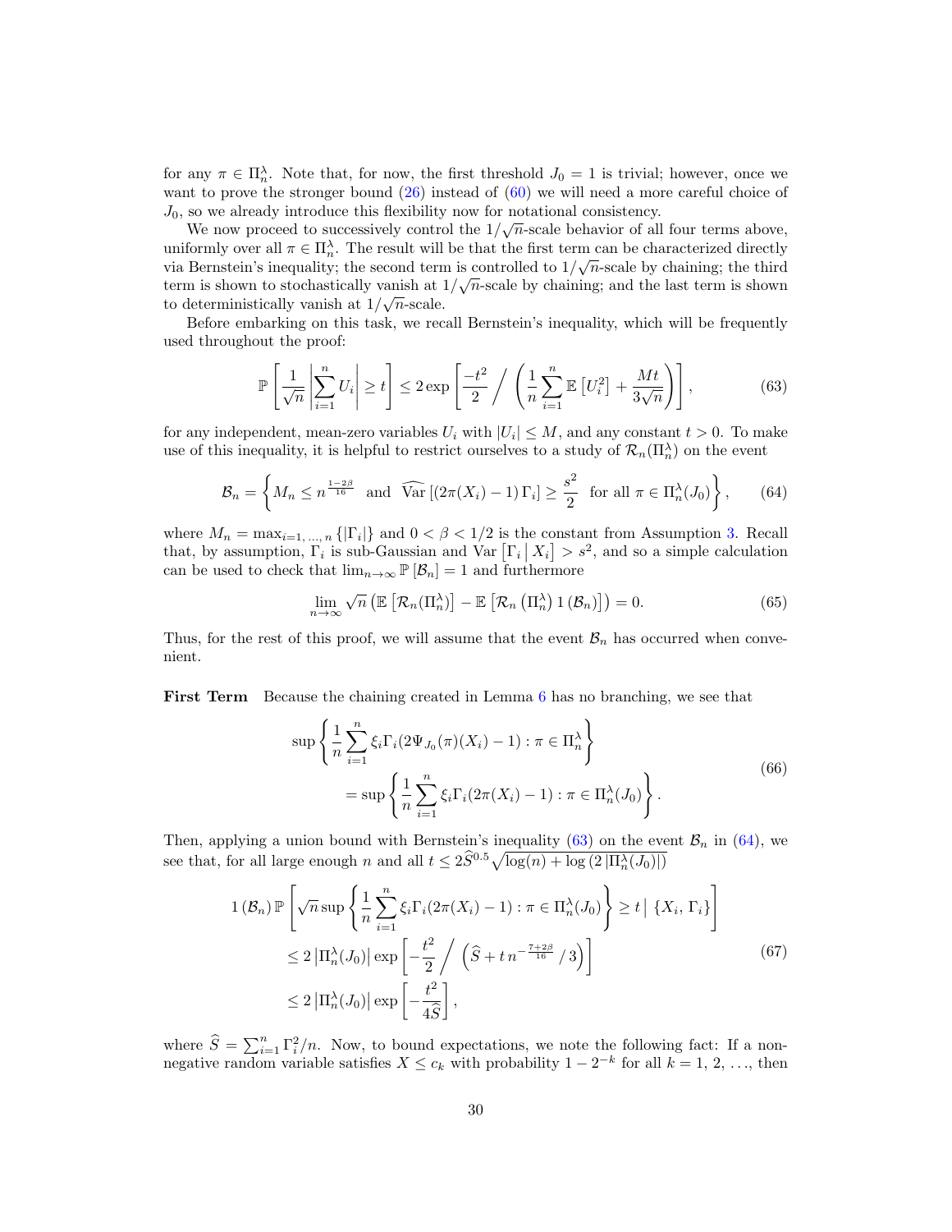for any $\pi \in \Pi_n^\lambda$. Note that, for now, the first threshold $J_0 = 1$ is trivial; however, once we want to prove the stronger bound (26) instead of (60) we will need a more careful choice of $J_0$, so we already introduce this flexibility now for notational consistency.

We now proceed to successively control the $1/\sqrt{n}$-scale behavior of all four terms above, uniformly over all $\pi \in \Pi_n^\lambda$. The result will be that the first term can be characterized directly via Bernstein's inequality; the second term is controlled to $1/\sqrt{n}$-scale by chaining; the third term is shown to stochastically vanish at $1/\sqrt{n}$-scale by chaining; and the last term is shown to deterministically vanish at $1/\sqrt{n}$-scale.

Before embarking on this task, we recall Bernstein's inequality, which will be frequently used throughout the proof:

$$
\mathbb{P}\left[\frac{1}{\sqrt{n}}\left|\sum_{i=1}^n U_i\right| \geq t\right] \leq 2\exp\left[\frac{-t^2}{2} \Big/ \left(\frac{1}{n}\sum_{i=1}^n \mathbb{E}\left[U_i^2\right] + \frac{Mt}{3\sqrt{n}}\right)\right], \tag{63}
$$

for any independent, mean-zero variables $U_i$ with $|U_i| \leq M$, and any constant $t > 0$. To make use of this inequality, it is helpful to restrict ourselves to a study of $\mathcal{R}_n(\Pi_n^\lambda)$ on the event

$$
\mathcal{B}_n = \left\{M_n \leq n^{\frac{1-2\beta}{16}} \;\text{ and }\; \widehat{\text{Var}}\left[(2\pi(X_i) - 1)\,\Gamma_i\right] \geq \frac{s^2}{2} \;\text{ for all } \pi \in \Pi_n^\lambda(J_0)\right\}, \tag{64}
$$

where $M_n = \max_{i=1,\,\ldots,\,n}\{|\Gamma_i|\}$ and $0 < \beta < 1/2$ is the constant from Assumption 3. Recall that, by assumption, $\Gamma_i$ is sub-Gaussian and $\text{Var}\left[\Gamma_i \,\middle|\, X_i\right] > s^2$, and so a simple calculation can be used to check that $\lim_{n\to\infty}\mathbb{P}\left[\mathcal{B}_n\right] = 1$ and furthermore

$$
\lim_{n\to\infty}\sqrt{n}\left(\mathbb{E}\left[\mathcal{R}_n(\Pi_n^\lambda)\right] - \mathbb{E}\left[\mathcal{R}_n\left(\Pi_n^\lambda\right)1\left(\mathcal{B}_n\right)\right]\right) = 0. \tag{65}
$$

Thus, for the rest of this proof, we will assume that the event $\mathcal{B}_n$ has occurred when convenient.

**First Term** Because the chaining created in Lemma 6 has no branching, we see that

$$
\begin{aligned}
&\sup\left\{\frac{1}{n}\sum_{i=1}^n \xi_i\Gamma_i(2\Psi_{J_0}(\pi)(X_i) - 1) : \pi \in \Pi_n^\lambda\right\} \\
&\qquad = \sup\left\{\frac{1}{n}\sum_{i=1}^n \xi_i\Gamma_i(2\pi(X_i) - 1) : \pi \in \Pi_n^\lambda(J_0)\right\}.
\end{aligned} \tag{66}
$$

Then, applying a union bound with Bernstein's inequality (63) on the event $\mathcal{B}_n$ in (64), we see that, for all large enough $n$ and all $t \leq 2\widehat{S}^{0.5}\sqrt{\log(n) + \log\left(2\left|\Pi_n^\lambda(J_0)\right|\right)}$

$$
\begin{aligned}
1\left(\mathcal{B}_n\right)&\mathbb{P}\left[\sqrt{n}\sup\left\{\frac{1}{n}\sum_{i=1}^n \xi_i\Gamma_i(2\pi(X_i) - 1) : \pi \in \Pi_n^\lambda(J_0)\right\} \geq t \,\Big|\, \{X_i,\,\Gamma_i\}\right] \\
&\leq 2\left|\Pi_n^\lambda(J_0)\right|\exp\left[-\frac{t^2}{2}\Big/\left(\widehat{S} + t\,n^{-\frac{7+2\beta}{16}}\,/\,3\right)\right] \\
&\leq 2\left|\Pi_n^\lambda(J_0)\right|\exp\left[-\frac{t^2}{4\widehat{S}}\right],
\end{aligned} \tag{67}
$$

where $\widehat{S} = \sum_{i=1}^n \Gamma_i^2/n$. Now, to bound expectations, we note the following fact: If a non-negative random variable satisfies $X \leq c_k$ with probability $1 - 2^{-k}$ for all $k = 1,\,2,\,\ldots$, then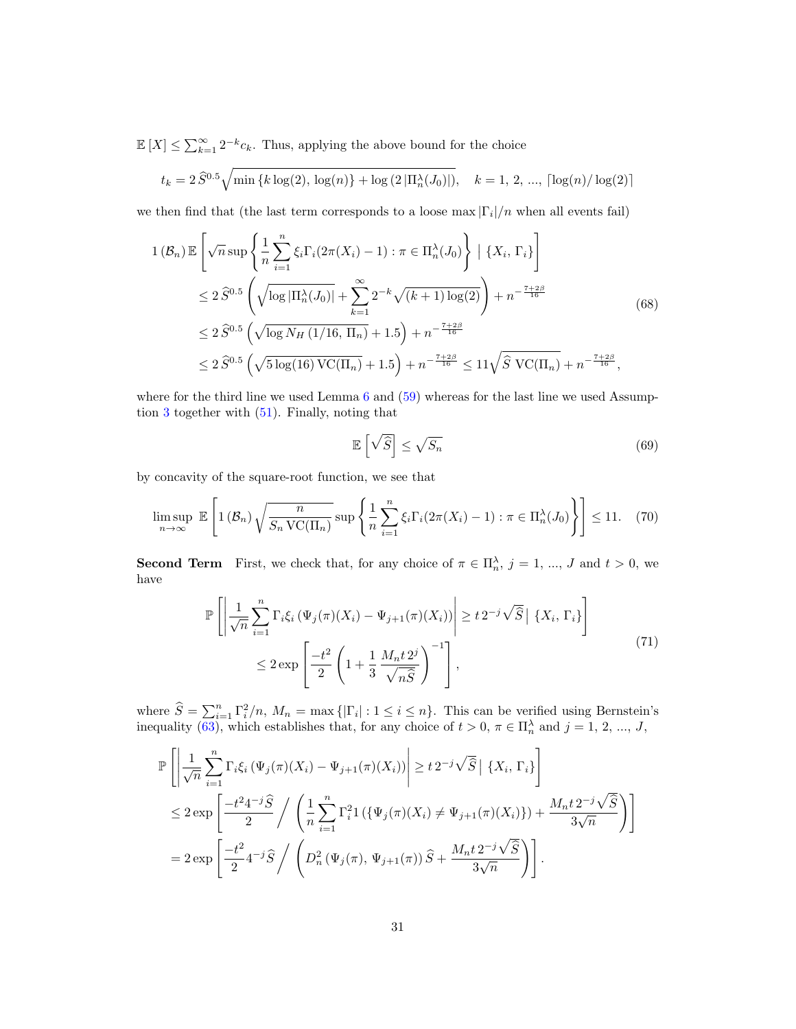$\mathbb{E}[X] \leq \sum_{k=1}^{\infty} 2^{-k} c_k$. Thus, applying the above bound for the choice

$$t_k = 2\,\widehat{S}^{0.5}\sqrt{\min\{k\log(2),\, \log(n)\} + \log\left(2\,|\Pi_n^\lambda(J_0)|\right)}, \quad k = 1,\, 2,\, ...,\, \lceil \log(n)/\log(2) \rceil$$

we then find that (the last term corresponds to a loose $\max|\Gamma_i|/n$ when all events fail)

$$\begin{aligned}
1\left(\mathcal{B}_n\right)\mathbb{E}&\left[\sqrt{n}\sup\left\{\frac{1}{n}\sum_{i=1}^n \xi_i\Gamma_i(2\pi(X_i)-1) : \pi \in \Pi_n^\lambda(J_0)\right\} \;\middle|\; \{X_i,\, \Gamma_i\}\right] \\
&\leq 2\,\widehat{S}^{0.5}\left(\sqrt{\log|\Pi_n^\lambda(J_0)|} + \sum_{k=1}^{\infty} 2^{-k}\sqrt{(k+1)\log(2)}\right) + n^{-\frac{7+2\beta}{16}} \\
&\leq 2\,\widehat{S}^{0.5}\left(\sqrt{\log N_H\left(1/16,\, \Pi_n\right)} + 1.5\right) + n^{-\frac{7+2\beta}{16}} \\
&\leq 2\,\widehat{S}^{0.5}\left(\sqrt{5\log(16)\,\mathrm{VC}(\Pi_n)} + 1.5\right) + n^{-\frac{7+2\beta}{16}} \leq 11\sqrt{\widehat{S}\;\mathrm{VC}(\Pi_n)} + n^{-\frac{7+2\beta}{16}},
\end{aligned} \tag{68}$$

where for the third line we used Lemma 6 and (59) whereas for the last line we used Assumption 3 together with (51). Finally, noting that

$$\mathbb{E}\left[\sqrt{\widehat{S}}\right] \leq \sqrt{S_n} \tag{69}$$

by concavity of the square-root function, we see that

$$\limsup_{n\to\infty}\; \mathbb{E}\left[1\left(\mathcal{B}_n\right)\sqrt{\frac{n}{S_n\,\mathrm{VC}(\Pi_n)}}\sup\left\{\frac{1}{n}\sum_{i=1}^n \xi_i\Gamma_i(2\pi(X_i)-1) : \pi\in\Pi_n^\lambda(J_0)\right\}\right] \leq 11. \tag{70}$$

**Second Term** First, we check that, for any choice of $\pi \in \Pi_n^\lambda$, $j = 1,\, ...,\, J$ and $t > 0$, we have

$$\begin{aligned}
\mathbb{P}&\left[\left|\frac{1}{\sqrt{n}}\sum_{i=1}^n \Gamma_i\xi_i\left(\Psi_j(\pi)(X_i) - \Psi_{j+1}(\pi)(X_i)\right)\right| \geq t\,2^{-j}\sqrt{\widehat{S}}\;\middle|\; \{X_i,\, \Gamma_i\}\right] \\
&\leq 2\exp\left[\frac{-t^2}{2}\left(1 + \frac{1}{3}\,\frac{M_n t\, 2^j}{\sqrt{n\widehat{S}}}\right)^{-1}\right],
\end{aligned} \tag{71}$$

where $\widehat{S} = \sum_{i=1}^n \Gamma_i^2/n$, $M_n = \max\{|\Gamma_i| : 1 \leq i \leq n\}$. This can be verified using Bernstein's inequality (63), which establishes that, for any choice of $t > 0$, $\pi \in \Pi_n^\lambda$ and $j = 1,\, 2,\, ...,\, J$,

$$\begin{aligned}
\mathbb{P}&\left[\left|\frac{1}{\sqrt{n}}\sum_{i=1}^n \Gamma_i\xi_i\left(\Psi_j(\pi)(X_i) - \Psi_{j+1}(\pi)(X_i)\right)\right| \geq t\,2^{-j}\sqrt{\widehat{S}}\;\middle|\; \{X_i,\, \Gamma_i\}\right] \\
&\leq 2\exp\left[\frac{-t^2 4^{-j}\widehat{S}}{2}\;\Big/\;\left(\frac{1}{n}\sum_{i=1}^n \Gamma_i^2 1\left(\{\Psi_j(\pi)(X_i) \neq \Psi_{j+1}(\pi)(X_i)\}\right) + \frac{M_n t\, 2^{-j}\sqrt{\widehat{S}}}{3\sqrt{n}}\right)\right] \\
&= 2\exp\left[\frac{-t^2}{2}4^{-j}\widehat{S}\;\Big/\;\left(D_n^2\left(\Psi_j(\pi),\, \Psi_{j+1}(\pi)\right)\widehat{S} + \frac{M_n t\, 2^{-j}\sqrt{\widehat{S}}}{3\sqrt{n}}\right)\right].
\end{aligned}$$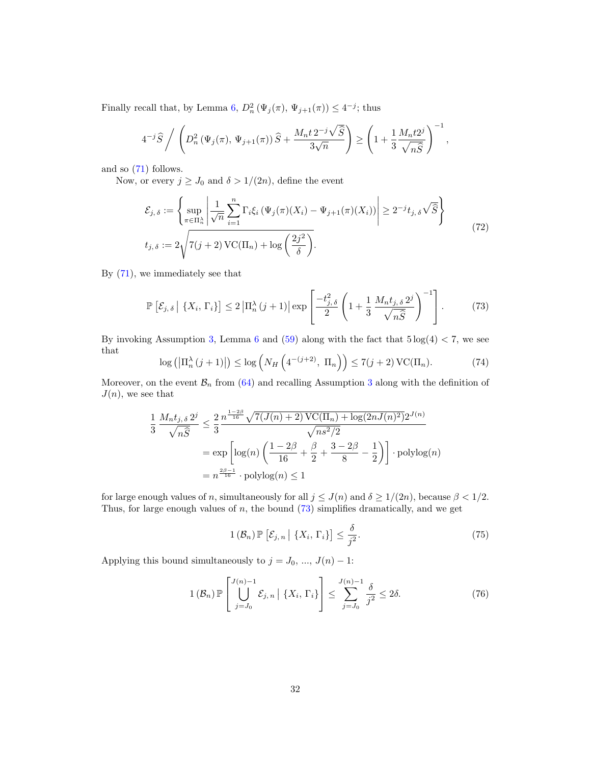Finally recall that, by Lemma 6, $D_n^2\left(\Psi_j(\pi),\, \Psi_{j+1}(\pi)\right) \leq 4^{-j}$; thus

$$4^{-j}\widehat{S} \Bigg/ \left(D_n^2\left(\Psi_j(\pi),\, \Psi_{j+1}(\pi)\right)\widehat{S} + \frac{M_n t\, 2^{-j}\sqrt{\widehat{S}}}{3\sqrt{n}}\right) \geq \left(1 + \frac{1}{3}\frac{M_n t 2^j}{\sqrt{n\widehat{S}}}\right)^{-1},$$

and so (71) follows.

Now, or every $j \geq J_0$ and $\delta > 1/(2n)$, define the event

$$\begin{aligned}
\mathcal{E}_{j,\,\delta} &:= \left\{\sup_{\pi \in \Pi_n^\lambda}\left|\frac{1}{\sqrt{n}}\sum_{i=1}^n \Gamma_i \xi_i\left(\Psi_j(\pi)(X_i) - \Psi_{j+1}(\pi)(X_i)\right)\right| \geq 2^{-j} t_{j,\,\delta}\sqrt{\widehat{S}}\right\} \\
t_{j,\,\delta} &:= 2\sqrt{7(j+2)\,\mathrm{VC}(\Pi_n) + \log\left(\frac{2j^2}{\delta}\right)}.
\end{aligned} \tag{72}$$

By (71), we immediately see that

$$\mathbb{P}\left[\mathcal{E}_{j,\,\delta} \,\middle|\, \{X_i,\, \Gamma_i\}\right] \leq 2\left|\Pi_n^\lambda\,(j+1)\right| \exp\left[\frac{-t_{j,\,\delta}^2}{2}\left(1 + \frac{1}{3}\,\frac{M_n t_{j,\,\delta}\, 2^j}{\sqrt{n\widehat{S}}}\right)^{-1}\right]. \tag{73}$$

By invoking Assumption 3, Lemma 6 and (59) along with the fact that $5\log(4) < 7$, we see that

$$\log\left(\left|\Pi_n^\lambda\,(j+1)\right|\right) \leq \log\left(N_H\left(4^{-(j+2)},\, \Pi_n\right)\right) \leq 7(j+2)\,\mathrm{VC}(\Pi_n). \tag{74}$$

Moreover, on the event $\mathcal{B}_n$ from (64) and recalling Assumption 3 along with the definition of $J(n)$, we see that

$$\begin{aligned}
\frac{1}{3}\,\frac{M_n t_{j,\,\delta}\, 2^j}{\sqrt{n\widehat{S}}} &\leq \frac{2}{3}\,\frac{n^{\frac{1-2\beta}{16}}\sqrt{7(J(n)+2)\,\mathrm{VC}(\Pi_n) + \log(2nJ(n)^2)}2^{J(n)}}{\sqrt{ns^2/2}} \\
&= \exp\left[\log(n)\left(\frac{1-2\beta}{16} + \frac{\beta}{2} + \frac{3-2\beta}{8} - \frac{1}{2}\right)\right]\cdot \mathrm{polylog}(n) \\
&= n^{\frac{2\beta-1}{16}}\cdot \mathrm{polylog}(n) \leq 1
\end{aligned}$$

for large enough values of $n$, simultaneously for all $j \leq J(n)$ and $\delta \geq 1/(2n)$, because $\beta < 1/2$. Thus, for large enough values of $n$, the bound (73) simplifies dramatically, and we get

$$1\left(\mathcal{B}_n\right)\mathbb{P}\left[\mathcal{E}_{j,\,n} \,\middle|\, \{X_i,\, \Gamma_i\}\right] \leq \frac{\delta}{j^2}. \tag{75}$$

Applying this bound simultaneously to $j = J_0$, ..., $J(n)-1$:

$$1\left(\mathcal{B}_n\right)\mathbb{P}\left[\bigcup_{j=J_0}^{J(n)-1}\mathcal{E}_{j,\,n} \,\middle|\, \{X_i,\, \Gamma_i\}\right] \leq \sum_{j=J_0}^{J(n)-1}\frac{\delta}{j^2} \leq 2\delta. \tag{76}$$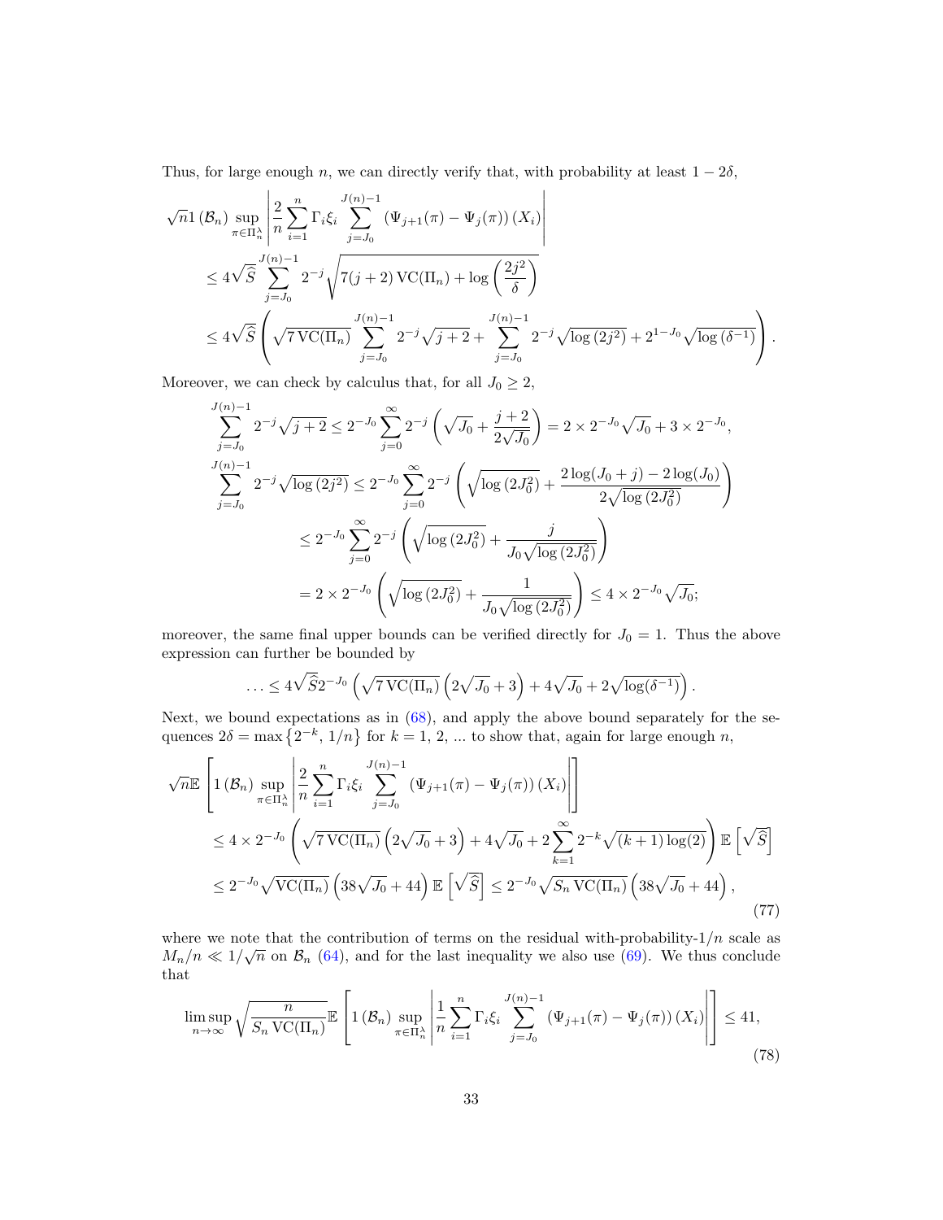Thus, for large enough $n$, we can directly verify that, with probability at least $1 - 2\delta$,

$$
\begin{aligned}
\sqrt{n}1\left(\mathcal{B}_n\right) \sup_{\pi \in \Pi_n^\lambda} & \left| \frac{2}{n} \sum_{i=1}^{n} \Gamma_i \xi_i \sum_{j=J_0}^{J(n)-1} \left(\Psi_{j+1}(\pi) - \Psi_j(\pi)\right)(X_i) \right| \\
&\leq 4\sqrt{\widehat{S}} \sum_{j=J_0}^{J(n)-1} 2^{-j} \sqrt{7(j+2)\,\mathrm{VC}(\Pi_n) + \log\left(\frac{2j^2}{\delta}\right)} \\
&\leq 4\sqrt{\widehat{S}} \left( \sqrt{7\,\mathrm{VC}(\Pi_n)} \sum_{j=J_0}^{J(n)-1} 2^{-j}\sqrt{j+2} + \sum_{j=J_0}^{J(n)-1} 2^{-j}\sqrt{\log\left(2j^2\right)} + 2^{1-J_0}\sqrt{\log\left(\delta^{-1}\right)} \right).
\end{aligned}
$$

Moreover, we can check by calculus that, for all $J_0 \geq 2$,

$$
\begin{aligned}
\sum_{j=J_0}^{J(n)-1} 2^{-j}\sqrt{j+2} &\leq 2^{-J_0} \sum_{j=0}^{\infty} 2^{-j} \left( \sqrt{J_0} + \frac{j+2}{2\sqrt{J_0}} \right) = 2 \times 2^{-J_0}\sqrt{J_0} + 3 \times 2^{-J_0}, \\
\sum_{j=J_0}^{J(n)-1} 2^{-j}\sqrt{\log\left(2j^2\right)} &\leq 2^{-J_0} \sum_{j=0}^{\infty} 2^{-j} \left( \sqrt{\log\left(2J_0^2\right)} + \frac{2\log(J_0+j) - 2\log(J_0)}{2\sqrt{\log\left(2J_0^2\right)}} \right) \\
&\leq 2^{-J_0} \sum_{j=0}^{\infty} 2^{-j} \left( \sqrt{\log\left(2J_0^2\right)} + \frac{j}{J_0\sqrt{\log\left(2J_0^2\right)}} \right) \\
&= 2 \times 2^{-J_0} \left( \sqrt{\log\left(2J_0^2\right)} + \frac{1}{J_0\sqrt{\log\left(2J_0^2\right)}} \right) \leq 4 \times 2^{-J_0}\sqrt{J_0};
\end{aligned}
$$

moreover, the same final upper bounds can be verified directly for $J_0 = 1$. Thus the above expression can further be bounded by

$$
\ldots \leq 4\sqrt{\widehat{S}}2^{-J_0} \left( \sqrt{7\,\mathrm{VC}(\Pi_n)} \left(2\sqrt{J_0} + 3\right) + 4\sqrt{J_0} + 2\sqrt{\log(\delta^{-1})} \right).
$$

Next, we bound expectations as in (68), and apply the above bound separately for the sequences $2\delta = \max\left\{2^{-k},\, 1/n\right\}$ for $k = 1,\, 2,\, \ldots$ to show that, again for large enough $n$,

$$
\begin{aligned}
\sqrt{n}\mathbb{E} & \left[ 1\left(\mathcal{B}_n\right) \sup_{\pi \in \Pi_n^\lambda} \left| \frac{2}{n} \sum_{i=1}^{n} \Gamma_i \xi_i \sum_{j=J_0}^{J(n)-1} \left(\Psi_{j+1}(\pi) - \Psi_j(\pi)\right)(X_i) \right| \right] \\
&\leq 4 \times 2^{-J_0} \left( \sqrt{7\,\mathrm{VC}(\Pi_n)} \left(2\sqrt{J_0} + 3\right) + 4\sqrt{J_0} + 2\sum_{k=1}^{\infty} 2^{-k}\sqrt{(k+1)\log(2)} \right) \mathbb{E}\left[\sqrt{\widehat{S}}\right] \\
&\leq 2^{-J_0}\sqrt{\mathrm{VC}(\Pi_n)} \left(38\sqrt{J_0} + 44\right) \mathbb{E}\left[\sqrt{\widehat{S}}\right] \leq 2^{-J_0}\sqrt{S_n\,\mathrm{VC}(\Pi_n)} \left(38\sqrt{J_0} + 44\right),
\end{aligned}
\tag{77}
$$

where we note that the contribution of terms on the residual with-probability-$1/n$ scale as $M_n/n \ll 1/\sqrt{n}$ on $\mathcal{B}_n$ (64), and for the last inequality we also use (69). We thus conclude that

$$
\limsup_{n\to\infty} \sqrt{\frac{n}{S_n\,\mathrm{VC}(\Pi_n)}} \mathbb{E}\left[ 1\left(\mathcal{B}_n\right) \sup_{\pi \in \Pi_n^\lambda} \left| \frac{1}{n} \sum_{i=1}^{n} \Gamma_i \xi_i \sum_{j=J_0}^{J(n)-1} \left(\Psi_{j+1}(\pi) - \Psi_j(\pi)\right)(X_i) \right| \right] \leq 41,
\tag{78}
$$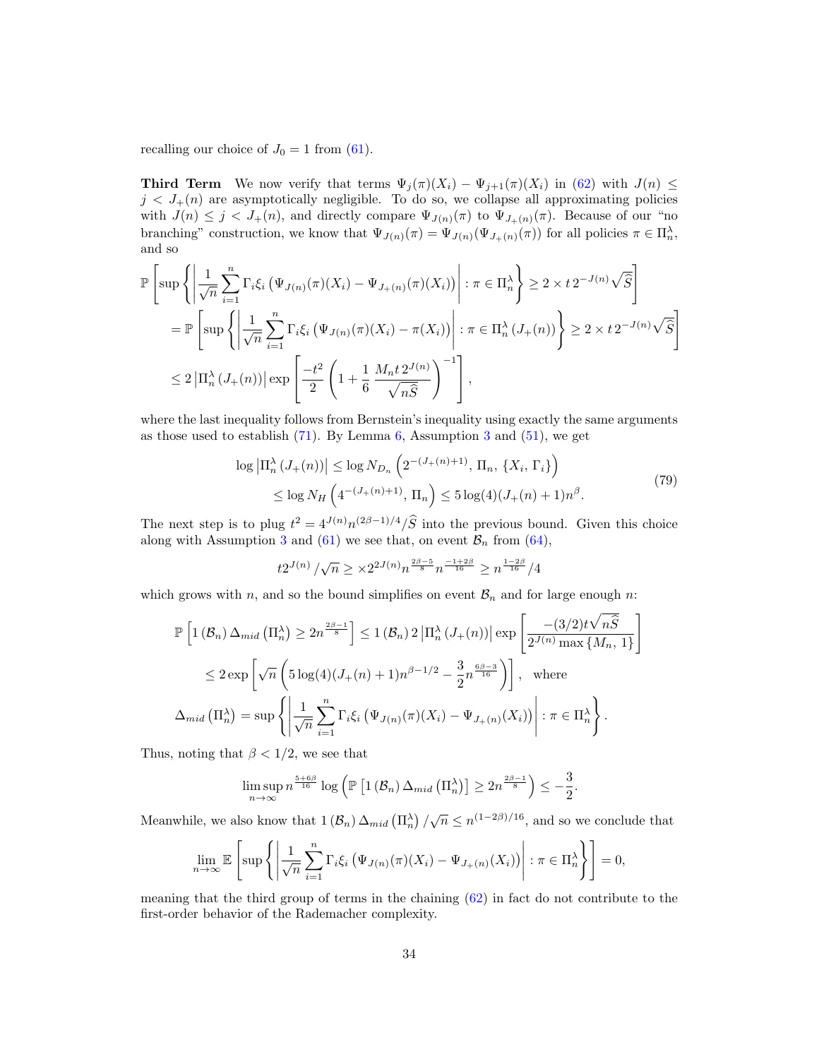recalling our choice of $J_0 = 1$ from (61).

**Third Term** We now verify that terms $\Psi_j(\pi)(X_i) - \Psi_{j+1}(\pi)(X_i)$ in (62) with $J(n) \leq j < J_+(n)$ are asymptotically negligible. To do so, we collapse all approximating policies with $J(n) \leq j < J_+(n)$, and directly compare $\Psi_{J(n)}(\pi)$ to $\Psi_{J_+(n)}(\pi)$. Because of our "no branching" construction, we know that $\Psi_{J(n)}(\pi) = \Psi_{J(n)}(\Psi_{J_+(n)}(\pi))$ for all policies $\pi \in \Pi_n^\lambda$, and so

$$
\begin{aligned}
&\mathbb{P}\left[\sup\left\{\left|\frac{1}{\sqrt{n}}\sum_{i=1}^n \Gamma_i \xi_i \left(\Psi_{J(n)}(\pi)(X_i) - \Psi_{J_+(n)}(\pi)(X_i)\right)\right| : \pi \in \Pi_n^\lambda\right\} \geq 2 \times t\, 2^{-J(n)}\sqrt{\widehat{S}}\right] \\
&\quad = \mathbb{P}\left[\sup\left\{\left|\frac{1}{\sqrt{n}}\sum_{i=1}^n \Gamma_i \xi_i \left(\Psi_{J(n)}(\pi)(X_i) - \pi(X_i)\right)\right| : \pi \in \Pi_n^\lambda\left(J_+(n)\right)\right\} \geq 2 \times t\, 2^{-J(n)}\sqrt{\widehat{S}}\right] \\
&\quad \leq 2\left|\Pi_n^\lambda\left(J_+(n)\right)\right| \exp\left[\frac{-t^2}{2}\left(1 + \frac{1}{6}\,\frac{M_n t\, 2^{J(n)}}{\sqrt{n\widehat{S}}}\right)^{-1}\right],
\end{aligned}
$$

where the last inequality follows from Bernstein's inequality using exactly the same arguments as those used to establish (71). By Lemma 6, Assumption 3 and (51), we get

$$
\begin{aligned}
\log\left|\Pi_n^\lambda\left(J_+(n)\right)\right| &\leq \log N_{D_n}\left(2^{-(J_+(n)+1)},\, \Pi_n,\, \{X_i,\, \Gamma_i\}\right) \\
&\leq \log N_H\left(4^{-(J_+(n)+1)},\, \Pi_n\right) \leq 5\log(4)(J_+(n)+1)n^\beta.
\end{aligned}
\tag{79}
$$

The next step is to plug $t^2 = 4^{J(n)} n^{(2\beta-1)/4}/\widehat{S}$ into the previous bound. Given this choice along with Assumption 3 and (61) we see that, on event $\mathcal{B}_n$ from (64),

$$
t 2^{J(n)}/\sqrt{n} \geq \times 2^{2J(n)} n^{\frac{2\beta-5}{8}} n^{\frac{-1+2\beta}{16}} \geq n^{\frac{1-2\beta}{16}}/4
$$

which grows with $n$, and so the bound simplifies on event $\mathcal{B}_n$ and for large enough $n$:

$$
\begin{aligned}
&\mathbb{P}\left[1\left(\mathcal{B}_n\right)\Delta_{mid}\left(\Pi_n^\lambda\right) \geq 2n^{\frac{2\beta-1}{8}}\right] \leq 1\left(\mathcal{B}_n\right) 2\left|\Pi_n^\lambda\left(J_+(n)\right)\right| \exp\left[\frac{-(3/2)t\sqrt{n\widehat{S}}}{2^{J(n)}\max\left\{M_n,\, 1\right\}}\right] \\
&\quad \leq 2\exp\left[\sqrt{n}\left(5\log(4)(J_+(n)+1)n^{\beta-1/2} - \frac{3}{2}n^{\frac{6\beta-3}{16}}\right)\right], \quad \text{where} \\
&\Delta_{mid}\left(\Pi_n^\lambda\right) = \sup\left\{\left|\frac{1}{\sqrt{n}}\sum_{i=1}^n \Gamma_i \xi_i \left(\Psi_{J(n)}(\pi)(X_i) - \Psi_{J_+(n)}(X_i)\right)\right| : \pi \in \Pi_n^\lambda\right\}.
\end{aligned}
$$

Thus, noting that $\beta < 1/2$, we see that

$$
\limsup_{n\to\infty} n^{\frac{5+6\beta}{16}} \log\left(\mathbb{P}\left[1\left(\mathcal{B}_n\right)\Delta_{mid}\left(\Pi_n^\lambda\right)\right] \geq 2n^{\frac{2\beta-1}{8}}\right) \leq -\frac{3}{2}.
$$

Meanwhile, we also know that $1\left(\mathcal{B}_n\right)\Delta_{mid}\left(\Pi_n^\lambda\right)/\sqrt{n} \leq n^{(1-2\beta)/16}$, and so we conclude that

$$
\lim_{n\to\infty} \mathbb{E}\left[\sup\left\{\left|\frac{1}{\sqrt{n}}\sum_{i=1}^n \Gamma_i \xi_i \left(\Psi_{J(n)}(\pi)(X_i) - \Psi_{J_+(n)}(X_i)\right)\right| : \pi \in \Pi_n^\lambda\right\}\right] = 0,
$$

meaning that the third group of terms in the chaining (62) in fact do not contribute to the first-order behavior of the Rademacher complexity.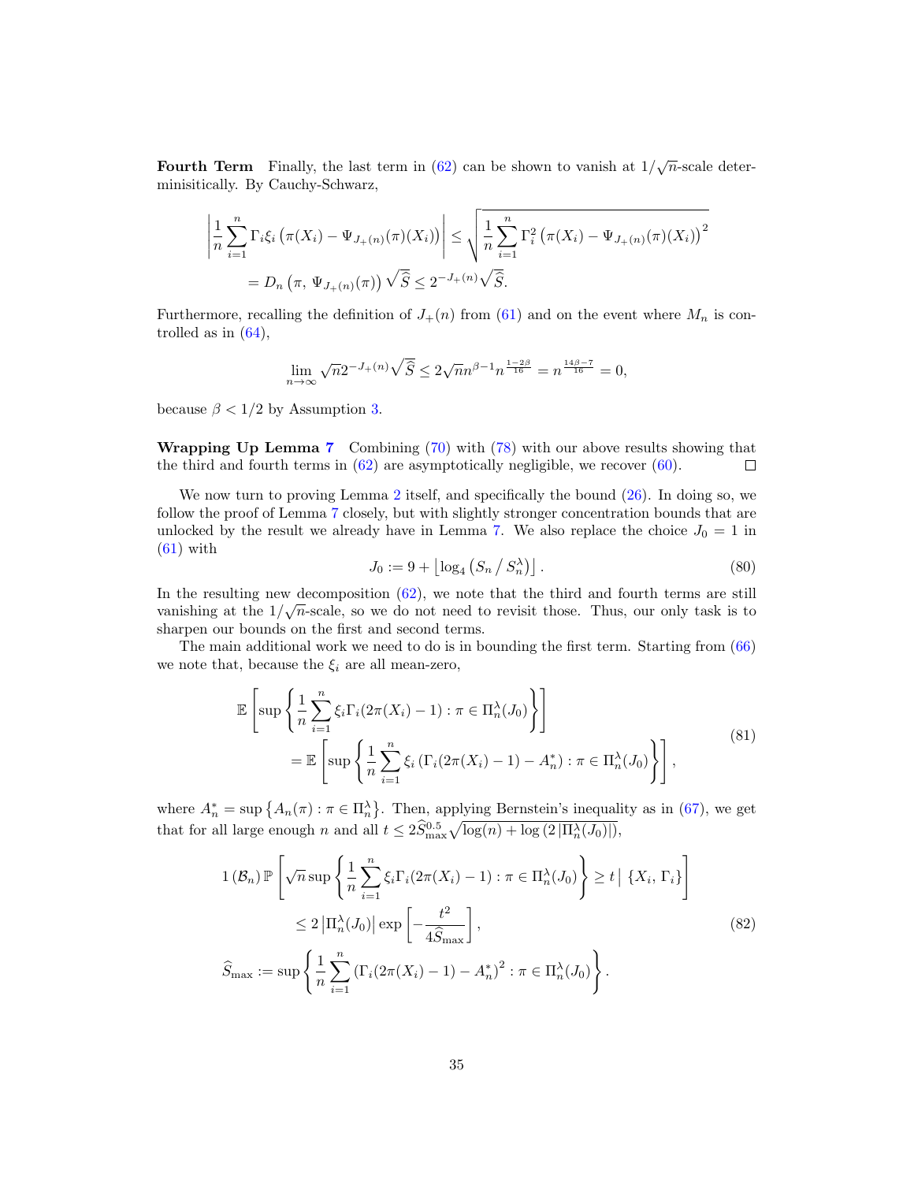**Fourth Term** Finally, the last term in (62) can be shown to vanish at $1/\sqrt{n}$-scale deterministically. By Cauchy-Schwarz,

$$
\begin{aligned}
\left| \frac{1}{n} \sum_{i=1}^{n} \Gamma_i \xi_i \left( \pi(X_i) - \Psi_{J_+(n)}(\pi)(X_i) \right) \right| &\leq \sqrt{\frac{1}{n} \sum_{i=1}^{n} \Gamma_i^2 \left( \pi(X_i) - \Psi_{J_+(n)}(\pi)(X_i) \right)^2} \\
&= D_n \left( \pi,\, \Psi_{J_+(n)}(\pi) \right) \sqrt{\widehat{S}} \leq 2^{-J_+(n)} \sqrt{\widehat{S}}.
\end{aligned}
$$

Furthermore, recalling the definition of $J_+(n)$ from (61) and on the event where $M_n$ is controlled as in (64),

$$
\lim_{n \to \infty} \sqrt{n} 2^{-J_+(n)} \sqrt{\widehat{S}} \leq 2 \sqrt{n} n^{\beta - 1} n^{\frac{1 - 2\beta}{16}} = n^{\frac{14\beta - 7}{16}} = 0,
$$

because $\beta < 1/2$ by Assumption 3.

**Wrapping Up Lemma 7** Combining (70) with (78) with our above results showing that the third and fourth terms in (62) are asymptotically negligible, we recover (60). $\square$

We now turn to proving Lemma 2 itself, and specifically the bound (26). In doing so, we follow the proof of Lemma 7 closely, but with slightly stronger concentration bounds that are unlocked by the result we already have in Lemma 7. We also replace the choice $J_0 = 1$ in (61) with

$$
J_0 := 9 + \left\lfloor \log_4 \left( S_n \,/\, S_n^\lambda \right) \right\rfloor. \tag{80}
$$

In the resulting new decomposition (62), we note that the third and fourth terms are still vanishing at the $1/\sqrt{n}$-scale, so we do not need to revisit those. Thus, our only task is to sharpen our bounds on the first and second terms.

The main additional work we need to do is in bounding the first term. Starting from (66) we note that, because the $\xi_i$ are all mean-zero,

$$
\begin{aligned}
&\mathbb{E}\left[ \sup \left\{ \frac{1}{n} \sum_{i=1}^{n} \xi_i \Gamma_i (2\pi(X_i) - 1) : \pi \in \Pi_n^\lambda(J_0) \right\} \right] \\
&\qquad = \mathbb{E}\left[ \sup \left\{ \frac{1}{n} \sum_{i=1}^{n} \xi_i \left( \Gamma_i (2\pi(X_i) - 1) - A_n^* \right) : \pi \in \Pi_n^\lambda(J_0) \right\} \right],
\end{aligned}
\tag{81}
$$

where $A_n^* = \sup \left\{ A_n(\pi) : \pi \in \Pi_n^\lambda \right\}$. Then, applying Bernstein's inequality as in (67), we get that for all large enough $n$ and all $t \leq 2 \widehat{S}_{\max}^{0.5} \sqrt{\log(n) + \log\left(2 \left|\Pi_n^\lambda(J_0)\right|\right)}$,

$$
\begin{aligned}
&1\left(\mathcal{B}_n\right) \mathbb{P}\left[ \sqrt{n} \sup \left\{ \frac{1}{n} \sum_{i=1}^{n} \xi_i \Gamma_i (2\pi(X_i) - 1) : \pi \in \Pi_n^\lambda(J_0) \right\} \geq t \,\middle|\, \{X_i,\, \Gamma_i\} \right] \\
&\qquad \leq 2 \left| \Pi_n^\lambda(J_0) \right| \exp\left[ -\frac{t^2}{4 \widehat{S}_{\max}} \right], \\
&\widehat{S}_{\max} := \sup \left\{ \frac{1}{n} \sum_{i=1}^{n} \left( \Gamma_i (2\pi(X_i) - 1) - A_n^* \right)^2 : \pi \in \Pi_n^\lambda(J_0) \right\}.
\end{aligned}
\tag{82}
$$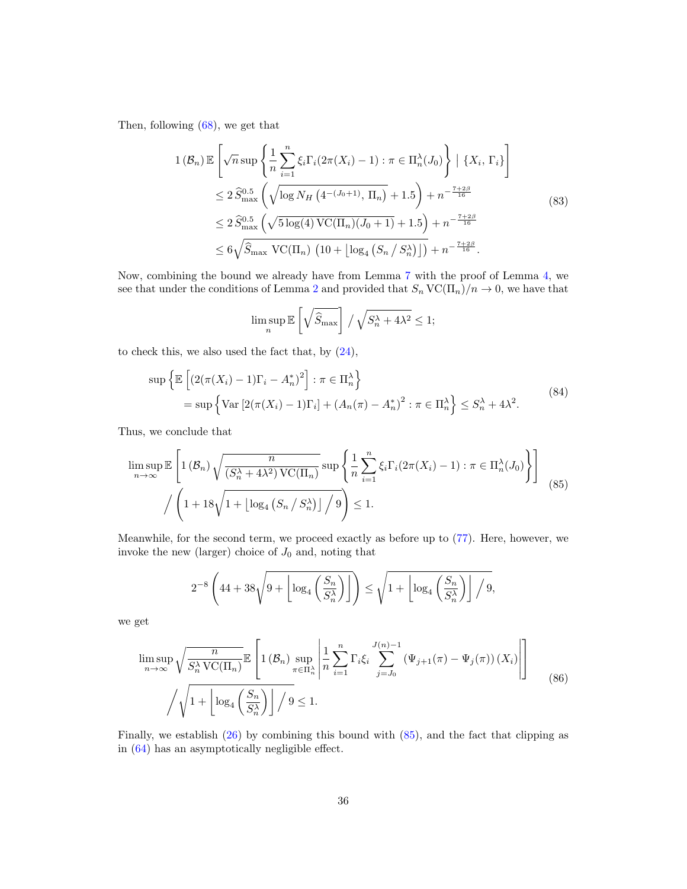Then, following (68), we get that

$$
\begin{aligned}
1(\mathcal{B}_n)\,\mathbb{E}&\left[\sqrt{n}\sup\left\{\frac{1}{n}\sum_{i=1}^{n}\xi_i\Gamma_i(2\pi(X_i)-1):\pi\in\Pi_n^{\lambda}(J_0)\right\}\;\Big|\;\{X_i,\,\Gamma_i\}\right]\\
&\le 2\,\widehat{S}_{\max}^{0.5}\left(\sqrt{\log N_H\left(4^{-(J_0+1)},\,\Pi_n\right)}+1.5\right)+n^{-\frac{7+2\beta}{16}}\\
&\le 2\,\widehat{S}_{\max}^{0.5}\left(\sqrt{5\log(4)\,\mathrm{VC}(\Pi_n)(J_0+1)}+1.5\right)+n^{-\frac{7+2\beta}{16}}\\
&\le 6\sqrt{\widehat{S}_{\max}\;\mathrm{VC}(\Pi_n)\,\left(10+\left\lfloor\log_4\left(S_n\,/\,S_n^{\lambda}\right)\right\rfloor\right)}+n^{-\frac{7+2\beta}{16}}.
\end{aligned}
\tag{83}
$$

Now, combining the bound we already have from Lemma 7 with the proof of Lemma 4, we see that under the conditions of Lemma 2 and provided that $S_n\,\mathrm{VC}(\Pi_n)/n\to 0$, we have that

$$
\limsup_{n}\mathbb{E}\left[\sqrt{\widehat{S}_{\max}}\right]\,/\,\sqrt{S_n^{\lambda}+4\lambda^2}\le 1;
$$

to check this, we also used the fact that, by (24),

$$
\begin{aligned}
&\sup\left\{\mathbb{E}\left[(2(\pi(X_i)-1)\Gamma_i-A_n^*)^2\right]:\pi\in\Pi_n^{\lambda}\right\}\\
&\quad=\sup\left\{\mathrm{Var}\left[2(\pi(X_i)-1)\Gamma_i\right]+\left(A_n(\pi)-A_n^*\right)^2:\pi\in\Pi_n^{\lambda}\right\}\le S_n^{\lambda}+4\lambda^2.
\end{aligned}
\tag{84}
$$

Thus, we conclude that

$$
\begin{aligned}
\limsup_{n\to\infty}\mathbb{E}&\left[1(\mathcal{B}_n)\sqrt{\frac{n}{(S_n^{\lambda}+4\lambda^2)\,\mathrm{VC}(\Pi_n)}}\sup\left\{\frac{1}{n}\sum_{i=1}^{n}\xi_i\Gamma_i(2\pi(X_i)-1):\pi\in\Pi_n^{\lambda}(J_0)\right\}\right]\\
&\Big/\left(1+18\sqrt{1+\left\lfloor\log_4\left(S_n\,/\,S_n^{\lambda}\right)\right\rfloor\,\Big/\,9}\right)\le 1.
\end{aligned}
\tag{85}
$$

Meanwhile, for the second term, we proceed exactly as before up to (77). Here, however, we invoke the new (larger) choice of $J_0$ and, noting that

$$
2^{-8}\left(44+38\sqrt{9+\left\lfloor\log_4\left(\frac{S_n}{S_n^{\lambda}}\right)\right\rfloor}\right)\le\sqrt{1+\left\lfloor\log_4\left(\frac{S_n}{S_n^{\lambda}}\right)\right\rfloor\Big/\,9},
$$

we get

$$
\begin{aligned}
\limsup_{n\to\infty}\sqrt{\frac{n}{S_n^{\lambda}\,\mathrm{VC}(\Pi_n)}}\,\mathbb{E}&\left[1(\mathcal{B}_n)\sup_{\pi\in\Pi_n^{\lambda}}\left|\frac{1}{n}\sum_{i=1}^{n}\Gamma_i\xi_i\sum_{j=J_0}^{J(n)-1}\left(\Psi_{j+1}(\pi)-\Psi_j(\pi)\right)(X_i)\right|\right]\\
&\Big/\sqrt{1+\left\lfloor\log_4\left(\frac{S_n}{S_n^{\lambda}}\right)\right\rfloor\Big/\,9}\le 1.
\end{aligned}
\tag{86}
$$

Finally, we establish (26) by combining this bound with (85), and the fact that clipping as in (64) has an asymptotically negligible effect.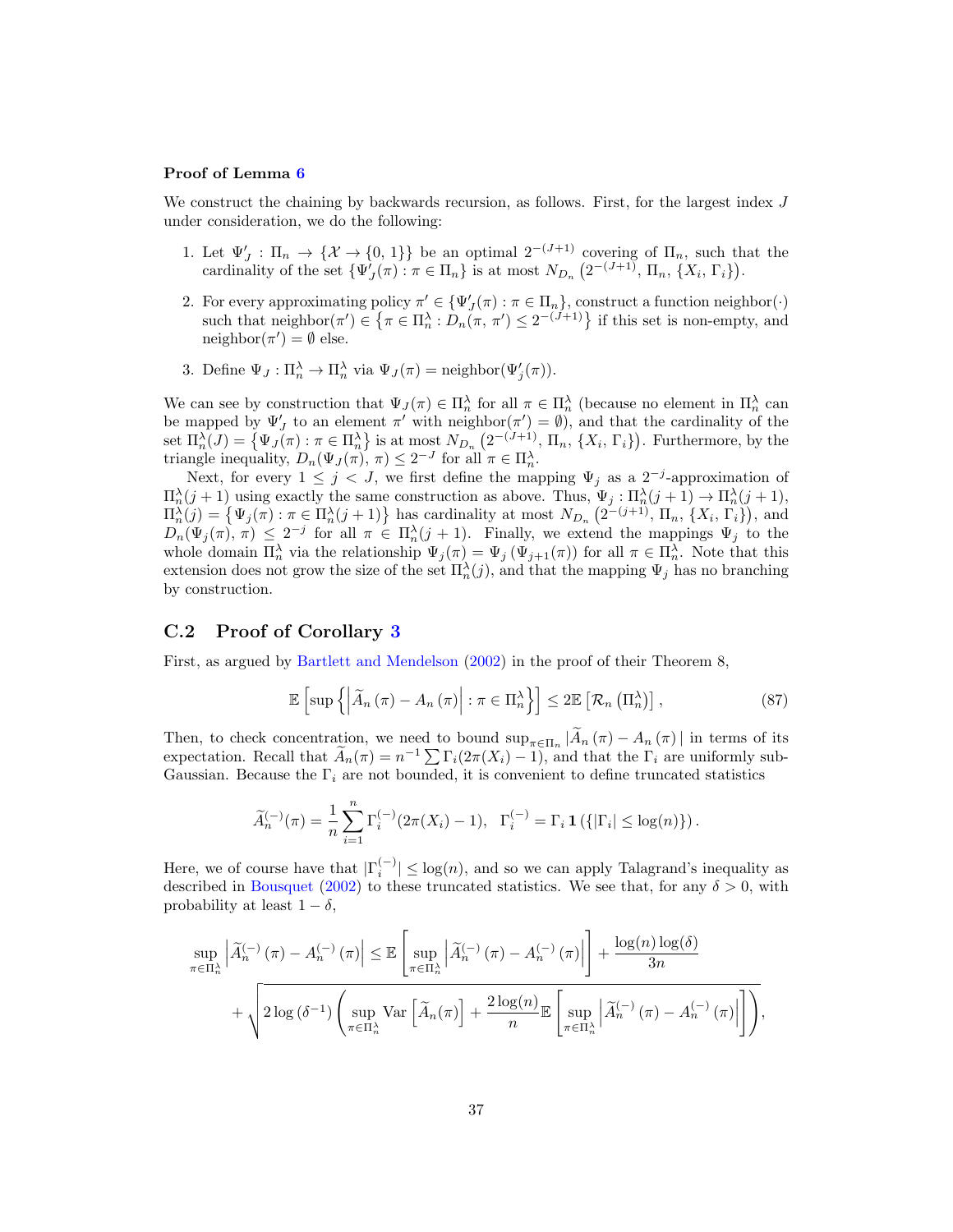**Proof of Lemma 6**

We construct the chaining by backwards recursion, as follows. First, for the largest index $J$ under consideration, we do the following:

1. Let $\Psi'_J : \Pi_n \to \{\mathcal{X} \to \{0, 1\}\}$ be an optimal $2^{-(J+1)}$ covering of $\Pi_n$, such that the cardinality of the set $\{\Psi'_J(\pi) : \pi \in \Pi_n\}$ is at most $N_{D_n}\left(2^{-(J+1)}, \Pi_n, \{X_i, \Gamma_i\}\right)$.
2. For every approximating policy $\pi' \in \{\Psi'_J(\pi) : \pi \in \Pi_n\}$, construct a function neighbor$(\cdot)$ such that neighbor$(\pi') \in \left\{\pi \in \Pi_n^\lambda : D_n(\pi, \pi') \leq 2^{-(J+1)}\right\}$ if this set is non-empty, and neighbor$(\pi') = \emptyset$ else.
3. Define $\Psi_J : \Pi_n^\lambda \to \Pi_n^\lambda$ via $\Psi_J(\pi) = \text{neighbor}(\Psi'_j(\pi))$.

We can see by construction that $\Psi_J(\pi) \in \Pi_n^\lambda$ for all $\pi \in \Pi_n^\lambda$ (because no element in $\Pi_n^\lambda$ can be mapped by $\Psi'_J$ to an element $\pi'$ with neighbor$(\pi') = \emptyset$), and that the cardinality of the set $\Pi_n^\lambda(J) = \left\{\Psi_J(\pi) : \pi \in \Pi_n^\lambda\right\}$ is at most $N_{D_n}\left(2^{-(J+1)}, \Pi_n, \{X_i, \Gamma_i\}\right)$. Furthermore, by the triangle inequality, $D_n(\Psi_J(\pi), \pi) \leq 2^{-J}$ for all $\pi \in \Pi_n^\lambda$.

Next, for every $1 \leq j < J$, we first define the mapping $\Psi_j$ as a $2^{-j}$-approximation of $\Pi_n^\lambda(j+1)$ using exactly the same construction as above. Thus, $\Psi_j : \Pi_n^\lambda(j+1) \to \Pi_n^\lambda(j+1)$, $\Pi_n^\lambda(j) = \left\{\Psi_j(\pi) : \pi \in \Pi_n^\lambda(j+1)\right\}$ has cardinality at most $N_{D_n}\left(2^{-(j+1)}, \Pi_n, \{X_i, \Gamma_i\}\right)$, and $D_n(\Psi_j(\pi), \pi) \leq 2^{-j}$ for all $\pi \in \Pi_n^\lambda(j+1)$. Finally, we extend the mappings $\Psi_j$ to the whole domain $\Pi_n^\lambda$ via the relationship $\Psi_j(\pi) = \Psi_j\left(\Psi_{j+1}(\pi)\right)$ for all $\pi \in \Pi_n^\lambda$. Note that this extension does not grow the size of the set $\Pi_n^\lambda(j)$, and that the mapping $\Psi_j$ has no branching by construction.

## C.2 Proof of Corollary 3

First, as argued by Bartlett and Mendelson (2002) in the proof of their Theorem 8,

$$\mathbb{E}\left[\sup\left\{\left|\widetilde{A}_n(\pi) - A_n(\pi)\right| : \pi \in \Pi_n^\lambda\right\}\right] \leq 2\mathbb{E}\left[\mathcal{R}_n\left(\Pi_n^\lambda\right)\right], \tag{87}$$

Then, to check concentration, we need to bound $\sup_{\pi \in \Pi_n} |\widetilde{A}_n(\pi) - A_n(\pi)|$ in terms of its expectation. Recall that $\widetilde{A}_n(\pi) = n^{-1}\sum \Gamma_i(2\pi(X_i) - 1)$, and that the $\Gamma_i$ are uniformly sub-Gaussian. Because the $\Gamma_i$ are not bounded, it is convenient to define truncated statistics

$$\widetilde{A}_n^{(-)}(\pi) = \frac{1}{n}\sum_{i=1}^n \Gamma_i^{(-)}(2\pi(X_i) - 1), \quad \Gamma_i^{(-)} = \Gamma_i \mathbf{1}\left(\{|\Gamma_i| \leq \log(n)\}\right).$$

Here, we of course have that $|\Gamma_i^{(-)}| \leq \log(n)$, and so we can apply Talagrand's inequality as described in Bousquet (2002) to these truncated statistics. We see that, for any $\delta > 0$, with probability at least $1 - \delta$,

$$\begin{aligned}
\sup_{\pi \in \Pi_n^\lambda}\left|\widetilde{A}_n^{(-)}(\pi) - A_n^{(-)}(\pi)\right| &\leq \mathbb{E}\left[\sup_{\pi \in \Pi_n^\lambda}\left|\widetilde{A}_n^{(-)}(\pi) - A_n^{(-)}(\pi)\right|\right] + \frac{\log(n)\log(\delta)}{3n} \\
&+ \sqrt{2\log\left(\delta^{-1}\right)\left(\sup_{\pi \in \Pi_n^\lambda}\text{Var}\left[\widetilde{A}_n(\pi)\right] + \frac{2\log(n)}{n}\mathbb{E}\left[\sup_{\pi \in \Pi_n^\lambda}\left|\widetilde{A}_n^{(-)}(\pi) - A_n^{(-)}(\pi)\right|\right]\right)},
\end{aligned}$$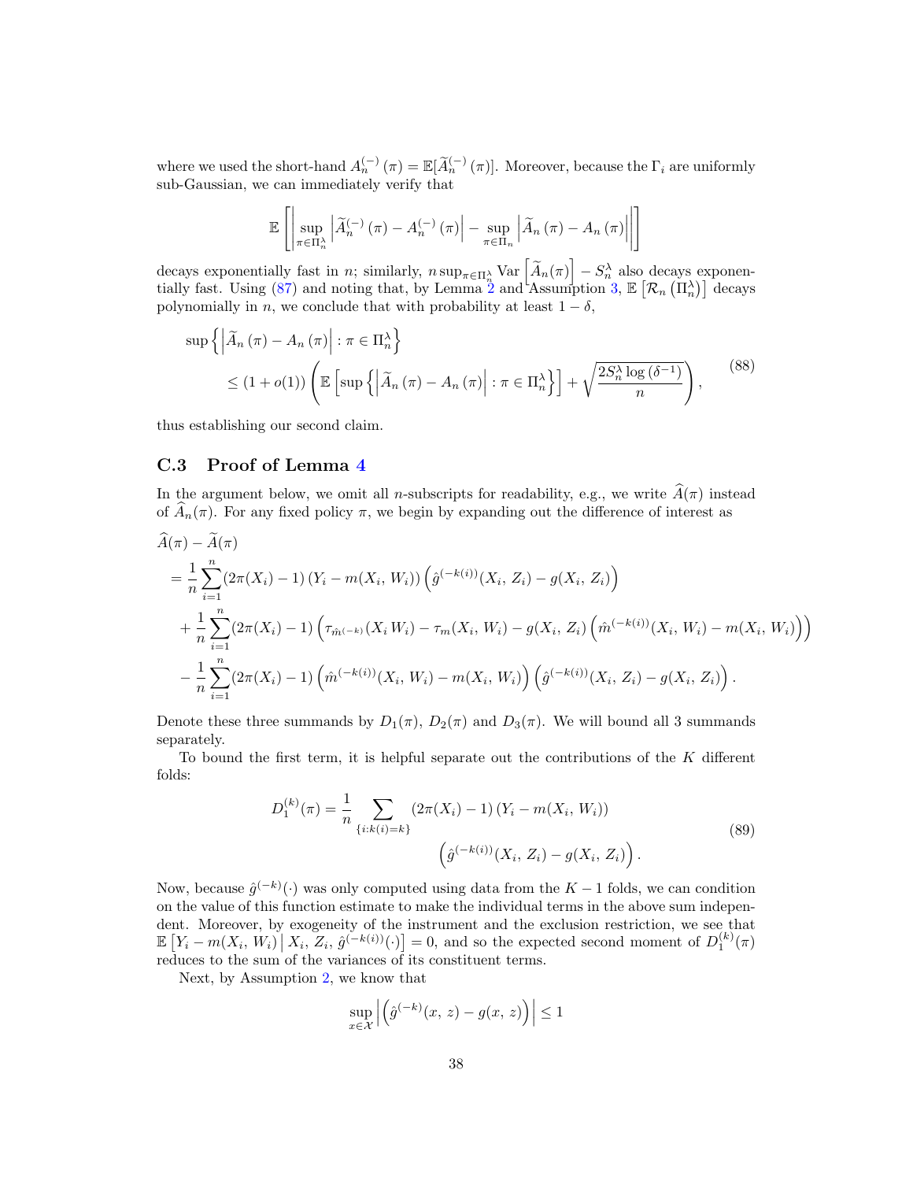where we used the short-hand $A_n^{(-)}(\pi) = \mathbb{E}[\widetilde{A}_n^{(-)}(\pi)]$. Moreover, because the $\Gamma_i$ are uniformly sub-Gaussian, we can immediately verify that

$$
\mathbb{E}\left[\left|\sup_{\pi \in \Pi_n^\lambda} \left|\widetilde{A}_n^{(-)}(\pi) - A_n^{(-)}(\pi)\right| - \sup_{\pi \in \Pi_n} \left|\widetilde{A}_n(\pi) - A_n(\pi)\right|\right|\right]
$$

decays exponentially fast in $n$; similarly, $n \sup_{\pi \in \Pi_n^\lambda} \operatorname{Var}\left[\widetilde{A}_n(\pi)\right] - S_n^\lambda$ also decays exponentially fast. Using (87) and noting that, by Lemma 2 and Assumption 3, $\mathbb{E}\left[\mathcal{R}_n\left(\Pi_n^\lambda\right)\right]$ decays polynomially in $n$, we conclude that with probability at least $1-\delta$,

$$
\begin{aligned}
&\sup\left\{\left|\widetilde{A}_n(\pi) - A_n(\pi)\right| : \pi \in \Pi_n^\lambda\right\} \\
&\quad \leq (1 + o(1))\left(\mathbb{E}\left[\sup\left\{\left|\widetilde{A}_n(\pi) - A_n(\pi)\right| : \pi \in \Pi_n^\lambda\right\}\right] + \sqrt{\frac{2 S_n^\lambda \log\left(\delta^{-1}\right)}{n}}\right),
\end{aligned} \tag{88}
$$

thus establishing our second claim.

## C.3 Proof of Lemma 4

In the argument below, we omit all $n$-subscripts for readability, e.g., we write $\widehat{A}(\pi)$ instead of $\widehat{A}_n(\pi)$. For any fixed policy $\pi$, we begin by expanding out the difference of interest as

$$
\begin{aligned}
&\widehat{A}(\pi) - \widetilde{A}(\pi) \\
&= \frac{1}{n}\sum_{i=1}^n \left(2\pi(X_i) - 1\right)\left(Y_i - m(X_i,\, W_i)\right)\left(\hat{g}^{(-k(i))}(X_i,\, Z_i) - g(X_i,\, Z_i)\right) \\
&\quad + \frac{1}{n}\sum_{i=1}^n \left(2\pi(X_i) - 1\right)\left(\tau_{\hat{m}^{(-k)}}(X_i\, W_i) - \tau_m(X_i,\, W_i) - g(X_i,\, Z_i)\left(\hat{m}^{(-k(i))}(X_i,\, W_i) - m(X_i,\, W_i)\right)\right) \\
&\quad - \frac{1}{n}\sum_{i=1}^n \left(2\pi(X_i) - 1\right)\left(\hat{m}^{(-k(i))}(X_i,\, W_i) - m(X_i,\, W_i)\right)\left(\hat{g}^{(-k(i))}(X_i,\, Z_i) - g(X_i,\, Z_i)\right).
\end{aligned}
$$

Denote these three summands by $D_1(\pi)$, $D_2(\pi)$ and $D_3(\pi)$. We will bound all 3 summands separately.

To bound the first term, it is helpful separate out the contributions of the $K$ different folds:

$$
\begin{aligned}
D_1^{(k)}(\pi) = \frac{1}{n}\sum_{\{i : k(i) = k\}} &\left(2\pi(X_i) - 1\right)\left(Y_i - m(X_i,\, W_i)\right) \\
&\left(\hat{g}^{(-k(i))}(X_i,\, Z_i) - g(X_i,\, Z_i)\right).
\end{aligned} \tag{89}
$$

Now, because $\hat{g}^{(-k)}(\cdot)$ was only computed using data from the $K-1$ folds, we can condition on the value of this function estimate to make the individual terms in the above sum independent. Moreover, by exogeneity of the instrument and the exclusion restriction, we see that $\mathbb{E}\left[Y_i - m(X_i,\, W_i) \,\middle|\, X_i,\, Z_i,\, \hat{g}^{(-k(i))}(\cdot)\right] = 0$, and so the expected second moment of $D_1^{(k)}(\pi)$ reduces to the sum of the variances of its constituent terms.

Next, by Assumption 2, we know that

$$
\sup_{x \in \mathcal{X}} \left|\left(\hat{g}^{(-k)}(x,\, z) - g(x,\, z)\right)\right| \leq 1
$$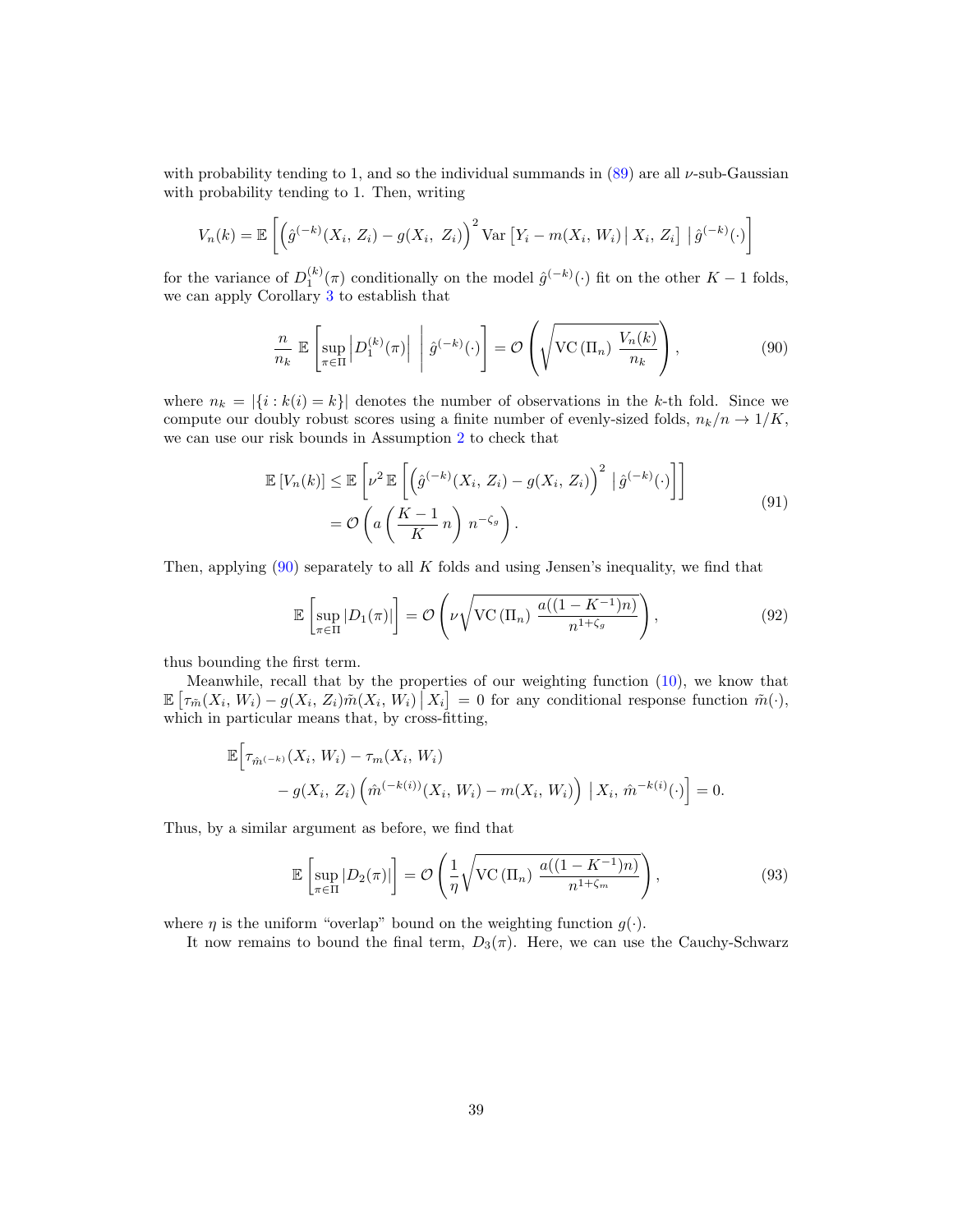with probability tending to 1, and so the individual summands in (89) are all $\nu$-sub-Gaussian with probability tending to 1. Then, writing

$$V_n(k) = \mathbb{E}\left[\left(\hat{g}^{(-k)}(X_i,\, Z_i) - g(X_i,\, Z_i)\right)^2 \operatorname{Var}\left[Y_i - m(X_i,\, W_i) \,\middle|\, X_i,\, Z_i\right] \,\middle|\, \hat{g}^{(-k)}(\cdot)\right]$$

for the variance of $D_1^{(k)}(\pi)$ conditionally on the model $\hat{g}^{(-k)}(\cdot)$ fit on the other $K-1$ folds, we can apply Corollary 3 to establish that

$$\frac{n}{n_k}\, \mathbb{E}\left[\sup_{\pi \in \Pi} \left|D_1^{(k)}(\pi)\right| \,\middle|\, \hat{g}^{(-k)}(\cdot)\right] = \mathcal{O}\left(\sqrt{\operatorname{VC}(\Pi_n)\, \frac{V_n(k)}{n_k}}\right), \tag{90}$$

where $n_k = |\{i : k(i) = k\}|$ denotes the number of observations in the $k$-th fold. Since we compute our doubly robust scores using a finite number of evenly-sized folds, $n_k/n \to 1/K$, we can use our risk bounds in Assumption 2 to check that

$$\begin{aligned} \mathbb{E}\left[V_n(k)\right] &\leq \mathbb{E}\left[\nu^2\, \mathbb{E}\left[\left(\hat{g}^{(-k)}(X_i,\, Z_i) - g(X_i,\, Z_i)\right)^2 \,\middle|\, \hat{g}^{(-k)}(\cdot)\right]\right] \\ &= \mathcal{O}\left(a\left(\frac{K-1}{K}\, n\right) n^{-\zeta_g}\right). \end{aligned} \tag{91}$$

Then, applying (90) separately to all $K$ folds and using Jensen's inequality, we find that

$$\mathbb{E}\left[\sup_{\pi \in \Pi} |D_1(\pi)|\right] = \mathcal{O}\left(\nu \sqrt{\operatorname{VC}(\Pi_n)\, \frac{a((1-K^{-1})n)}{n^{1+\zeta_g}}}\right), \tag{92}$$

thus bounding the first term.

Meanwhile, recall that by the properties of our weighting function (10), we know that $\mathbb{E}\left[\tau_{\tilde{m}}(X_i,\, W_i) - g(X_i,\, Z_i)\tilde{m}(X_i,\, W_i) \,\middle|\, X_i\right] = 0$ for any conditional response function $\tilde{m}(\cdot)$, which in particular means that, by cross-fitting,

$$\begin{aligned} \mathbb{E}\Big[&\tau_{\hat{m}^{(-k)}}(X_i,\, W_i) - \tau_m(X_i,\, W_i) \\ &- g(X_i,\, Z_i)\left(\hat{m}^{(-k(i))}(X_i,\, W_i) - m(X_i,\, W_i)\right) \,\big|\, X_i,\, \hat{m}^{-k(i)}(\cdot)\Big] = 0. \end{aligned}$$

Thus, by a similar argument as before, we find that

$$\mathbb{E}\left[\sup_{\pi \in \Pi} |D_2(\pi)|\right] = \mathcal{O}\left(\frac{1}{\eta} \sqrt{\operatorname{VC}(\Pi_n)\, \frac{a((1-K^{-1})n)}{n^{1+\zeta_m}}}\right), \tag{93}$$

where $\eta$ is the uniform "overlap" bound on the weighting function $g(\cdot)$.

It now remains to bound the final term, $D_3(\pi)$. Here, we can use the Cauchy-Schwarz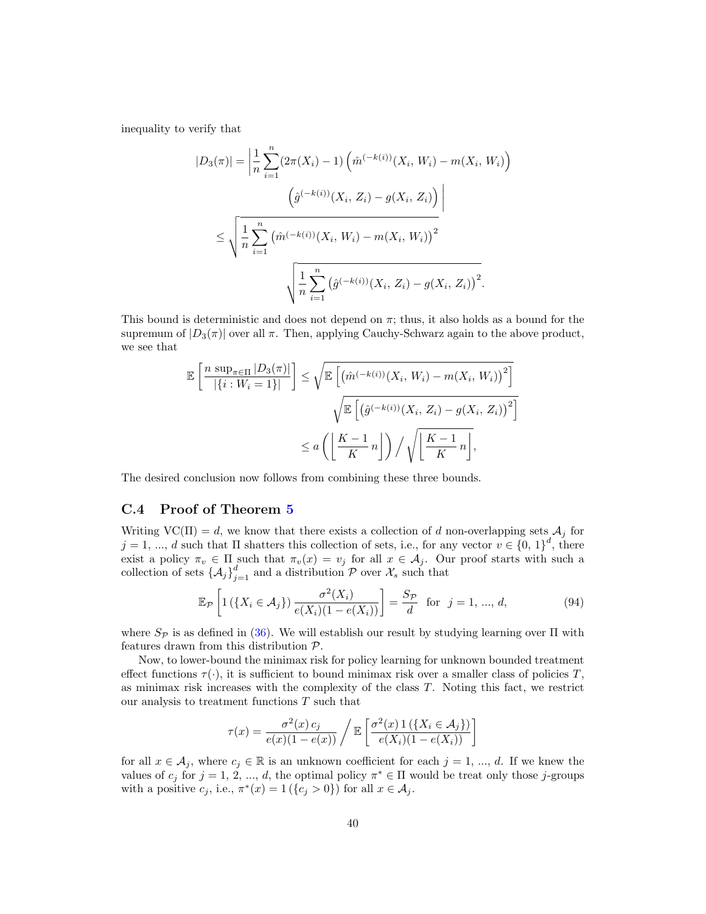inequality to verify that

$$
\begin{aligned}
|D_3(\pi)| &= \left| \frac{1}{n} \sum_{i=1}^{n} (2\pi(X_i) - 1) \left( \hat{m}^{(-k(i))}(X_i,\, W_i) - m(X_i,\, W_i) \right) \right. \\
&\qquad \left. \left( \hat{g}^{(-k(i))}(X_i,\, Z_i) - g(X_i,\, Z_i) \right) \right| \\
&\leq \sqrt{\frac{1}{n} \sum_{i=1}^{n} \left( \hat{m}^{(-k(i))}(X_i,\, W_i) - m(X_i,\, W_i) \right)^2} \\
&\qquad \sqrt{\frac{1}{n} \sum_{i=1}^{n} \left( \hat{g}^{(-k(i))}(X_i,\, Z_i) - g(X_i,\, Z_i) \right)^2}.
\end{aligned}
$$

This bound is deterministic and does not depend on $\pi$; thus, it also holds as a bound for the supremum of $|D_3(\pi)|$ over all $\pi$. Then, applying Cauchy-Schwarz again to the above product, we see that

$$
\begin{aligned}
\mathbb{E}\left[ \frac{n \sup_{\pi \in \Pi} |D_3(\pi)|}{|\{i : W_i = 1\}|} \right] &\leq \sqrt{\mathbb{E}\left[ \left( \hat{m}^{(-k(i))}(X_i,\, W_i) - m(X_i,\, W_i) \right)^2 \right]} \\
&\qquad \sqrt{\mathbb{E}\left[ \left( \hat{g}^{(-k(i))}(X_i,\, Z_i) - g(X_i,\, Z_i) \right)^2 \right]} \\
&\leq a\left( \left\lfloor \frac{K-1}{K} n \right\rfloor \right) \Big/ \sqrt{\left\lfloor \frac{K-1}{K} n \right\rfloor},
\end{aligned}
$$

The desired conclusion now follows from combining these three bounds.

## C.4 Proof of Theorem 5

Writing $\mathrm{VC}(\Pi) = d$, we know that there exists a collection of $d$ non-overlapping sets $\mathcal{A}_j$ for $j = 1,\, ...,\, d$ such that $\Pi$ shatters this collection of sets, i.e., for any vector $v \in \{0,\, 1\}^d$, there exist a policy $\pi_v \in \Pi$ such that $\pi_v(x) = v_j$ for all $x \in \mathcal{A}_j$. Our proof starts with such a collection of sets $\{\mathcal{A}_j\}_{j=1}^d$ and a distribution $\mathcal{P}$ over $\mathcal{X}_s$ such that

$$
\mathbb{E}_{\mathcal{P}}\left[ 1\left(\{X_i \in \mathcal{A}_j\}\right) \frac{\sigma^2(X_i)}{e(X_i)(1 - e(X_i))} \right] = \frac{S_{\mathcal{P}}}{d} \quad \text{for} \quad j = 1,\, ...,\, d, \tag{94}
$$

where $S_{\mathcal{P}}$ is as defined in (36). We will establish our result by studying learning over $\Pi$ with features drawn from this distribution $\mathcal{P}$.

Now, to lower-bound the minimax risk for policy learning for unknown bounded treatment effect functions $\tau(\cdot)$, it is sufficient to bound minimax risk over a smaller class of policies $T$, as minimax risk increases with the complexity of the class $T$. Noting this fact, we restrict our analysis to treatment functions $T$ such that

$$
\tau(x) = \frac{\sigma^2(x)\, c_j}{e(x)(1 - e(x))} \Big/ \mathbb{E}\left[ \frac{\sigma^2(x)\, 1\left(\{X_i \in \mathcal{A}_j\}\right)}{e(X_i)(1 - e(X_i))} \right]
$$

for all $x \in \mathcal{A}_j$, where $c_j \in \mathbb{R}$ is an unknown coefficient for each $j = 1,\, ...,\, d$. If we knew the values of $c_j$ for $j = 1,\, 2,\, ...,\, d$, the optimal policy $\pi^* \in \Pi$ would be treat only those $j$-groups with a positive $c_j$, i.e., $\pi^*(x) = 1\left(\{c_j > 0\}\right)$ for all $x \in \mathcal{A}_j$.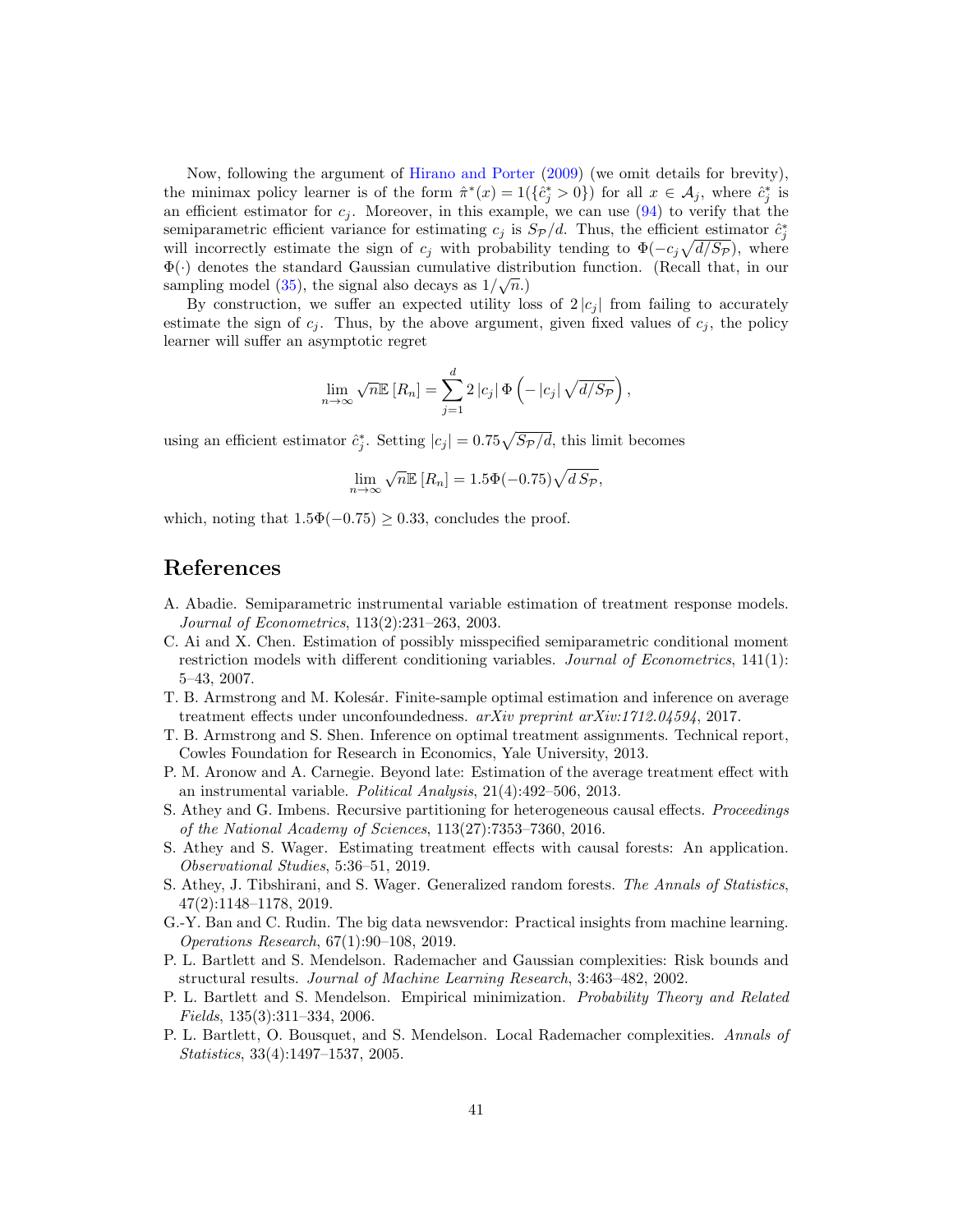Now, following the argument of Hirano and Porter (2009) (we omit details for brevity), the minimax policy learner is of the form $\hat{\pi}^*(x) = 1(\{\hat{c}_j^* > 0\})$ for all $x \in \mathcal{A}_j$, where $\hat{c}_j^*$ is an efficient estimator for $c_j$. Moreover, in this example, we can use (94) to verify that the semiparametric efficient variance for estimating $c_j$ is $S_{\mathcal{P}}/d$. Thus, the efficient estimator $\hat{c}_j^*$ will incorrectly estimate the sign of $c_j$ with probability tending to $\Phi(-c_j\sqrt{d/S_{\mathcal{P}}})$, where $\Phi(\cdot)$ denotes the standard Gaussian cumulative distribution function. (Recall that, in our sampling model (35), the signal also decays as $1/\sqrt{n}$.)

By construction, we suffer an expected utility loss of $2\,|c_j|$ from failing to accurately estimate the sign of $c_j$. Thus, by the above argument, given fixed values of $c_j$, the policy learner will suffer an asymptotic regret

$$\lim_{n\to\infty} \sqrt{n}\mathbb{E}\left[R_n\right] = \sum_{j=1}^{d} 2\,|c_j|\,\Phi\left(-\,|c_j|\,\sqrt{d/S_{\mathcal{P}}}\right),$$

using an efficient estimator $\hat{c}_j^*$. Setting $|c_j| = 0.75\sqrt{S_{\mathcal{P}}/d}$, this limit becomes

$$\lim_{n\to\infty} \sqrt{n}\mathbb{E}\left[R_n\right] = 1.5\Phi(-0.75)\sqrt{d\,S_{\mathcal{P}}},$$

which, noting that $1.5\Phi(-0.75) \geq 0.33$, concludes the proof.

# References

A. Abadie. Semiparametric instrumental variable estimation of treatment response models. *Journal of Econometrics*, 113(2):231–263, 2003.

C. Ai and X. Chen. Estimation of possibly misspecified semiparametric conditional moment restriction models with different conditioning variables. *Journal of Econometrics*, 141(1): 5–43, 2007.

T. B. Armstrong and M. Kolesár. Finite-sample optimal estimation and inference on average treatment effects under unconfoundedness. *arXiv preprint arXiv:1712.04594*, 2017.

T. B. Armstrong and S. Shen. Inference on optimal treatment assignments. Technical report, Cowles Foundation for Research in Economics, Yale University, 2013.

P. M. Aronow and A. Carnegie. Beyond late: Estimation of the average treatment effect with an instrumental variable. *Political Analysis*, 21(4):492–506, 2013.

S. Athey and G. Imbens. Recursive partitioning for heterogeneous causal effects. *Proceedings of the National Academy of Sciences*, 113(27):7353–7360, 2016.

S. Athey and S. Wager. Estimating treatment effects with causal forests: An application. *Observational Studies*, 5:36–51, 2019.

S. Athey, J. Tibshirani, and S. Wager. Generalized random forests. *The Annals of Statistics*, 47(2):1148–1178, 2019.

G.-Y. Ban and C. Rudin. The big data newsvendor: Practical insights from machine learning. *Operations Research*, 67(1):90–108, 2019.

P. L. Bartlett and S. Mendelson. Rademacher and Gaussian complexities: Risk bounds and structural results. *Journal of Machine Learning Research*, 3:463–482, 2002.

P. L. Bartlett and S. Mendelson. Empirical minimization. *Probability Theory and Related Fields*, 135(3):311–334, 2006.

P. L. Bartlett, O. Bousquet, and S. Mendelson. Local Rademacher complexities. *Annals of Statistics*, 33(4):1497–1537, 2005.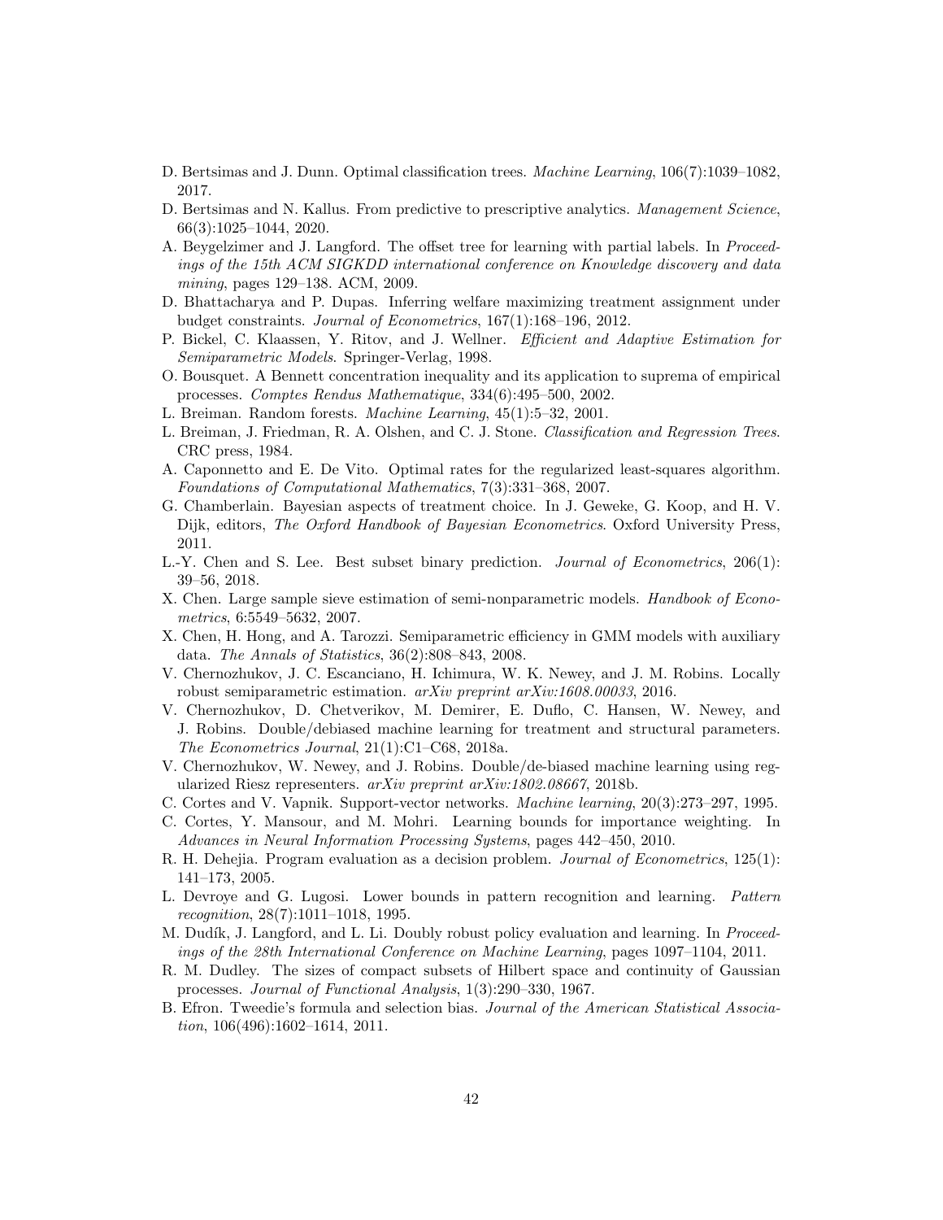D. Bertsimas and J. Dunn. Optimal classification trees. *Machine Learning*, 106(7):1039–1082, 2017.

D. Bertsimas and N. Kallus. From predictive to prescriptive analytics. *Management Science*, 66(3):1025–1044, 2020.

A. Beygelzimer and J. Langford. The offset tree for learning with partial labels. In *Proceedings of the 15th ACM SIGKDD international conference on Knowledge discovery and data mining*, pages 129–138. ACM, 2009.

D. Bhattacharya and P. Dupas. Inferring welfare maximizing treatment assignment under budget constraints. *Journal of Econometrics*, 167(1):168–196, 2012.

P. Bickel, C. Klaassen, Y. Ritov, and J. Wellner. *Efficient and Adaptive Estimation for Semiparametric Models*. Springer-Verlag, 1998.

O. Bousquet. A Bennett concentration inequality and its application to suprema of empirical processes. *Comptes Rendus Mathematique*, 334(6):495–500, 2002.

L. Breiman. Random forests. *Machine Learning*, 45(1):5–32, 2001.

L. Breiman, J. Friedman, R. A. Olshen, and C. J. Stone. *Classification and Regression Trees*. CRC press, 1984.

A. Caponnetto and E. De Vito. Optimal rates for the regularized least-squares algorithm. *Foundations of Computational Mathematics*, 7(3):331–368, 2007.

G. Chamberlain. Bayesian aspects of treatment choice. In J. Geweke, G. Koop, and H. V. Dijk, editors, *The Oxford Handbook of Bayesian Econometrics*. Oxford University Press, 2011.

L.-Y. Chen and S. Lee. Best subset binary prediction. *Journal of Econometrics*, 206(1): 39–56, 2018.

X. Chen. Large sample sieve estimation of semi-nonparametric models. *Handbook of Econometrics*, 6:5549–5632, 2007.

X. Chen, H. Hong, and A. Tarozzi. Semiparametric efficiency in GMM models with auxiliary data. *The Annals of Statistics*, 36(2):808–843, 2008.

V. Chernozhukov, J. C. Escanciano, H. Ichimura, W. K. Newey, and J. M. Robins. Locally robust semiparametric estimation. *arXiv preprint arXiv:1608.00033*, 2016.

V. Chernozhukov, D. Chetverikov, M. Demirer, E. Duflo, C. Hansen, W. Newey, and J. Robins. Double/debiased machine learning for treatment and structural parameters. *The Econometrics Journal*, 21(1):C1–C68, 2018a.

V. Chernozhukov, W. Newey, and J. Robins. Double/de-biased machine learning using regularized Riesz representers. *arXiv preprint arXiv:1802.08667*, 2018b.

C. Cortes and V. Vapnik. Support-vector networks. *Machine learning*, 20(3):273–297, 1995.

C. Cortes, Y. Mansour, and M. Mohri. Learning bounds for importance weighting. In *Advances in Neural Information Processing Systems*, pages 442–450, 2010.

R. H. Dehejia. Program evaluation as a decision problem. *Journal of Econometrics*, 125(1): 141–173, 2005.

L. Devroye and G. Lugosi. Lower bounds in pattern recognition and learning. *Pattern recognition*, 28(7):1011–1018, 1995.

M. Dudík, J. Langford, and L. Li. Doubly robust policy evaluation and learning. In *Proceedings of the 28th International Conference on Machine Learning*, pages 1097–1104, 2011.

R. M. Dudley. The sizes of compact subsets of Hilbert space and continuity of Gaussian processes. *Journal of Functional Analysis*, 1(3):290–330, 1967.

B. Efron. Tweedie's formula and selection bias. *Journal of the American Statistical Association*, 106(496):1602–1614, 2011.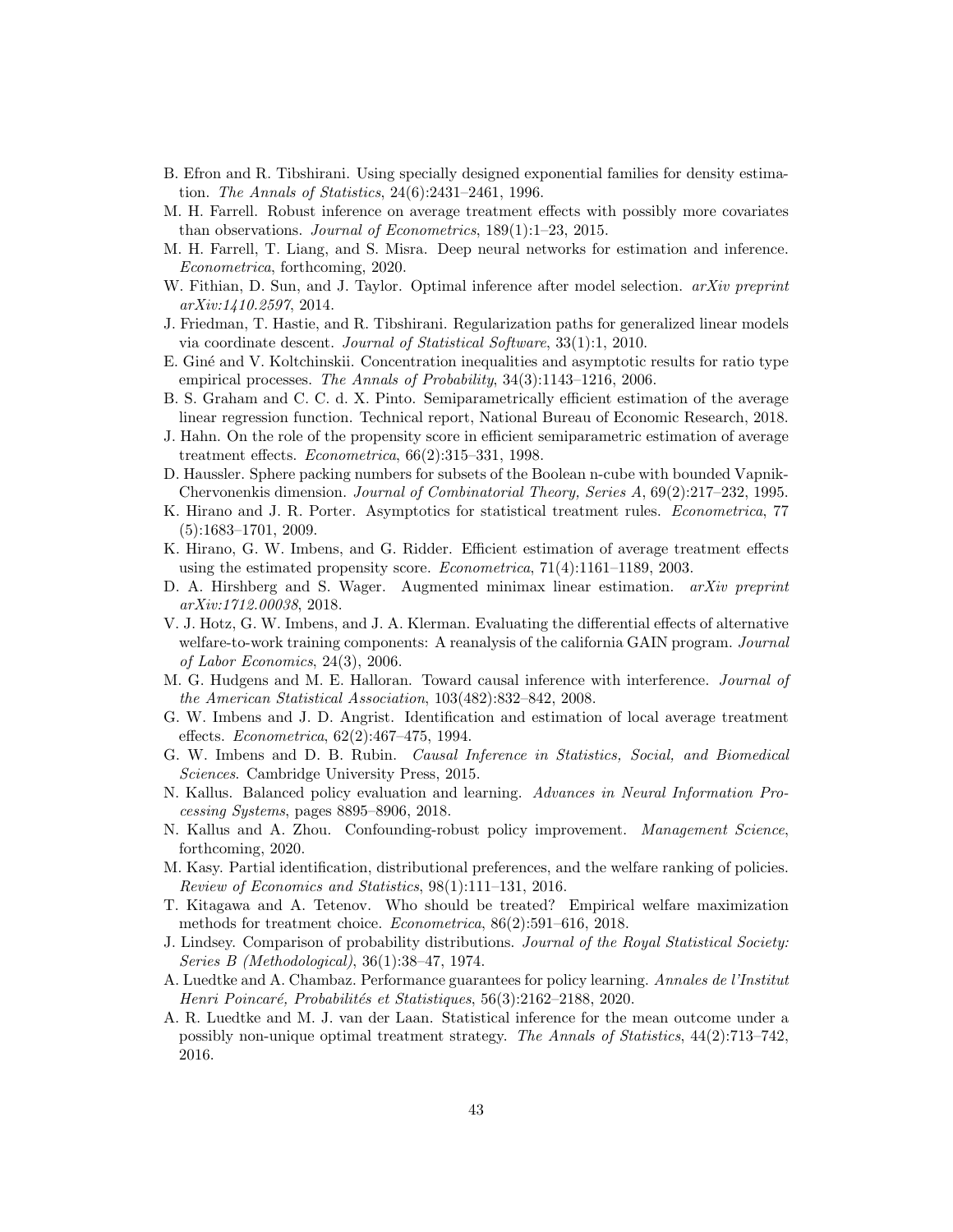B. Efron and R. Tibshirani. Using specially designed exponential families for density estimation. *The Annals of Statistics*, 24(6):2431–2461, 1996.

M. H. Farrell. Robust inference on average treatment effects with possibly more covariates than observations. *Journal of Econometrics*, 189(1):1–23, 2015.

M. H. Farrell, T. Liang, and S. Misra. Deep neural networks for estimation and inference. *Econometrica*, forthcoming, 2020.

W. Fithian, D. Sun, and J. Taylor. Optimal inference after model selection. *arXiv preprint arXiv:1410.2597*, 2014.

J. Friedman, T. Hastie, and R. Tibshirani. Regularization paths for generalized linear models via coordinate descent. *Journal of Statistical Software*, 33(1):1, 2010.

E. Giné and V. Koltchinskii. Concentration inequalities and asymptotic results for ratio type empirical processes. *The Annals of Probability*, 34(3):1143–1216, 2006.

B. S. Graham and C. C. d. X. Pinto. Semiparametrically efficient estimation of the average linear regression function. Technical report, National Bureau of Economic Research, 2018.

J. Hahn. On the role of the propensity score in efficient semiparametric estimation of average treatment effects. *Econometrica*, 66(2):315–331, 1998.

D. Haussler. Sphere packing numbers for subsets of the Boolean n-cube with bounded Vapnik-Chervonenkis dimension. *Journal of Combinatorial Theory, Series A*, 69(2):217–232, 1995.

K. Hirano and J. R. Porter. Asymptotics for statistical treatment rules. *Econometrica*, 77 (5):1683–1701, 2009.

K. Hirano, G. W. Imbens, and G. Ridder. Efficient estimation of average treatment effects using the estimated propensity score. *Econometrica*, 71(4):1161–1189, 2003.

D. A. Hirshberg and S. Wager. Augmented minimax linear estimation. *arXiv preprint arXiv:1712.00038*, 2018.

V. J. Hotz, G. W. Imbens, and J. A. Klerman. Evaluating the differential effects of alternative welfare-to-work training components: A reanalysis of the california GAIN program. *Journal of Labor Economics*, 24(3), 2006.

M. G. Hudgens and M. E. Halloran. Toward causal inference with interference. *Journal of the American Statistical Association*, 103(482):832–842, 2008.

G. W. Imbens and J. D. Angrist. Identification and estimation of local average treatment effects. *Econometrica*, 62(2):467–475, 1994.

G. W. Imbens and D. B. Rubin. *Causal Inference in Statistics, Social, and Biomedical Sciences*. Cambridge University Press, 2015.

N. Kallus. Balanced policy evaluation and learning. *Advances in Neural Information Processing Systems*, pages 8895–8906, 2018.

N. Kallus and A. Zhou. Confounding-robust policy improvement. *Management Science*, forthcoming, 2020.

M. Kasy. Partial identification, distributional preferences, and the welfare ranking of policies. *Review of Economics and Statistics*, 98(1):111–131, 2016.

T. Kitagawa and A. Tetenov. Who should be treated? Empirical welfare maximization methods for treatment choice. *Econometrica*, 86(2):591–616, 2018.

J. Lindsey. Comparison of probability distributions. *Journal of the Royal Statistical Society: Series B (Methodological)*, 36(1):38–47, 1974.

A. Luedtke and A. Chambaz. Performance guarantees for policy learning. *Annales de l'Institut Henri Poincaré, Probabilités et Statistiques*, 56(3):2162–2188, 2020.

A. R. Luedtke and M. J. van der Laan. Statistical inference for the mean outcome under a possibly non-unique optimal treatment strategy. *The Annals of Statistics*, 44(2):713–742, 2016.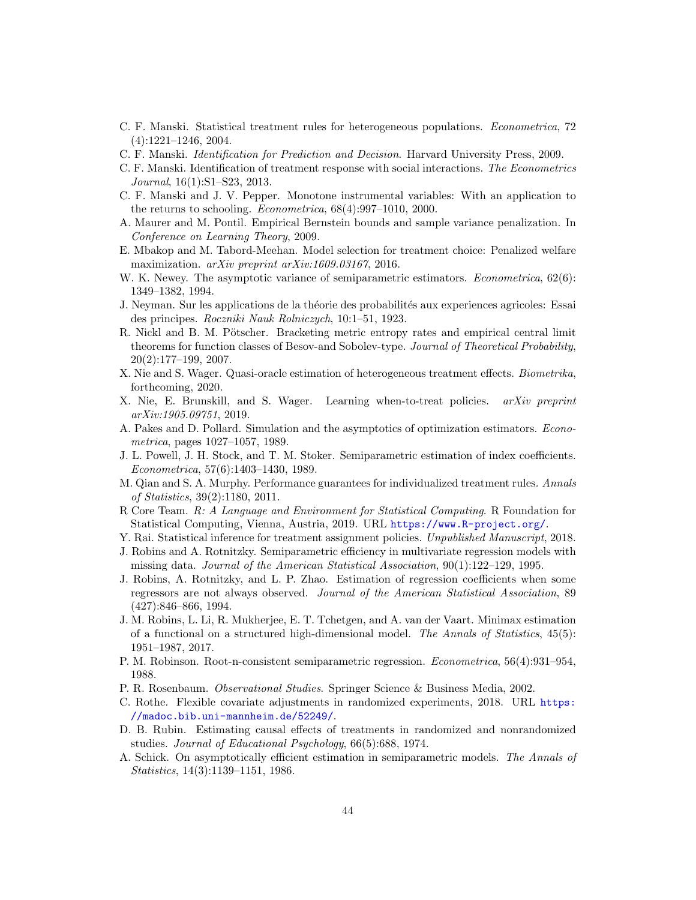C. F. Manski. Statistical treatment rules for heterogeneous populations. *Econometrica*, 72 (4):1221–1246, 2004.

C. F. Manski. *Identification for Prediction and Decision*. Harvard University Press, 2009.

C. F. Manski. Identification of treatment response with social interactions. *The Econometrics Journal*, 16(1):S1–S23, 2013.

C. F. Manski and J. V. Pepper. Monotone instrumental variables: With an application to the returns to schooling. *Econometrica*, 68(4):997–1010, 2000.

A. Maurer and M. Pontil. Empirical Bernstein bounds and sample variance penalization. In *Conference on Learning Theory*, 2009.

E. Mbakop and M. Tabord-Meehan. Model selection for treatment choice: Penalized welfare maximization. *arXiv preprint arXiv:1609.03167*, 2016.

W. K. Newey. The asymptotic variance of semiparametric estimators. *Econometrica*, 62(6): 1349–1382, 1994.

J. Neyman. Sur les applications de la théorie des probabilités aux experiences agricoles: Essai des principes. *Roczniki Nauk Rolniczych*, 10:1–51, 1923.

R. Nickl and B. M. Pötscher. Bracketing metric entropy rates and empirical central limit theorems for function classes of Besov-and Sobolev-type. *Journal of Theoretical Probability*, 20(2):177–199, 2007.

X. Nie and S. Wager. Quasi-oracle estimation of heterogeneous treatment effects. *Biometrika*, forthcoming, 2020.

X. Nie, E. Brunskill, and S. Wager. Learning when-to-treat policies. *arXiv preprint arXiv:1905.09751*, 2019.

A. Pakes and D. Pollard. Simulation and the asymptotics of optimization estimators. *Econometrica*, pages 1027–1057, 1989.

J. L. Powell, J. H. Stock, and T. M. Stoker. Semiparametric estimation of index coefficients. *Econometrica*, 57(6):1403–1430, 1989.

M. Qian and S. A. Murphy. Performance guarantees for individualized treatment rules. *Annals of Statistics*, 39(2):1180, 2011.

R Core Team. *R: A Language and Environment for Statistical Computing*. R Foundation for Statistical Computing, Vienna, Austria, 2019. URL https://www.R-project.org/.

Y. Rai. Statistical inference for treatment assignment policies. *Unpublished Manuscript*, 2018.

J. Robins and A. Rotnitzky. Semiparametric efficiency in multivariate regression models with missing data. *Journal of the American Statistical Association*, 90(1):122–129, 1995.

J. Robins, A. Rotnitzky, and L. P. Zhao. Estimation of regression coefficients when some regressors are not always observed. *Journal of the American Statistical Association*, 89 (427):846–866, 1994.

J. M. Robins, L. Li, R. Mukherjee, E. T. Tchetgen, and A. van der Vaart. Minimax estimation of a functional on a structured high-dimensional model. *The Annals of Statistics*, 45(5): 1951–1987, 2017.

P. M. Robinson. Root-n-consistent semiparametric regression. *Econometrica*, 56(4):931–954, 1988.

P. R. Rosenbaum. *Observational Studies*. Springer Science & Business Media, 2002.

C. Rothe. Flexible covariate adjustments in randomized experiments, 2018. URL https://madoc.bib.uni-mannheim.de/52249/.

D. B. Rubin. Estimating causal effects of treatments in randomized and nonrandomized studies. *Journal of Educational Psychology*, 66(5):688, 1974.

A. Schick. On asymptotically efficient estimation in semiparametric models. *The Annals of Statistics*, 14(3):1139–1151, 1986.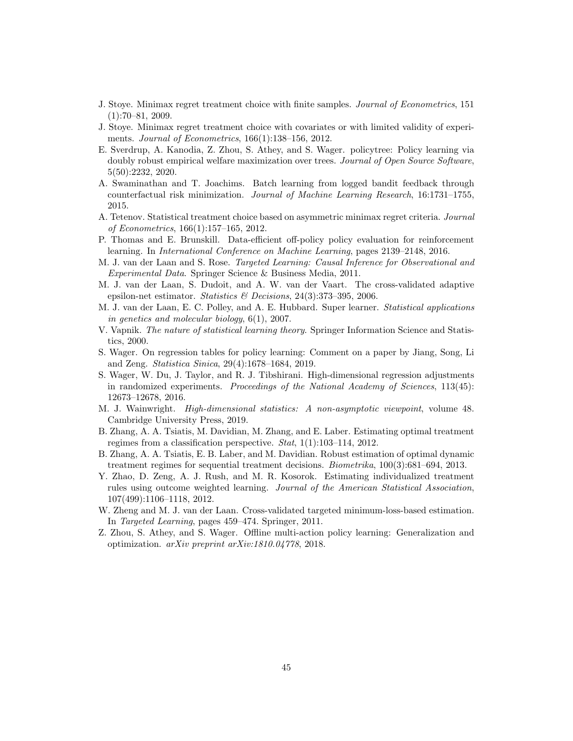J. Stoye. Minimax regret treatment choice with finite samples. *Journal of Econometrics*, 151 (1):70–81, 2009.

J. Stoye. Minimax regret treatment choice with covariates or with limited validity of experiments. *Journal of Econometrics*, 166(1):138–156, 2012.

E. Sverdrup, A. Kanodia, Z. Zhou, S. Athey, and S. Wager. policytree: Policy learning via doubly robust empirical welfare maximization over trees. *Journal of Open Source Software*, 5(50):2232, 2020.

A. Swaminathan and T. Joachims. Batch learning from logged bandit feedback through counterfactual risk minimization. *Journal of Machine Learning Research*, 16:1731–1755, 2015.

A. Tetenov. Statistical treatment choice based on asymmetric minimax regret criteria. *Journal of Econometrics*, 166(1):157–165, 2012.

P. Thomas and E. Brunskill. Data-efficient off-policy policy evaluation for reinforcement learning. In *International Conference on Machine Learning*, pages 2139–2148, 2016.

M. J. van der Laan and S. Rose. *Targeted Learning: Causal Inference for Observational and Experimental Data*. Springer Science & Business Media, 2011.

M. J. van der Laan, S. Dudoit, and A. W. van der Vaart. The cross-validated adaptive epsilon-net estimator. *Statistics & Decisions*, 24(3):373–395, 2006.

M. J. van der Laan, E. C. Polley, and A. E. Hubbard. Super learner. *Statistical applications in genetics and molecular biology*, 6(1), 2007.

V. Vapnik. *The nature of statistical learning theory*. Springer Information Science and Statistics, 2000.

S. Wager. On regression tables for policy learning: Comment on a paper by Jiang, Song, Li and Zeng. *Statistica Sinica*, 29(4):1678–1684, 2019.

S. Wager, W. Du, J. Taylor, and R. J. Tibshirani. High-dimensional regression adjustments in randomized experiments. *Proceedings of the National Academy of Sciences*, 113(45): 12673–12678, 2016.

M. J. Wainwright. *High-dimensional statistics: A non-asymptotic viewpoint*, volume 48. Cambridge University Press, 2019.

B. Zhang, A. A. Tsiatis, M. Davidian, M. Zhang, and E. Laber. Estimating optimal treatment regimes from a classification perspective. *Stat*, 1(1):103–114, 2012.

B. Zhang, A. A. Tsiatis, E. B. Laber, and M. Davidian. Robust estimation of optimal dynamic treatment regimes for sequential treatment decisions. *Biometrika*, 100(3):681–694, 2013.

Y. Zhao, D. Zeng, A. J. Rush, and M. R. Kosorok. Estimating individualized treatment rules using outcome weighted learning. *Journal of the American Statistical Association*, 107(499):1106–1118, 2012.

W. Zheng and M. J. van der Laan. Cross-validated targeted minimum-loss-based estimation. In *Targeted Learning*, pages 459–474. Springer, 2011.

Z. Zhou, S. Athey, and S. Wager. Offline multi-action policy learning: Generalization and optimization. *arXiv preprint arXiv:1810.04778*, 2018.